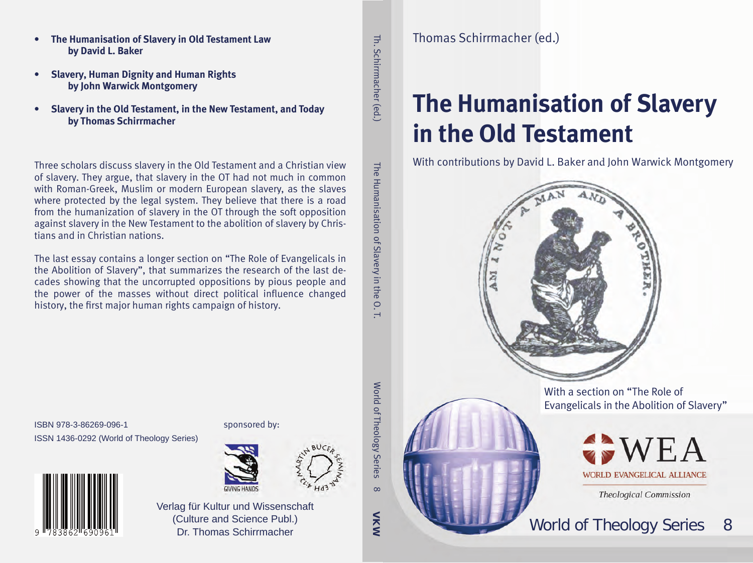- **The Humanisation of Slavery in Old Testament Law by David L. Baker**
- **Slavery, Human Dignity and Human Rights by John Warwick Montgomery**
- **Slavery in the Old Testament, in the New Testament, and Today by Thomas Schirrmacher**

Three scholars discuss slavery in the Old Testament and a Christian view of slavery. They argue, that slavery in the OT had not much in common with Roman-Greek, Muslim or modern European slavery, as the slaves where protected by the legal system. They believe that there is a road from the humanization of slavery in the OT through the soft opposition against slavery in the New Testament to the abolition of slavery by Christians and in Christian nations.

The last essay contains a longer section on "The Role of Evangelicals in the Abolition of Slavery", that summarizes the research of the last decades showing that the uncorrupted oppositions by pious people and the power of the masses without direct political influence changed history, the first major human rights campaign of history.

ISBN 978-3-86269-096-1
ISSN 1436-0292 (World of Theology Series)

sponsored by:

GIVING HANDS

MARTIN BUCER SEMINAR EPH 4:12

9 783862 690961

Verlag für Kultur und Wissenschaft
(Culture and Science Publ.)
Dr. Thomas Schirrmacher

Th. Schirrmacher (ed.) The Humanisation of Slavery in the O. T. World of Theology Series 8 VKW

Thomas Schirrmacher (ed.)

# The Humanisation of Slavery in the Old Testament

With contributions by David L. Baker and John Warwick Montgomery

AM I NOT A MAN AND A BROTHER.

With a section on "The Role of Evangelicals in the Abolition of Slavery"

WEA
WORLD EVANGELICAL ALLIANCE
*Theological Commission*

World of Theology Series 8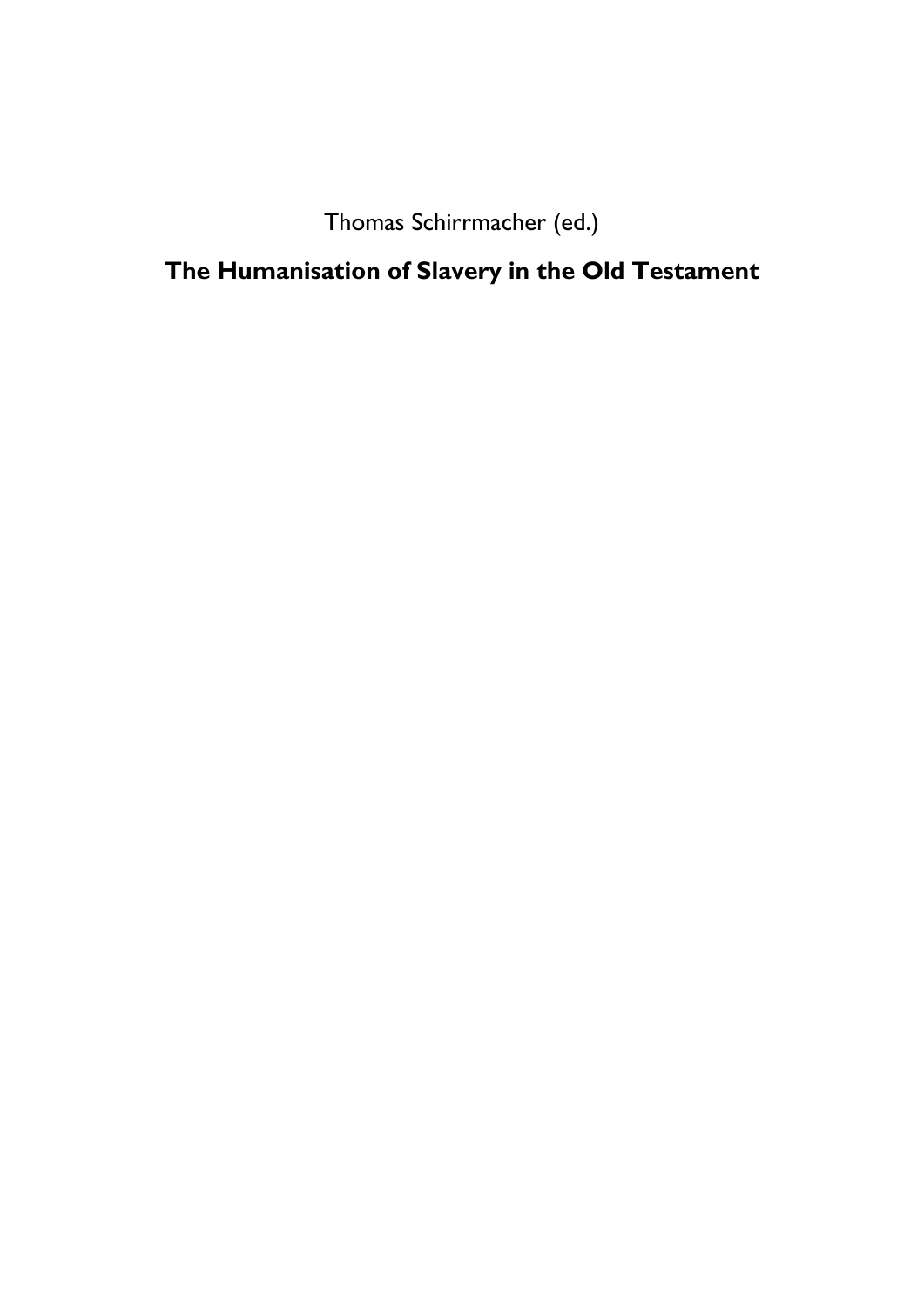Thomas Schirrmacher (ed.)

# The Humanisation of Slavery in the Old Testament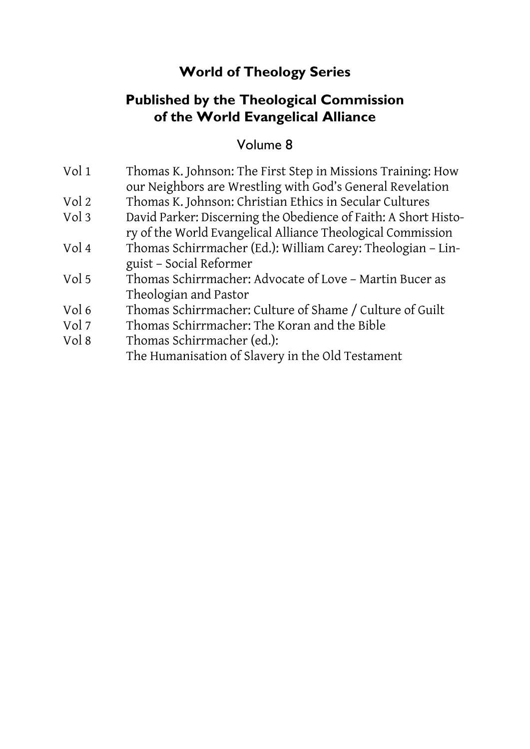## World of Theology Series

## Published by the Theological Commission of the World Evangelical Alliance

Volume 8

| | |
|---|---|
| Vol 1 | Thomas K. Johnson: The First Step in Missions Training: How our Neighbors are Wrestling with God's General Revelation |
| Vol 2 | Thomas K. Johnson: Christian Ethics in Secular Cultures |
| Vol 3 | David Parker: Discerning the Obedience of Faith: A Short History of the World Evangelical Alliance Theological Commission |
| Vol 4 | Thomas Schirrmacher (Ed.): William Carey: Theologian – Linguist – Social Reformer |
| Vol 5 | Thomas Schirrmacher: Advocate of Love – Martin Bucer as Theologian and Pastor |
| Vol 6 | Thomas Schirrmacher: Culture of Shame / Culture of Guilt |
| Vol 7 | Thomas Schirrmacher: The Koran and the Bible |
| Vol 8 | Thomas Schirrmacher (ed.): The Humanisation of Slavery in the Old Testament |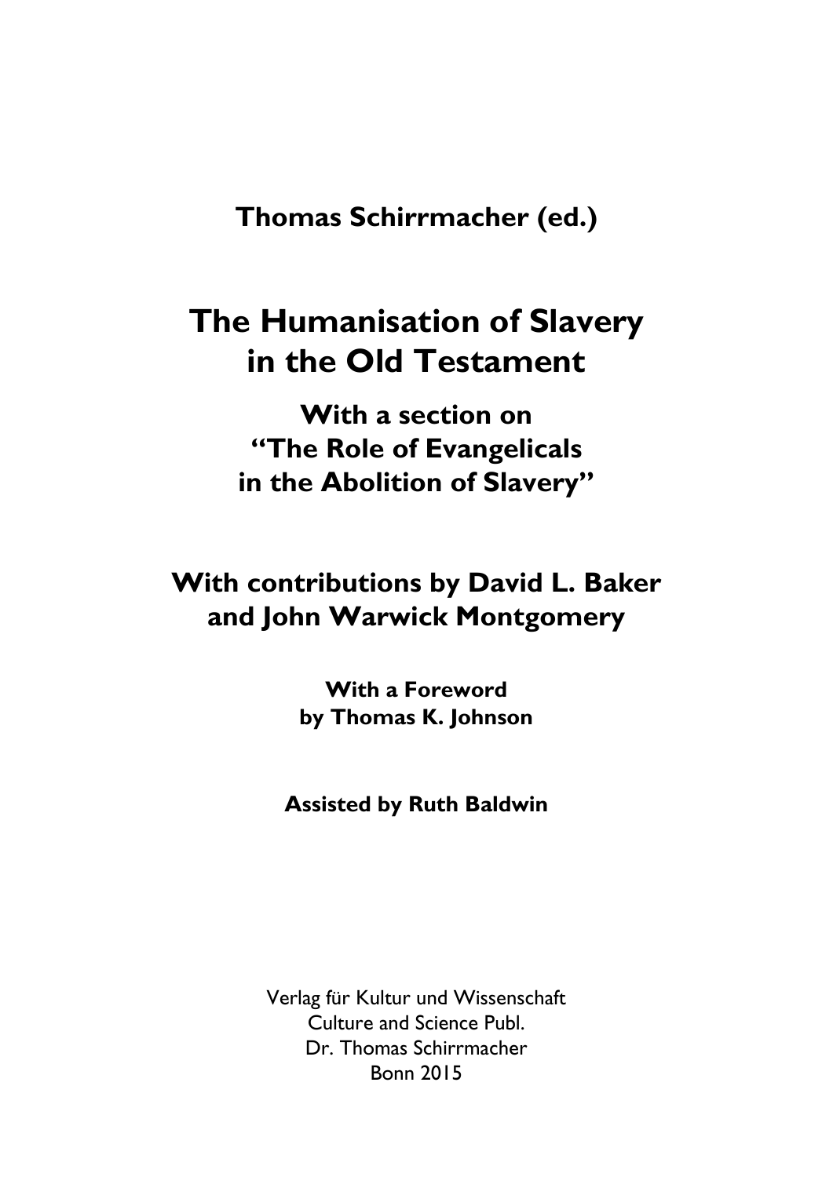**Thomas Schirrmacher (ed.)**

# The Humanisation of Slavery in the Old Testament

## With a section on "The Role of Evangelicals in the Abolition of Slavery"

**With contributions by David L. Baker and John Warwick Montgomery**

**With a Foreword by Thomas K. Johnson**

**Assisted by Ruth Baldwin**

Verlag für Kultur und Wissenschaft
Culture and Science Publ.
Dr. Thomas Schirrmacher
Bonn 2015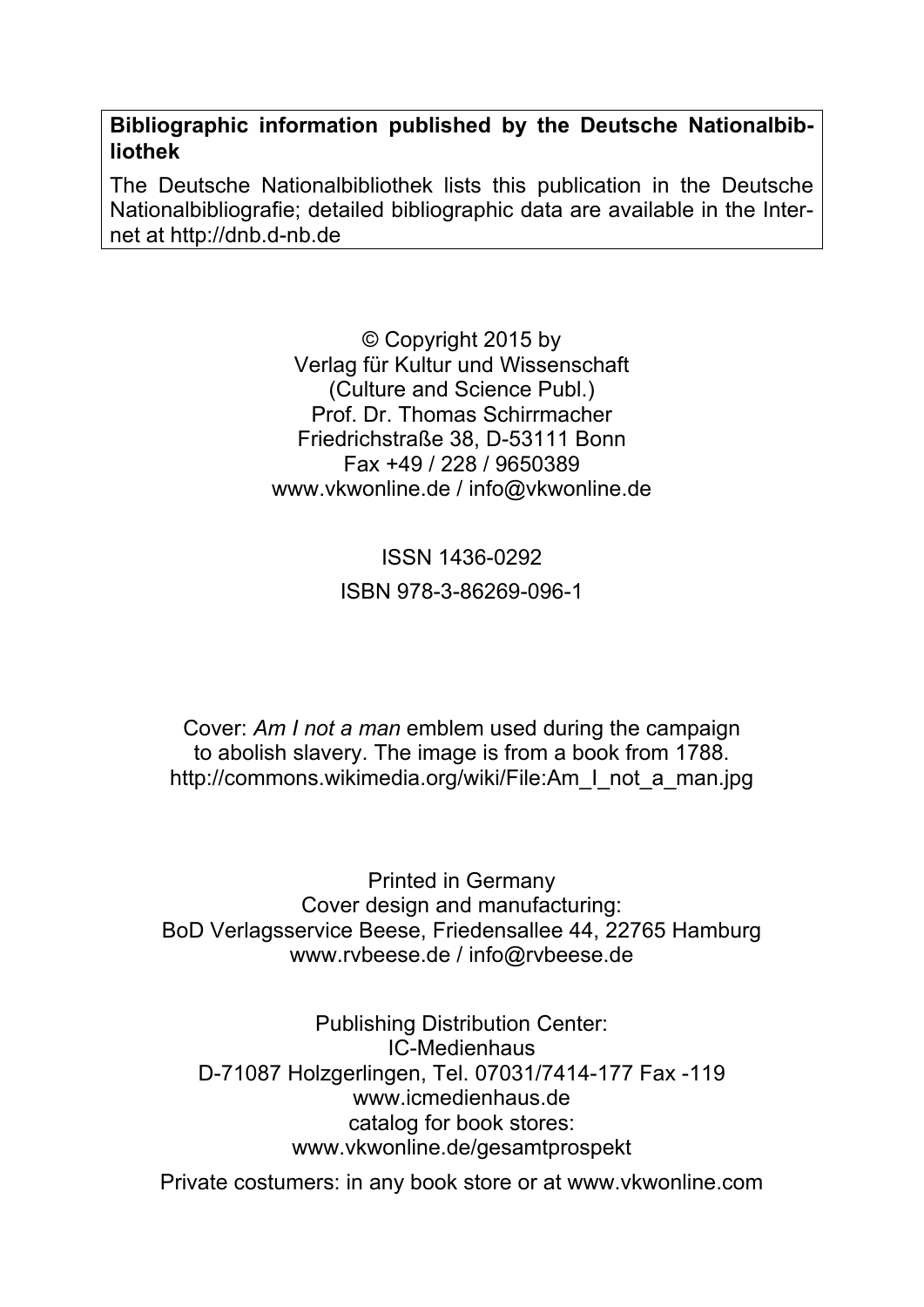**Bibliographic information published by the Deutsche Nationalbibliothek**

The Deutsche Nationalbibliothek lists this publication in the Deutsche Nationalbibliografie; detailed bibliographic data are available in the Internet at http://dnb.d-nb.de

© Copyright 2015 by
Verlag für Kultur und Wissenschaft
(Culture and Science Publ.)
Prof. Dr. Thomas Schirrmacher
Friedrichstraße 38, D-53111 Bonn
Fax +49 / 228 / 9650389
www.vkwonline.de / info@vkwonline.de

ISSN 1436-0292

ISBN 978-3-86269-096-1

Cover: *Am I not a man* emblem used during the campaign to abolish slavery. The image is from a book from 1788.
http://commons.wikimedia.org/wiki/File:Am_I_not_a_man.jpg

Printed in Germany
Cover design and manufacturing:
BoD Verlagsservice Beese, Friedensallee 44, 22765 Hamburg
www.rvbeese.de / info@rvbeese.de

Publishing Distribution Center:
IC-Medienhaus
D-71087 Holzgerlingen, Tel. 07031/7414-177 Fax -119
www.icmedienhaus.de
catalog for book stores:
www.vkwonline.de/gesamtprospekt

Private costumers: in any book store or at www.vkwonline.com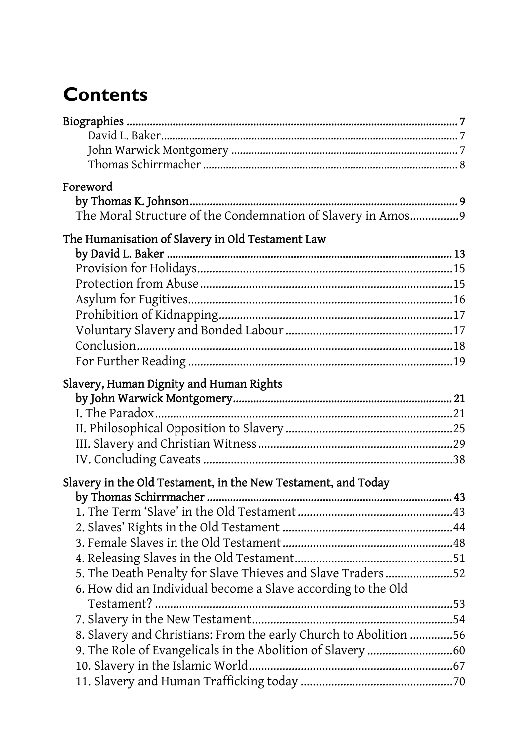# Contents

Biographies ........................................................................................................... 7
- David L. Baker....................................................................................................... 7
- John Warwick Montgomery .............................................................................. 7
- Thomas Schirrmacher ........................................................................................ 8

Foreword
- by Thomas K. Johnson.......................................................................................... 9
- The Moral Structure of the Condemnation of Slavery in Amos................9

The Humanisation of Slavery in Old Testament Law
- by David L. Baker .................................................................................................. 13
- Provision for Holidays..................................................................................15
- Protection from Abuse ..................................................................................15
- Asylum for Fugitives.....................................................................................16
- Prohibition of Kidnapping............................................................................17
- Voluntary Slavery and Bonded Labour .......................................................17
- Conclusion.......................................................................................................18
- For Further Reading ......................................................................................19

Slavery, Human Dignity and Human Rights
- by John Warwick Montgomery.......................................................................... 21
- I. The Paradox.................................................................................................21
- II. Philosophical Opposition to Slavery .......................................................25
- III. Slavery and Christian Witness................................................................29
- IV. Concluding Caveats .................................................................................38

Slavery in the Old Testament, in the New Testament, and Today
- by Thomas Schirrmacher ................................................................................... 43
- 1. The Term ‘Slave’ in the Old Testament ...................................................43
- 2. Slaves’ Rights in the Old Testament ........................................................44
- 3. Female Slaves in the Old Testament........................................................48
- 4. Releasing Slaves in the Old Testament...................................................51
- 5. The Death Penalty for Slave Thieves and Slave Traders ......................52
- 6. How did an Individual become a Slave according to the Old Testament? ..................................................................................................53
- 7. Slavery in the New Testament.................................................................54
- 8. Slavery and Christians: From the early Church to Abolition ..............56
- 9. The Role of Evangelicals in the Abolition of Slavery ............................60
- 10. Slavery in the Islamic World..................................................................67
- 11. Slavery and Human Trafficking today ..................................................70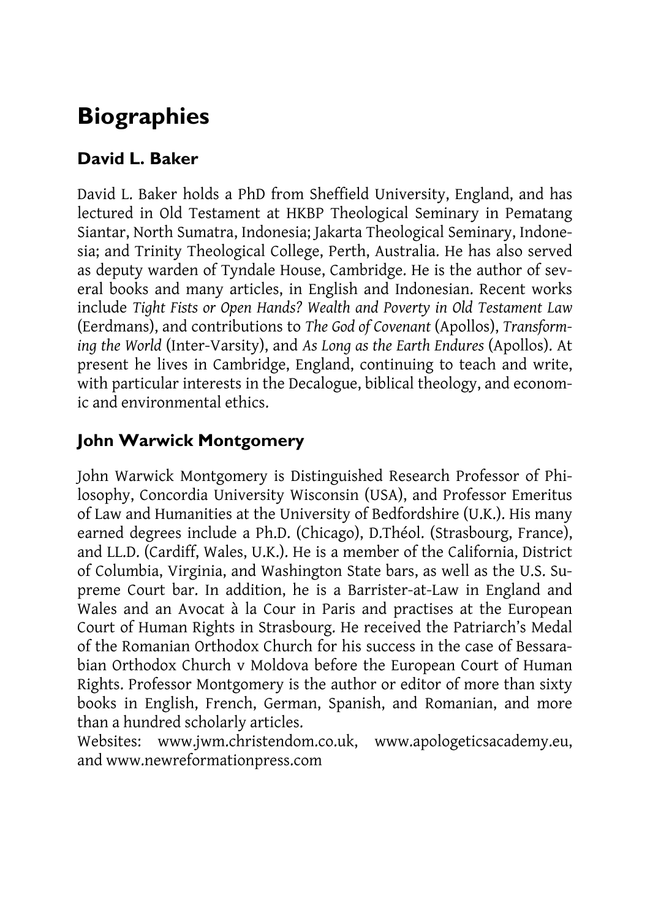# Biographies

## David L. Baker

David L. Baker holds a PhD from Sheffield University, England, and has lectured in Old Testament at HKBP Theological Seminary in Pematang Siantar, North Sumatra, Indonesia; Jakarta Theological Seminary, Indonesia; and Trinity Theological College, Perth, Australia. He has also served as deputy warden of Tyndale House, Cambridge. He is the author of several books and many articles, in English and Indonesian. Recent works include *Tight Fists or Open Hands? Wealth and Poverty in Old Testament Law* (Eerdmans), and contributions to *The God of Covenant* (Apollos), *Transforming the World* (Inter-Varsity), and *As Long as the Earth Endures* (Apollos). At present he lives in Cambridge, England, continuing to teach and write, with particular interests in the Decalogue, biblical theology, and economic and environmental ethics.

## John Warwick Montgomery

John Warwick Montgomery is Distinguished Research Professor of Philosophy, Concordia University Wisconsin (USA), and Professor Emeritus of Law and Humanities at the University of Bedfordshire (U.K.). His many earned degrees include a Ph.D. (Chicago), D.Théol. (Strasbourg, France), and LL.D. (Cardiff, Wales, U.K.). He is a member of the California, District of Columbia, Virginia, and Washington State bars, as well as the U.S. Supreme Court bar. In addition, he is a Barrister-at-Law in England and Wales and an Avocat à la Cour in Paris and practises at the European Court of Human Rights in Strasbourg. He received the Patriarch's Medal of the Romanian Orthodox Church for his success in the case of Bessarabian Orthodox Church v Moldova before the European Court of Human Rights. Professor Montgomery is the author or editor of more than sixty books in English, French, German, Spanish, and Romanian, and more than a hundred scholarly articles.

Websites: www.jwm.christendom.co.uk, www.apologeticsacademy.eu, and www.newreformationpress.com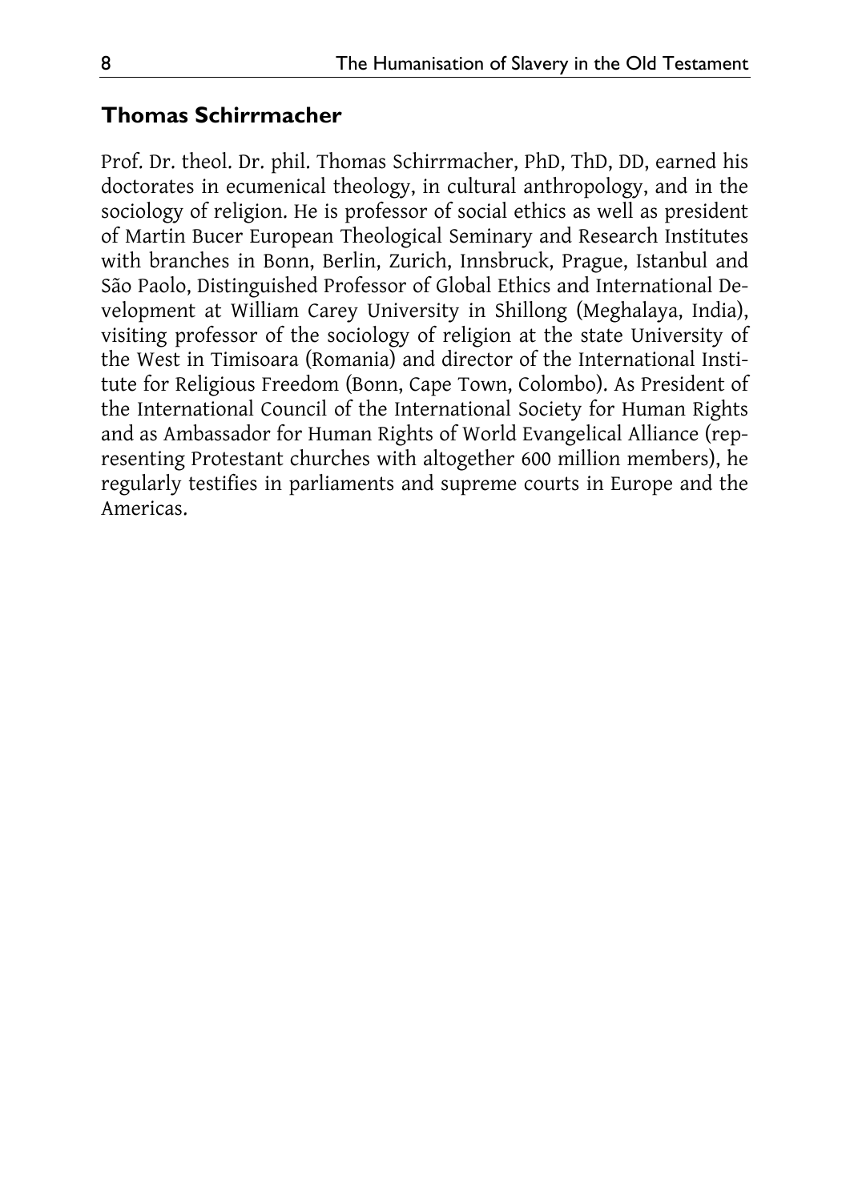## Thomas Schirrmacher

Prof. Dr. theol. Dr. phil. Thomas Schirrmacher, PhD, ThD, DD, earned his doctorates in ecumenical theology, in cultural anthropology, and in the sociology of religion. He is professor of social ethics as well as president of Martin Bucer European Theological Seminary and Research Institutes with branches in Bonn, Berlin, Zurich, Innsbruck, Prague, Istanbul and São Paolo, Distinguished Professor of Global Ethics and International Development at William Carey University in Shillong (Meghalaya, India), visiting professor of the sociology of religion at the state University of the West in Timisoara (Romania) and director of the International Institute for Religious Freedom (Bonn, Cape Town, Colombo). As President of the International Council of the International Society for Human Rights and as Ambassador for Human Rights of World Evangelical Alliance (representing Protestant churches with altogether 600 million members), he regularly testifies in parliaments and supreme courts in Europe and the Americas.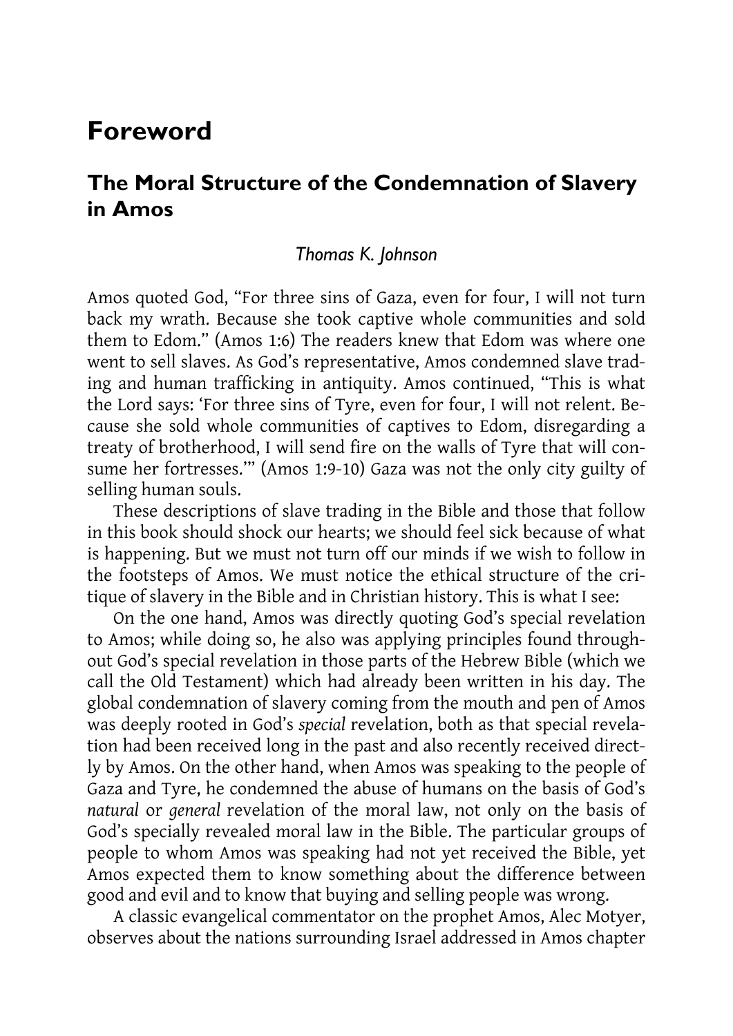# Foreword

## The Moral Structure of the Condemnation of Slavery in Amos

*Thomas K. Johnson*

Amos quoted God, "For three sins of Gaza, even for four, I will not turn back my wrath. Because she took captive whole communities and sold them to Edom." (Amos 1:6) The readers knew that Edom was where one went to sell slaves. As God's representative, Amos condemned slave trading and human trafficking in antiquity. Amos continued, "This is what the Lord says: 'For three sins of Tyre, even for four, I will not relent. Because she sold whole communities of captives to Edom, disregarding a treaty of brotherhood, I will send fire on the walls of Tyre that will consume her fortresses.'" (Amos 1:9-10) Gaza was not the only city guilty of selling human souls.

These descriptions of slave trading in the Bible and those that follow in this book should shock our hearts; we should feel sick because of what is happening. But we must not turn off our minds if we wish to follow in the footsteps of Amos. We must notice the ethical structure of the critique of slavery in the Bible and in Christian history. This is what I see:

On the one hand, Amos was directly quoting God's special revelation to Amos; while doing so, he also was applying principles found throughout God's special revelation in those parts of the Hebrew Bible (which we call the Old Testament) which had already been written in his day. The global condemnation of slavery coming from the mouth and pen of Amos was deeply rooted in God's *special* revelation, both as that special revelation had been received long in the past and also recently received directly by Amos. On the other hand, when Amos was speaking to the people of Gaza and Tyre, he condemned the abuse of humans on the basis of God's *natural* or *general* revelation of the moral law, not only on the basis of God's specially revealed moral law in the Bible. The particular groups of people to whom Amos was speaking had not yet received the Bible, yet Amos expected them to know something about the difference between good and evil and to know that buying and selling people was wrong.

A classic evangelical commentator on the prophet Amos, Alec Motyer, observes about the nations surrounding Israel addressed in Amos chapter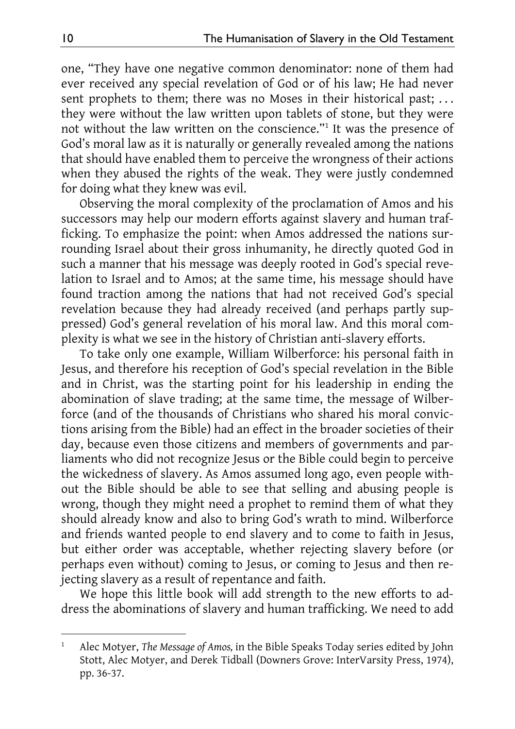one, "They have one negative common denominator: none of them had ever received any special revelation of God or of his law; He had never sent prophets to them; there was no Moses in their historical past; . . . they were without the law written upon tablets of stone, but they were not without the law written on the conscience."[1] It was the presence of God's moral law as it is naturally or generally revealed among the nations that should have enabled them to perceive the wrongness of their actions when they abused the rights of the weak. They were justly condemned for doing what they knew was evil.

Observing the moral complexity of the proclamation of Amos and his successors may help our modern efforts against slavery and human trafficking. To emphasize the point: when Amos addressed the nations surrounding Israel about their gross inhumanity, he directly quoted God in such a manner that his message was deeply rooted in God's special revelation to Israel and to Amos; at the same time, his message should have found traction among the nations that had not received God's special revelation because they had already received (and perhaps partly suppressed) God's general revelation of his moral law. And this moral complexity is what we see in the history of Christian anti-slavery efforts.

To take only one example, William Wilberforce: his personal faith in Jesus, and therefore his reception of God's special revelation in the Bible and in Christ, was the starting point for his leadership in ending the abomination of slave trading; at the same time, the message of Wilberforce (and of the thousands of Christians who shared his moral convictions arising from the Bible) had an effect in the broader societies of their day, because even those citizens and members of governments and parliaments who did not recognize Jesus or the Bible could begin to perceive the wickedness of slavery. As Amos assumed long ago, even people without the Bible should be able to see that selling and abusing people is wrong, though they might need a prophet to remind them of what they should already know and also to bring God's wrath to mind. Wilberforce and friends wanted people to end slavery and to come to faith in Jesus, but either order was acceptable, whether rejecting slavery before (or perhaps even without) coming to Jesus, or coming to Jesus and then rejecting slavery as a result of repentance and faith.

We hope this little book will add strength to the new efforts to address the abominations of slavery and human trafficking. We need to add

---

[1] Alec Motyer, *The Message of Amos,* in the Bible Speaks Today series edited by John Stott, Alec Motyer, and Derek Tidball (Downers Grove: InterVarsity Press, 1974), pp. 36-37.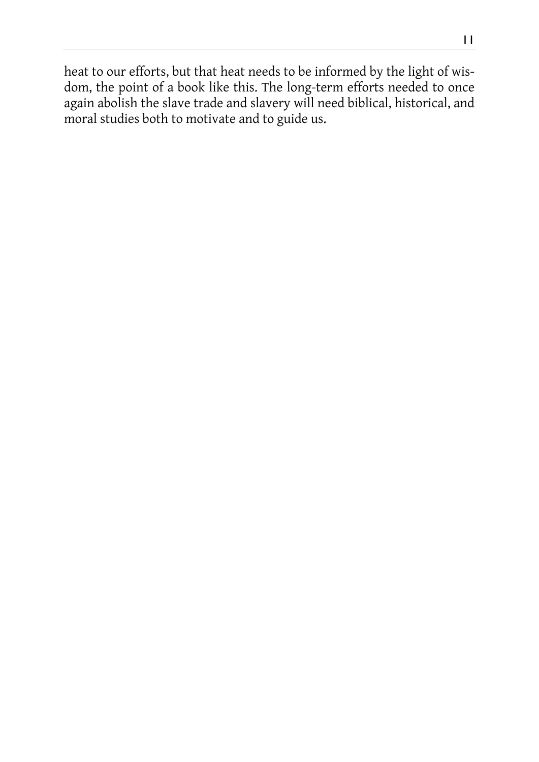heat to our efforts, but that heat needs to be informed by the light of wisdom, the point of a book like this. The long-term efforts needed to once again abolish the slave trade and slavery will need biblical, historical, and moral studies both to motivate and to guide us.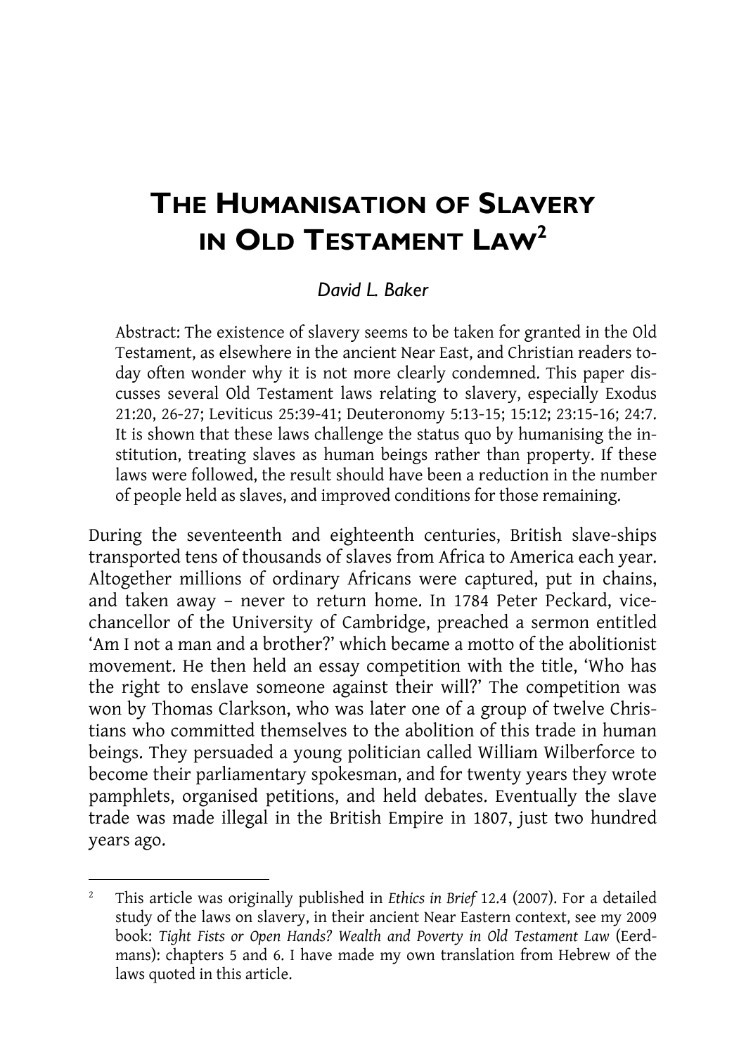# The Humanisation of Slavery in Old Testament Law[2]

*David L. Baker*

Abstract: The existence of slavery seems to be taken for granted in the Old Testament, as elsewhere in the ancient Near East, and Christian readers today often wonder why it is not more clearly condemned. This paper discusses several Old Testament laws relating to slavery, especially Exodus 21:20, 26-27; Leviticus 25:39-41; Deuteronomy 5:13-15; 15:12; 23:15-16; 24:7. It is shown that these laws challenge the status quo by humanising the institution, treating slaves as human beings rather than property. If these laws were followed, the result should have been a reduction in the number of people held as slaves, and improved conditions for those remaining.

During the seventeenth and eighteenth centuries, British slave-ships transported tens of thousands of slaves from Africa to America each year. Altogether millions of ordinary Africans were captured, put in chains, and taken away – never to return home. In 1784 Peter Peckard, vice-chancellor of the University of Cambridge, preached a sermon entitled 'Am I not a man and a brother?' which became a motto of the abolitionist movement. He then held an essay competition with the title, 'Who has the right to enslave someone against their will?' The competition was won by Thomas Clarkson, who was later one of a group of twelve Christians who committed themselves to the abolition of this trade in human beings. They persuaded a young politician called William Wilberforce to become their parliamentary spokesman, and for twenty years they wrote pamphlets, organised petitions, and held debates. Eventually the slave trade was made illegal in the British Empire in 1807, just two hundred years ago.

[2] This article was originally published in *Ethics in Brief* 12.4 (2007). For a detailed study of the laws on slavery, in their ancient Near Eastern context, see my 2009 book: *Tight Fists or Open Hands? Wealth and Poverty in Old Testament Law* (Eerdmans): chapters 5 and 6. I have made my own translation from Hebrew of the laws quoted in this article.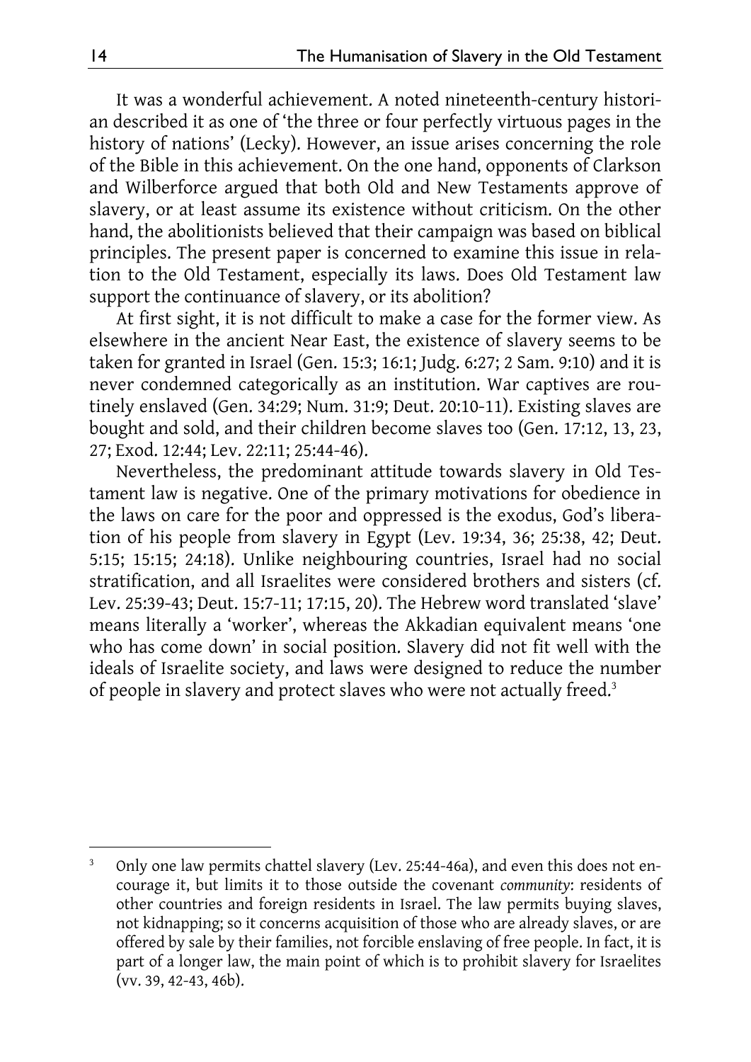It was a wonderful achievement. A noted nineteenth-century historian described it as one of 'the three or four perfectly virtuous pages in the history of nations' (Lecky). However, an issue arises concerning the role of the Bible in this achievement. On the one hand, opponents of Clarkson and Wilberforce argued that both Old and New Testaments approve of slavery, or at least assume its existence without criticism. On the other hand, the abolitionists believed that their campaign was based on biblical principles. The present paper is concerned to examine this issue in relation to the Old Testament, especially its laws. Does Old Testament law support the continuance of slavery, or its abolition?

At first sight, it is not difficult to make a case for the former view. As elsewhere in the ancient Near East, the existence of slavery seems to be taken for granted in Israel (Gen. 15:3; 16:1; Judg. 6:27; 2 Sam. 9:10) and it is never condemned categorically as an institution. War captives are routinely enslaved (Gen. 34:29; Num. 31:9; Deut. 20:10-11). Existing slaves are bought and sold, and their children become slaves too (Gen. 17:12, 13, 23, 27; Exod. 12:44; Lev. 22:11; 25:44-46).

Nevertheless, the predominant attitude towards slavery in Old Testament law is negative. One of the primary motivations for obedience in the laws on care for the poor and oppressed is the exodus, God's liberation of his people from slavery in Egypt (Lev. 19:34, 36; 25:38, 42; Deut. 5:15; 15:15; 24:18). Unlike neighbouring countries, Israel had no social stratification, and all Israelites were considered brothers and sisters (cf. Lev. 25:39-43; Deut. 15:7-11; 17:15, 20). The Hebrew word translated 'slave' means literally a 'worker', whereas the Akkadian equivalent means 'one who has come down' in social position. Slavery did not fit well with the ideals of Israelite society, and laws were designed to reduce the number of people in slavery and protect slaves who were not actually freed.[3]

[3] Only one law permits chattel slavery (Lev. 25:44-46a), and even this does not encourage it, but limits it to those outside the covenant *community*: residents of other countries and foreign residents in Israel. The law permits buying slaves, not kidnapping; so it concerns acquisition of those who are already slaves, or are offered by sale by their families, not forcible enslaving of free people. In fact, it is part of a longer law, the main point of which is to prohibit slavery for Israelites (vv. 39, 42-43, 46b).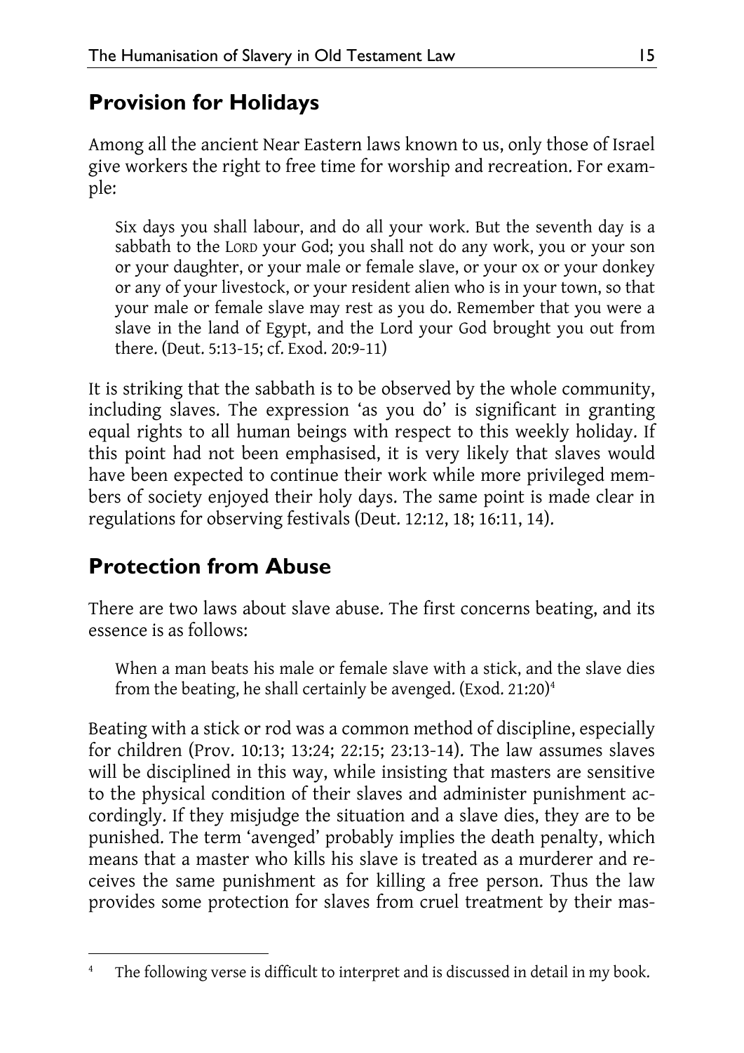## Provision for Holidays

Among all the ancient Near Eastern laws known to us, only those of Israel give workers the right to free time for worship and recreation. For example:

> Six days you shall labour, and do all your work. But the seventh day is a sabbath to the LORD your God; you shall not do any work, you or your son or your daughter, or your male or female slave, or your ox or your donkey or any of your livestock, or your resident alien who is in your town, so that your male or female slave may rest as you do. Remember that you were a slave in the land of Egypt, and the Lord your God brought you out from there. (Deut. 5:13-15; cf. Exod. 20:9-11)

It is striking that the sabbath is to be observed by the whole community, including slaves. The expression 'as you do' is significant in granting equal rights to all human beings with respect to this weekly holiday. If this point had not been emphasised, it is very likely that slaves would have been expected to continue their work while more privileged members of society enjoyed their holy days. The same point is made clear in regulations for observing festivals (Deut. 12:12, 18; 16:11, 14).

## Protection from Abuse

There are two laws about slave abuse. The first concerns beating, and its essence is as follows:

> When a man beats his male or female slave with a stick, and the slave dies from the beating, he shall certainly be avenged. (Exod. 21:20)[4]

Beating with a stick or rod was a common method of discipline, especially for children (Prov. 10:13; 13:24; 22:15; 23:13-14). The law assumes slaves will be disciplined in this way, while insisting that masters are sensitive to the physical condition of their slaves and administer punishment accordingly. If they misjudge the situation and a slave dies, they are to be punished. The term 'avenged' probably implies the death penalty, which means that a master who kills his slave is treated as a murderer and receives the same punishment as for killing a free person. Thus the law provides some protection for slaves from cruel treatment by their mas-

[4] The following verse is difficult to interpret and is discussed in detail in my book.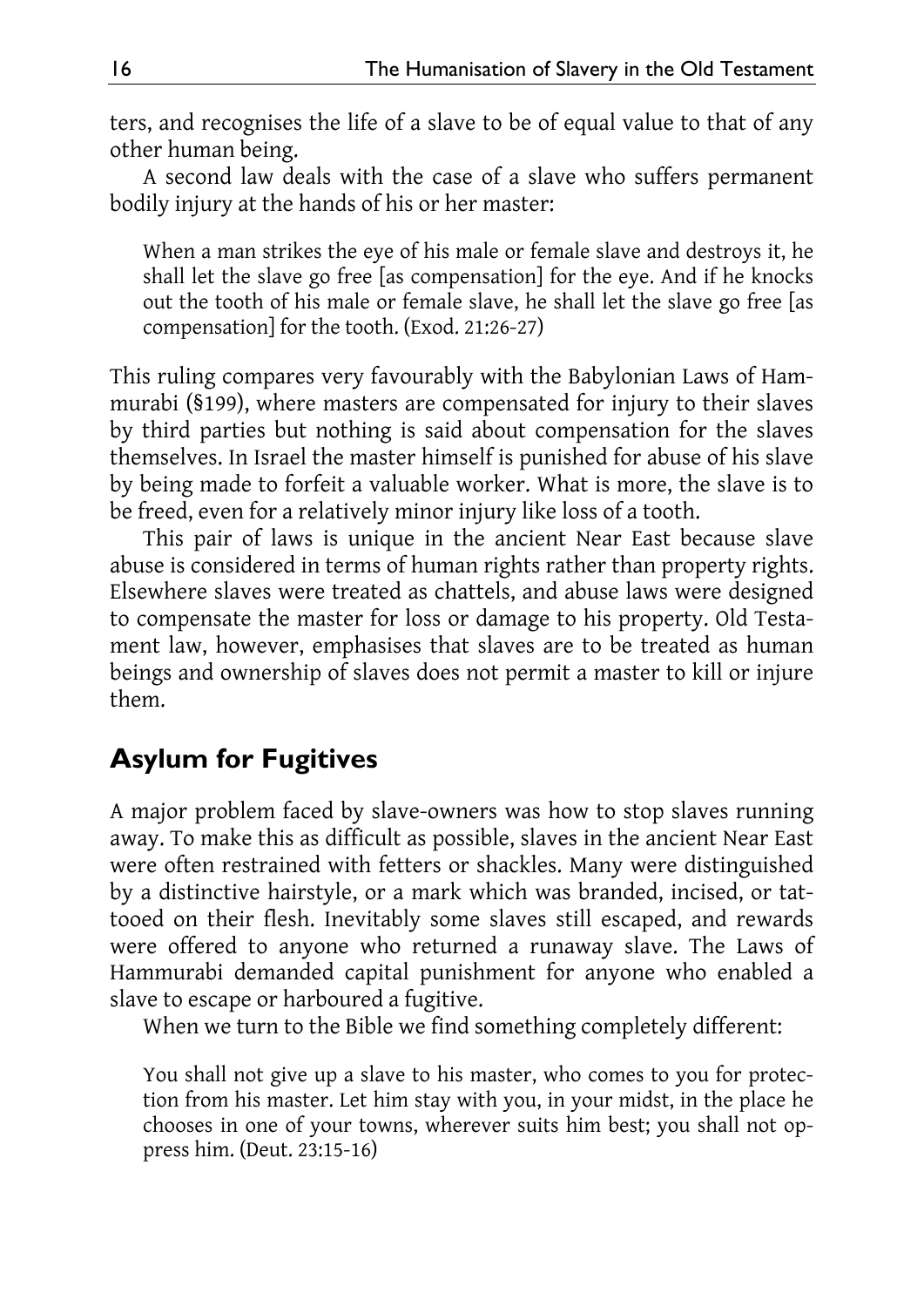ters, and recognises the life of a slave to be of equal value to that of any other human being.

A second law deals with the case of a slave who suffers permanent bodily injury at the hands of his or her master:

> When a man strikes the eye of his male or female slave and destroys it, he shall let the slave go free [as compensation] for the eye. And if he knocks out the tooth of his male or female slave, he shall let the slave go free [as compensation] for the tooth. (Exod. 21:26-27)

This ruling compares very favourably with the Babylonian Laws of Hammurabi (§199), where masters are compensated for injury to their slaves by third parties but nothing is said about compensation for the slaves themselves. In Israel the master himself is punished for abuse of his slave by being made to forfeit a valuable worker. What is more, the slave is to be freed, even for a relatively minor injury like loss of a tooth.

This pair of laws is unique in the ancient Near East because slave abuse is considered in terms of human rights rather than property rights. Elsewhere slaves were treated as chattels, and abuse laws were designed to compensate the master for loss or damage to his property. Old Testament law, however, emphasises that slaves are to be treated as human beings and ownership of slaves does not permit a master to kill or injure them.

## Asylum for Fugitives

A major problem faced by slave-owners was how to stop slaves running away. To make this as difficult as possible, slaves in the ancient Near East were often restrained with fetters or shackles. Many were distinguished by a distinctive hairstyle, or a mark which was branded, incised, or tattooed on their flesh. Inevitably some slaves still escaped, and rewards were offered to anyone who returned a runaway slave. The Laws of Hammurabi demanded capital punishment for anyone who enabled a slave to escape or harboured a fugitive.

When we turn to the Bible we find something completely different:

> You shall not give up a slave to his master, who comes to you for protection from his master. Let him stay with you, in your midst, in the place he chooses in one of your towns, wherever suits him best; you shall not oppress him. (Deut. 23:15-16)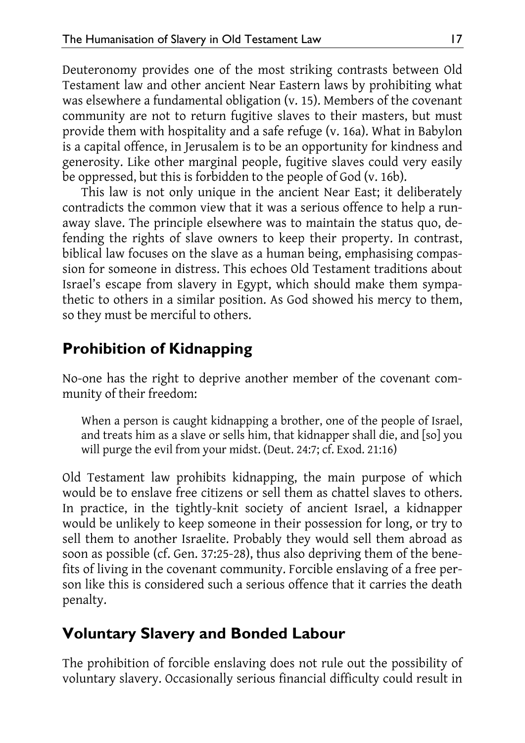Deuteronomy provides one of the most striking contrasts between Old Testament law and other ancient Near Eastern laws by prohibiting what was elsewhere a fundamental obligation (v. 15). Members of the covenant community are not to return fugitive slaves to their masters, but must provide them with hospitality and a safe refuge (v. 16a). What in Babylon is a capital offence, in Jerusalem is to be an opportunity for kindness and generosity. Like other marginal people, fugitive slaves could very easily be oppressed, but this is forbidden to the people of God (v. 16b).

This law is not only unique in the ancient Near East; it deliberately contradicts the common view that it was a serious offence to help a runaway slave. The principle elsewhere was to maintain the status quo, defending the rights of slave owners to keep their property. In contrast, biblical law focuses on the slave as a human being, emphasising compassion for someone in distress. This echoes Old Testament traditions about Israel's escape from slavery in Egypt, which should make them sympathetic to others in a similar position. As God showed his mercy to them, so they must be merciful to others.

## Prohibition of Kidnapping

No-one has the right to deprive another member of the covenant community of their freedom:

> When a person is caught kidnapping a brother, one of the people of Israel, and treats him as a slave or sells him, that kidnapper shall die, and [so] you will purge the evil from your midst. (Deut. 24:7; cf. Exod. 21:16)

Old Testament law prohibits kidnapping, the main purpose of which would be to enslave free citizens or sell them as chattel slaves to others. In practice, in the tightly-knit society of ancient Israel, a kidnapper would be unlikely to keep someone in their possession for long, or try to sell them to another Israelite. Probably they would sell them abroad as soon as possible (cf. Gen. 37:25-28), thus also depriving them of the benefits of living in the covenant community. Forcible enslaving of a free person like this is considered such a serious offence that it carries the death penalty.

## Voluntary Slavery and Bonded Labour

The prohibition of forcible enslaving does not rule out the possibility of voluntary slavery. Occasionally serious financial difficulty could result in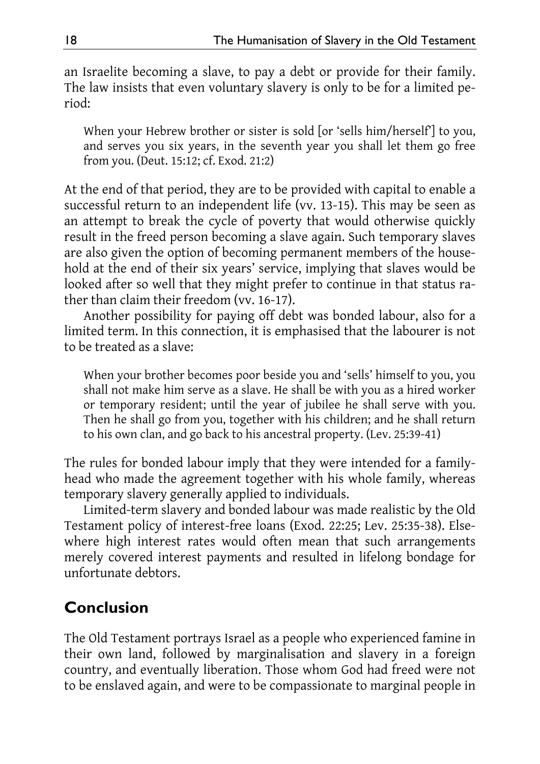an Israelite becoming a slave, to pay a debt or provide for their family. The law insists that even voluntary slavery is only to be for a limited period:

> When your Hebrew brother or sister is sold [or 'sells him/herself'] to you, and serves you six years, in the seventh year you shall let them go free from you. (Deut. 15:12; cf. Exod. 21:2)

At the end of that period, they are to be provided with capital to enable a successful return to an independent life (vv. 13-15). This may be seen as an attempt to break the cycle of poverty that would otherwise quickly result in the freed person becoming a slave again. Such temporary slaves are also given the option of becoming permanent members of the household at the end of their six years' service, implying that slaves would be looked after so well that they might prefer to continue in that status rather than claim their freedom (vv. 16-17).

Another possibility for paying off debt was bonded labour, also for a limited term. In this connection, it is emphasised that the labourer is not to be treated as a slave:

> When your brother becomes poor beside you and 'sells' himself to you, you shall not make him serve as a slave. He shall be with you as a hired worker or temporary resident; until the year of jubilee he shall serve with you. Then he shall go from you, together with his children; and he shall return to his own clan, and go back to his ancestral property. (Lev. 25:39-41)

The rules for bonded labour imply that they were intended for a family-head who made the agreement together with his whole family, whereas temporary slavery generally applied to individuals.

Limited-term slavery and bonded labour was made realistic by the Old Testament policy of interest-free loans (Exod. 22:25; Lev. 25:35-38). Elsewhere high interest rates would often mean that such arrangements merely covered interest payments and resulted in lifelong bondage for unfortunate debtors.

## Conclusion

The Old Testament portrays Israel as a people who experienced famine in their own land, followed by marginalisation and slavery in a foreign country, and eventually liberation. Those whom God had freed were not to be enslaved again, and were to be compassionate to marginal people in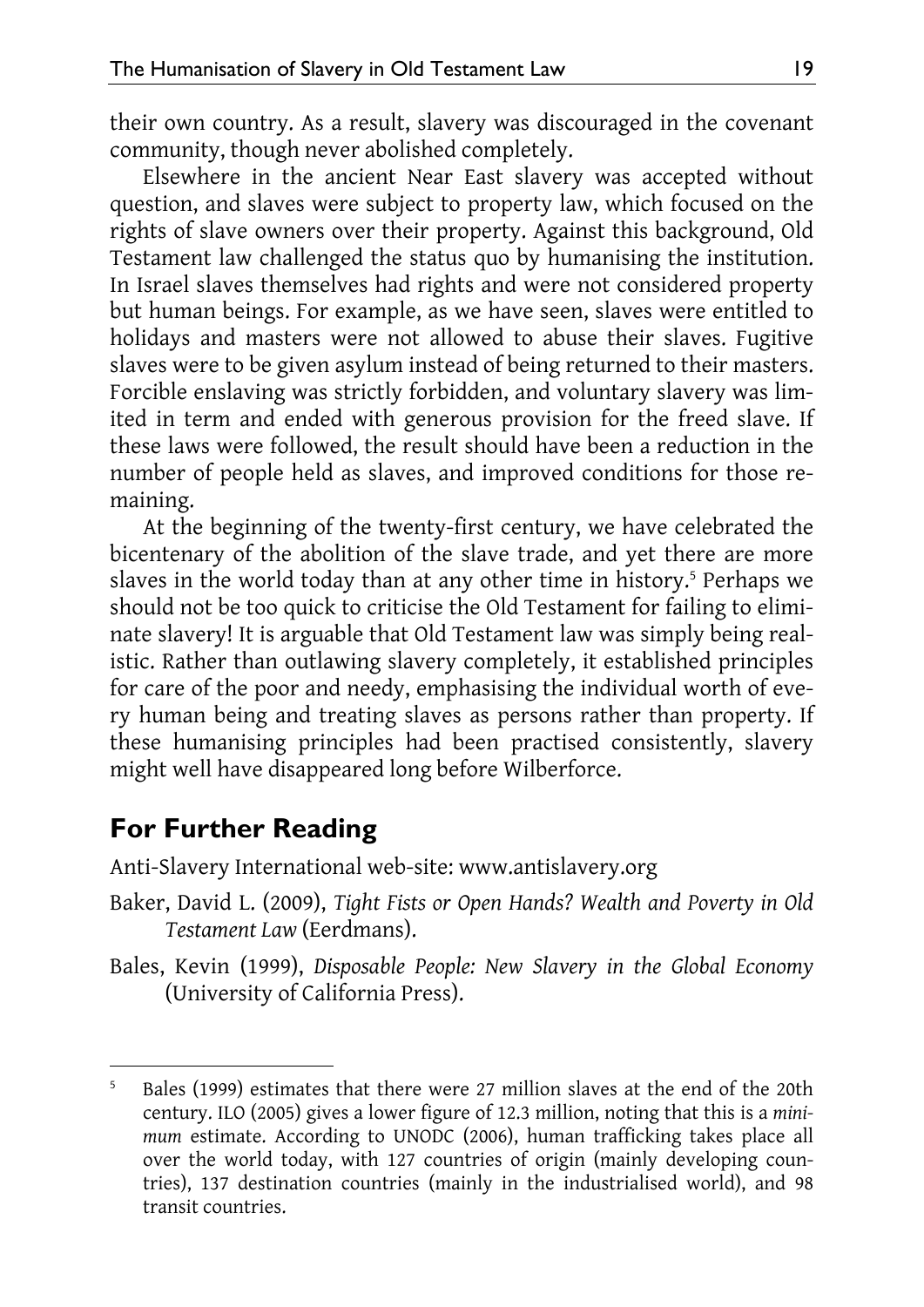their own country. As a result, slavery was discouraged in the covenant community, though never abolished completely.

Elsewhere in the ancient Near East slavery was accepted without question, and slaves were subject to property law, which focused on the rights of slave owners over their property. Against this background, Old Testament law challenged the status quo by humanising the institution. In Israel slaves themselves had rights and were not considered property but human beings. For example, as we have seen, slaves were entitled to holidays and masters were not allowed to abuse their slaves. Fugitive slaves were to be given asylum instead of being returned to their masters. Forcible enslaving was strictly forbidden, and voluntary slavery was limited in term and ended with generous provision for the freed slave. If these laws were followed, the result should have been a reduction in the number of people held as slaves, and improved conditions for those remaining.

At the beginning of the twenty-first century, we have celebrated the bicentenary of the abolition of the slave trade, and yet there are more slaves in the world today than at any other time in history.[5] Perhaps we should not be too quick to criticise the Old Testament for failing to eliminate slavery! It is arguable that Old Testament law was simply being realistic. Rather than outlawing slavery completely, it established principles for care of the poor and needy, emphasising the individual worth of every human being and treating slaves as persons rather than property. If these humanising principles had been practised consistently, slavery might well have disappeared long before Wilberforce.

## For Further Reading

Anti-Slavery International web-site: www.antislavery.org

Baker, David L. (2009), *Tight Fists or Open Hands? Wealth and Poverty in Old Testament Law* (Eerdmans).

Bales, Kevin (1999), *Disposable People: New Slavery in the Global Economy* (University of California Press).

---

[5] Bales (1999) estimates that there were 27 million slaves at the end of the 20th century. ILO (2005) gives a lower figure of 12.3 million, noting that this is a *minimum* estimate. According to UNODC (2006), human trafficking takes place all over the world today, with 127 countries of origin (mainly developing countries), 137 destination countries (mainly in the industrialised world), and 98 transit countries.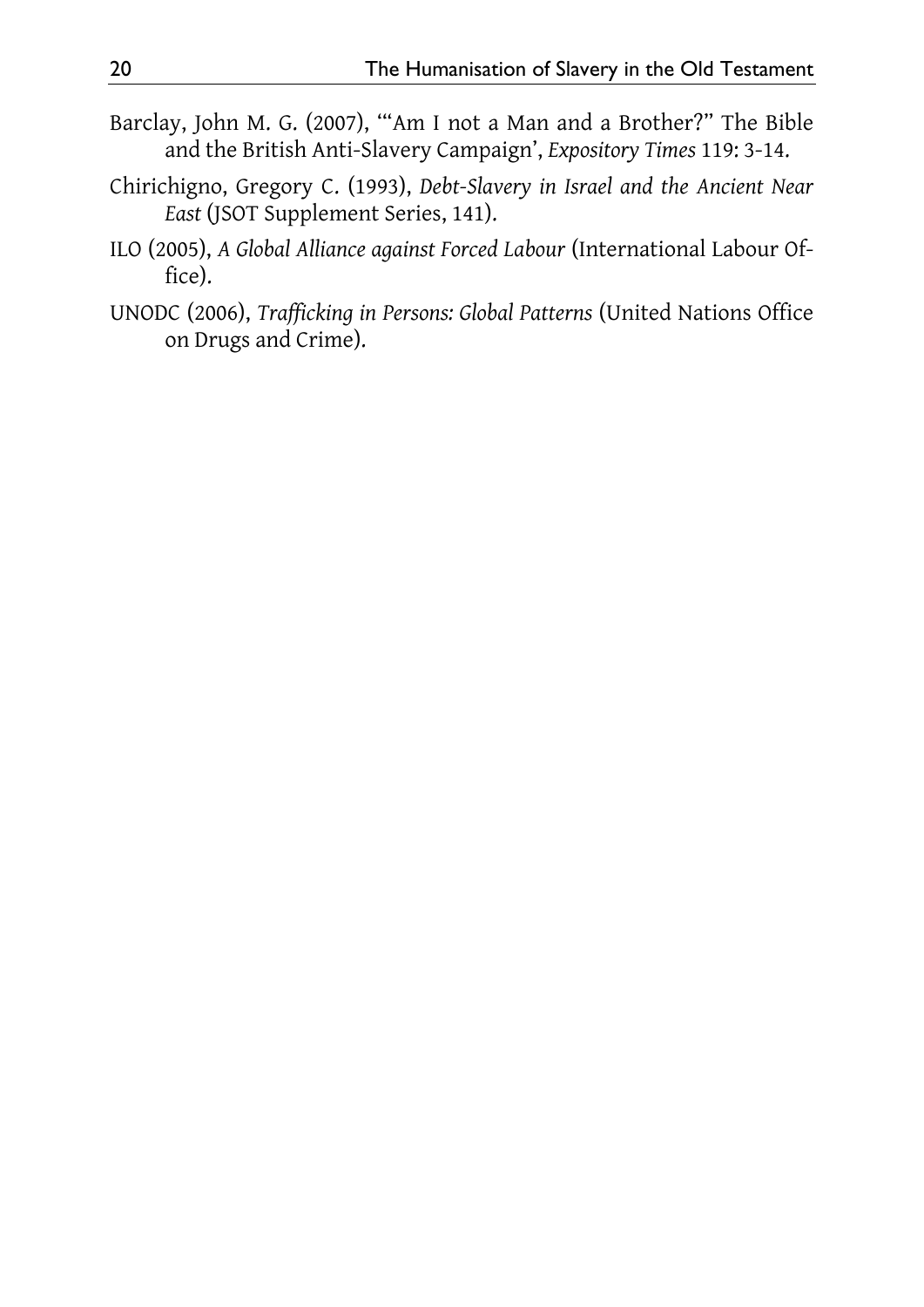Barclay, John M. G. (2007), '"Am I not a Man and a Brother?" The Bible and the British Anti-Slavery Campaign', *Expository Times* 119: 3-14.

Chirichigno, Gregory C. (1993), *Debt-Slavery in Israel and the Ancient Near East* (JSOT Supplement Series, 141).

ILO (2005), *A Global Alliance against Forced Labour* (International Labour Office).

UNODC (2006), *Trafficking in Persons: Global Patterns* (United Nations Office on Drugs and Crime).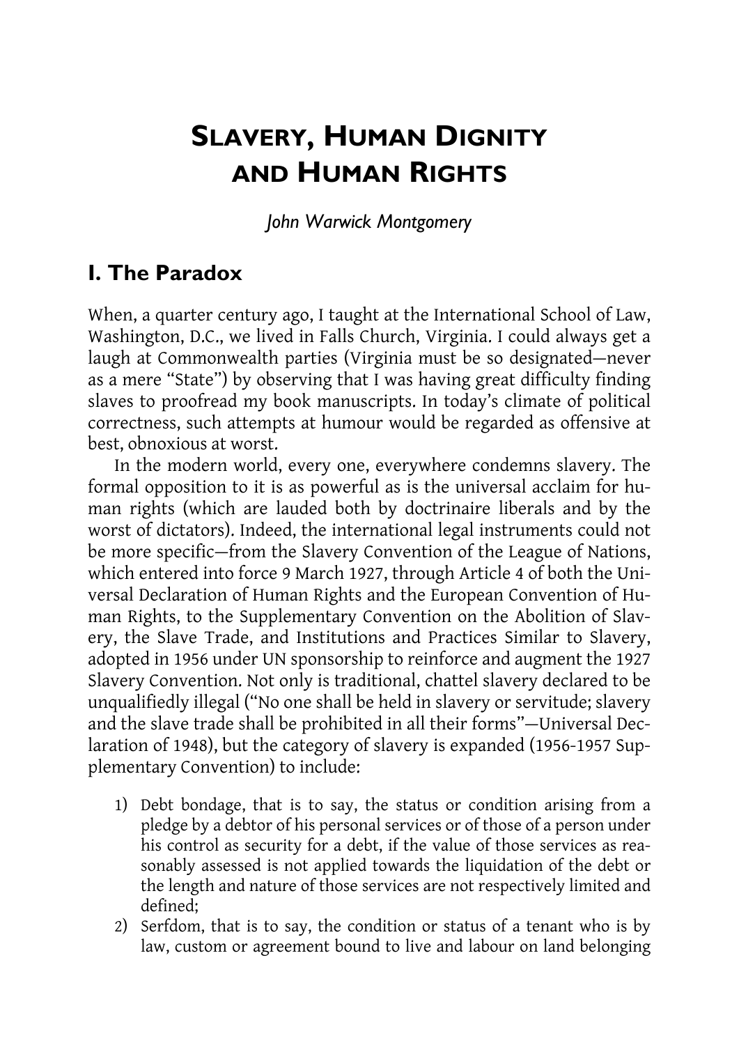# Slavery, Human Dignity and Human Rights

*John Warwick Montgomery*

## I. The Paradox

When, a quarter century ago, I taught at the International School of Law, Washington, D.C., we lived in Falls Church, Virginia. I could always get a laugh at Commonwealth parties (Virginia must be so designated—never as a mere "State") by observing that I was having great difficulty finding slaves to proofread my book manuscripts. In today's climate of political correctness, such attempts at humour would be regarded as offensive at best, obnoxious at worst.

In the modern world, every one, everywhere condemns slavery. The formal opposition to it is as powerful as is the universal acclaim for human rights (which are lauded both by doctrinaire liberals and by the worst of dictators). Indeed, the international legal instruments could not be more specific—from the Slavery Convention of the League of Nations, which entered into force 9 March 1927, through Article 4 of both the Universal Declaration of Human Rights and the European Convention of Human Rights, to the Supplementary Convention on the Abolition of Slavery, the Slave Trade, and Institutions and Practices Similar to Slavery, adopted in 1956 under UN sponsorship to reinforce and augment the 1927 Slavery Convention. Not only is traditional, chattel slavery declared to be unqualifiedly illegal ("No one shall be held in slavery or servitude; slavery and the slave trade shall be prohibited in all their forms"—Universal Declaration of 1948), but the category of slavery is expanded (1956-1957 Supplementary Convention) to include:

1) Debt bondage, that is to say, the status or condition arising from a pledge by a debtor of his personal services or of those of a person under his control as security for a debt, if the value of those services as reasonably assessed is not applied towards the liquidation of the debt or the length and nature of those services are not respectively limited and defined;
2) Serfdom, that is to say, the condition or status of a tenant who is by law, custom or agreement bound to live and labour on land belonging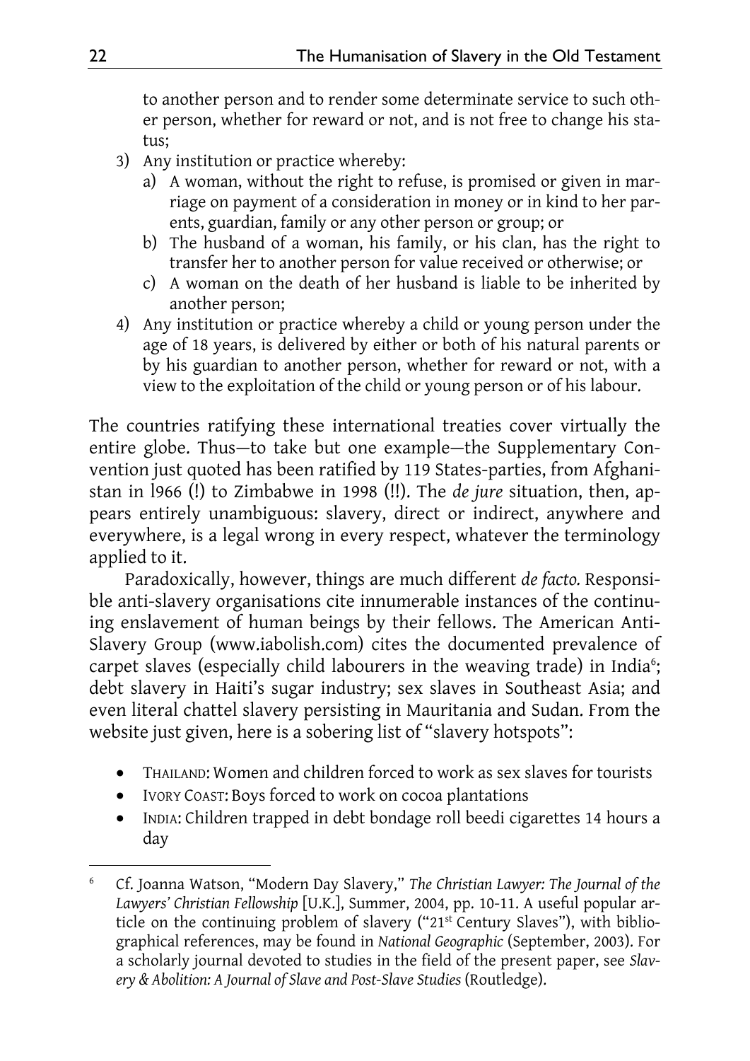to another person and to render some determinate service to such other person, whether for reward or not, and is not free to change his status;

3) Any institution or practice whereby:
   a) A woman, without the right to refuse, is promised or given in marriage on payment of a consideration in money or in kind to her parents, guardian, family or any other person or group; or
   b) The husband of a woman, his family, or his clan, has the right to transfer her to another person for value received or otherwise; or
   c) A woman on the death of her husband is liable to be inherited by another person;
4) Any institution or practice whereby a child or young person under the age of 18 years, is delivered by either or both of his natural parents or by his guardian to another person, whether for reward or not, with a view to the exploitation of the child or young person or of his labour.

The countries ratifying these international treaties cover virtually the entire globe. Thus—to take but one example—the Supplementary Convention just quoted has been ratified by 119 States-parties, from Afghanistan in l966 (!) to Zimbabwe in 1998 (!!). The *de jure* situation, then, appears entirely unambiguous: slavery, direct or indirect, anywhere and everywhere, is a legal wrong in every respect, whatever the terminology applied to it.

Paradoxically, however, things are much different *de facto.* Responsible anti-slavery organisations cite innumerable instances of the continuing enslavement of human beings by their fellows. The American Anti-Slavery Group (www.iabolish.com) cites the documented prevalence of carpet slaves (especially child labourers in the weaving trade) in India[6]; debt slavery in Haiti's sugar industry; sex slaves in Southeast Asia; and even literal chattel slavery persisting in Mauritania and Sudan. From the website just given, here is a sobering list of "slavery hotspots":

- THAILAND: Women and children forced to work as sex slaves for tourists
- IVORY COAST: Boys forced to work on cocoa plantations
- INDIA: Children trapped in debt bondage roll beedi cigarettes 14 hours a day

[6] Cf. Joanna Watson, "Modern Day Slavery," *The Christian Lawyer: The Journal of the Lawyers' Christian Fellowship* [U.K.], Summer, 2004, pp. 10-11. A useful popular article on the continuing problem of slavery ("21st Century Slaves"), with bibliographical references, may be found in *National Geographic* (September, 2003). For a scholarly journal devoted to studies in the field of the present paper, see *Slavery & Abolition: A Journal of Slave and Post-Slave Studies* (Routledge).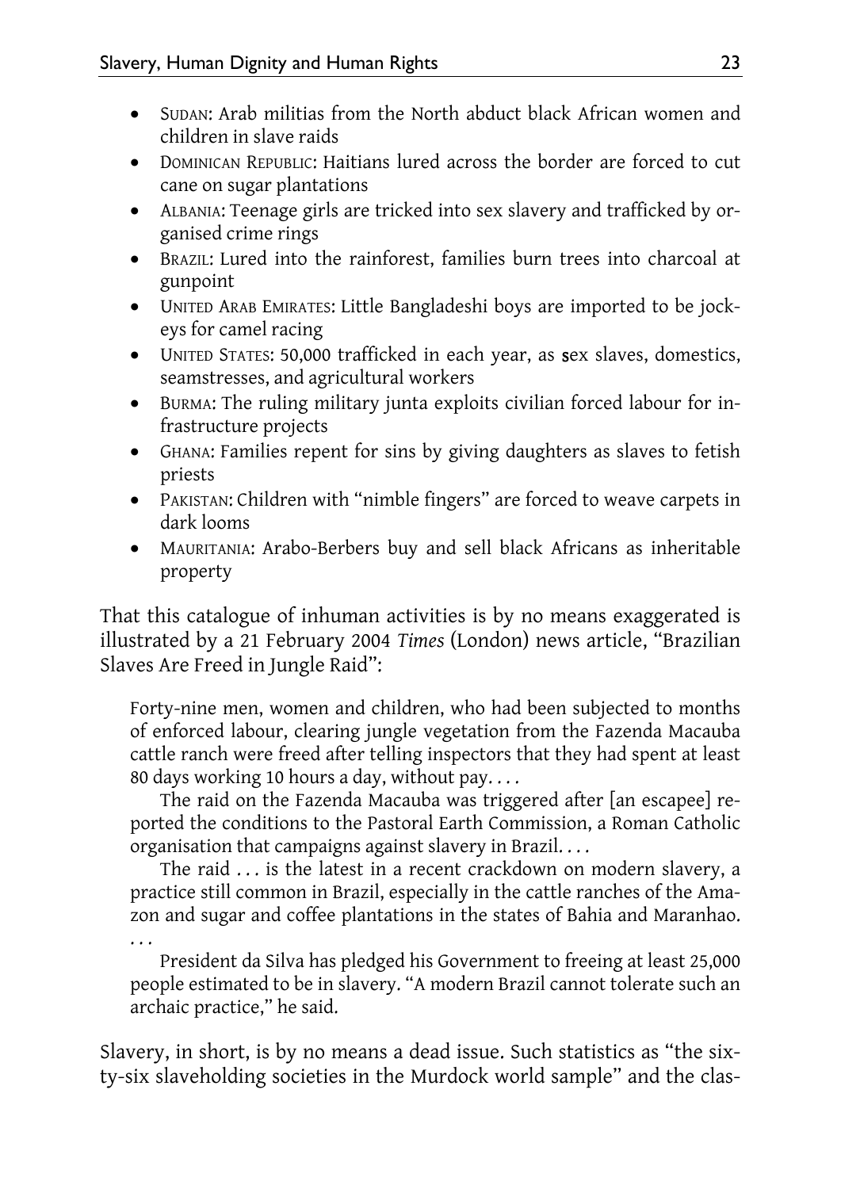- SUDAN: Arab militias from the North abduct black African women and children in slave raids
- DOMINICAN REPUBLIC: Haitians lured across the border are forced to cut cane on sugar plantations
- ALBANIA: Teenage girls are tricked into sex slavery and trafficked by organised crime rings
- BRAZIL: Lured into the rainforest, families burn trees into charcoal at gunpoint
- UNITED ARAB EMIRATES: Little Bangladeshi boys are imported to be jockeys for camel racing
- UNITED STATES: 50,000 trafficked in each year, as sex slaves, domestics, seamstresses, and agricultural workers
- BURMA: The ruling military junta exploits civilian forced labour for infrastructure projects
- GHANA: Families repent for sins by giving daughters as slaves to fetish priests
- PAKISTAN: Children with "nimble fingers" are forced to weave carpets in dark looms
- MAURITANIA: Arabo-Berbers buy and sell black Africans as inheritable property

That this catalogue of inhuman activities is by no means exaggerated is illustrated by a 21 February 2004 *Times* (London) news article, "Brazilian Slaves Are Freed in Jungle Raid":

> Forty-nine men, women and children, who had been subjected to months of enforced labour, clearing jungle vegetation from the Fazenda Macauba cattle ranch were freed after telling inspectors that they had spent at least 80 days working 10 hours a day, without pay. . . .
>
> The raid on the Fazenda Macauba was triggered after [an escapee] reported the conditions to the Pastoral Earth Commission, a Roman Catholic organisation that campaigns against slavery in Brazil. . . .
>
> The raid . . . is the latest in a recent crackdown on modern slavery, a practice still common in Brazil, especially in the cattle ranches of the Amazon and sugar and coffee plantations in the states of Bahia and Maranhao. . . .
>
> President da Silva has pledged his Government to freeing at least 25,000 people estimated to be in slavery. "A modern Brazil cannot tolerate such an archaic practice," he said.

Slavery, in short, is by no means a dead issue. Such statistics as "the sixty-six slaveholding societies in the Murdock world sample" and the clas-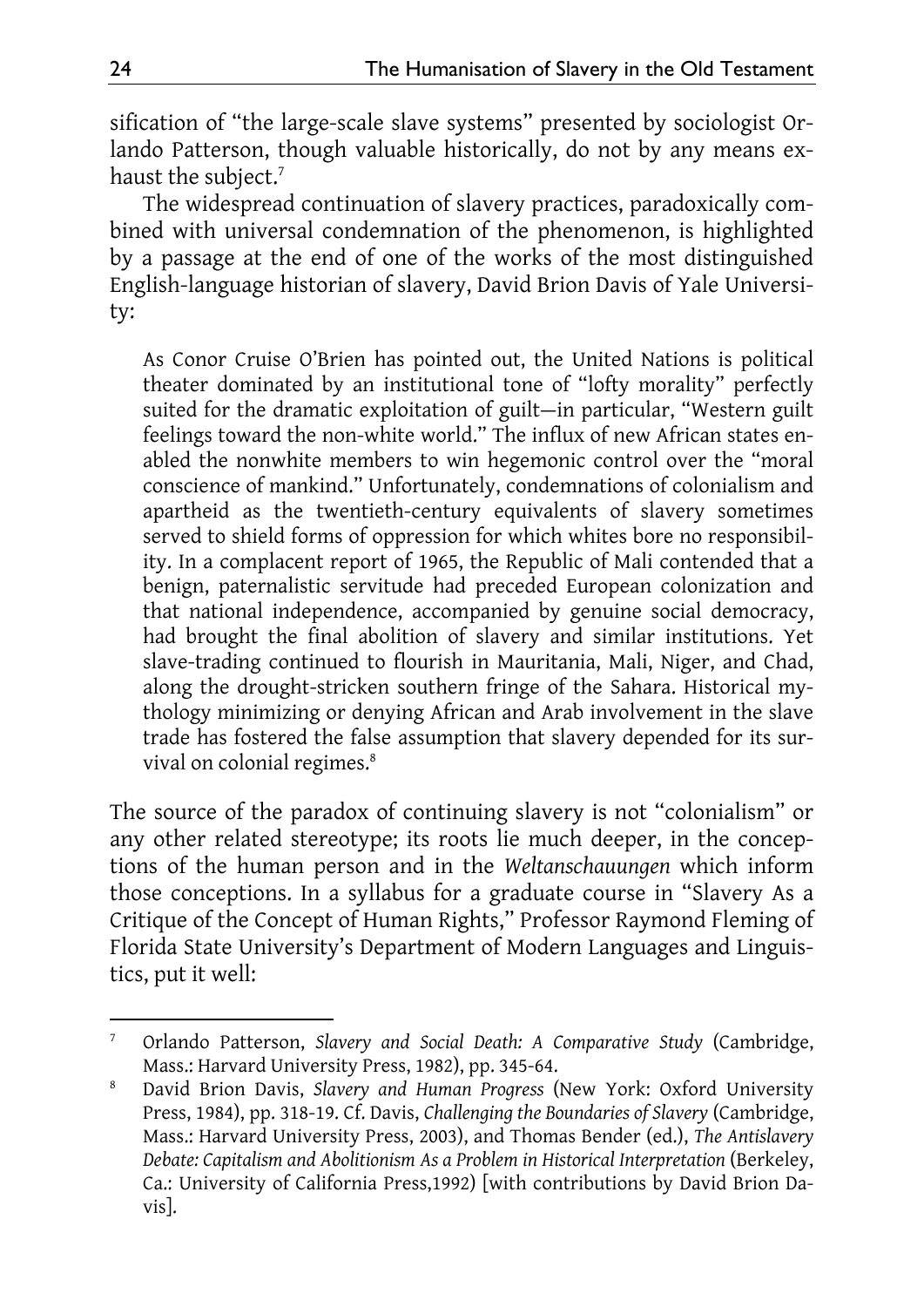sification of "the large-scale slave systems" presented by sociologist Orlando Patterson, though valuable historically, do not by any means exhaust the subject.[7]

The widespread continuation of slavery practices, paradoxically combined with universal condemnation of the phenomenon, is highlighted by a passage at the end of one of the works of the most distinguished English-language historian of slavery, David Brion Davis of Yale University:

> As Conor Cruise O'Brien has pointed out, the United Nations is political theater dominated by an institutional tone of "lofty morality" perfectly suited for the dramatic exploitation of guilt—in particular, "Western guilt feelings toward the non-white world." The influx of new African states enabled the nonwhite members to win hegemonic control over the "moral conscience of mankind." Unfortunately, condemnations of colonialism and apartheid as the twentieth-century equivalents of slavery sometimes served to shield forms of oppression for which whites bore no responsibility. In a complacent report of 1965, the Republic of Mali contended that a benign, paternalistic servitude had preceded European colonization and that national independence, accompanied by genuine social democracy, had brought the final abolition of slavery and similar institutions. Yet slave-trading continued to flourish in Mauritania, Mali, Niger, and Chad, along the drought-stricken southern fringe of the Sahara. Historical mythology minimizing or denying African and Arab involvement in the slave trade has fostered the false assumption that slavery depended for its survival on colonial regimes.[8]

The source of the paradox of continuing slavery is not "colonialism" or any other related stereotype; its roots lie much deeper, in the conceptions of the human person and in the *Weltanschauungen* which inform those conceptions. In a syllabus for a graduate course in "Slavery As a Critique of the Concept of Human Rights," Professor Raymond Fleming of Florida State University's Department of Modern Languages and Linguistics, put it well:

---

[7] Orlando Patterson, *Slavery and Social Death: A Comparative Study* (Cambridge, Mass.: Harvard University Press, 1982), pp. 345-64.

[8] David Brion Davis, *Slavery and Human Progress* (New York: Oxford University Press, 1984), pp. 318-19. Cf. Davis, *Challenging the Boundaries of Slavery* (Cambridge, Mass.: Harvard University Press, 2003), and Thomas Bender (ed.), *The Antislavery Debate: Capitalism and Abolitionism As a Problem in Historical Interpretation* (Berkeley, Ca.: University of California Press,1992) [with contributions by David Brion Davis].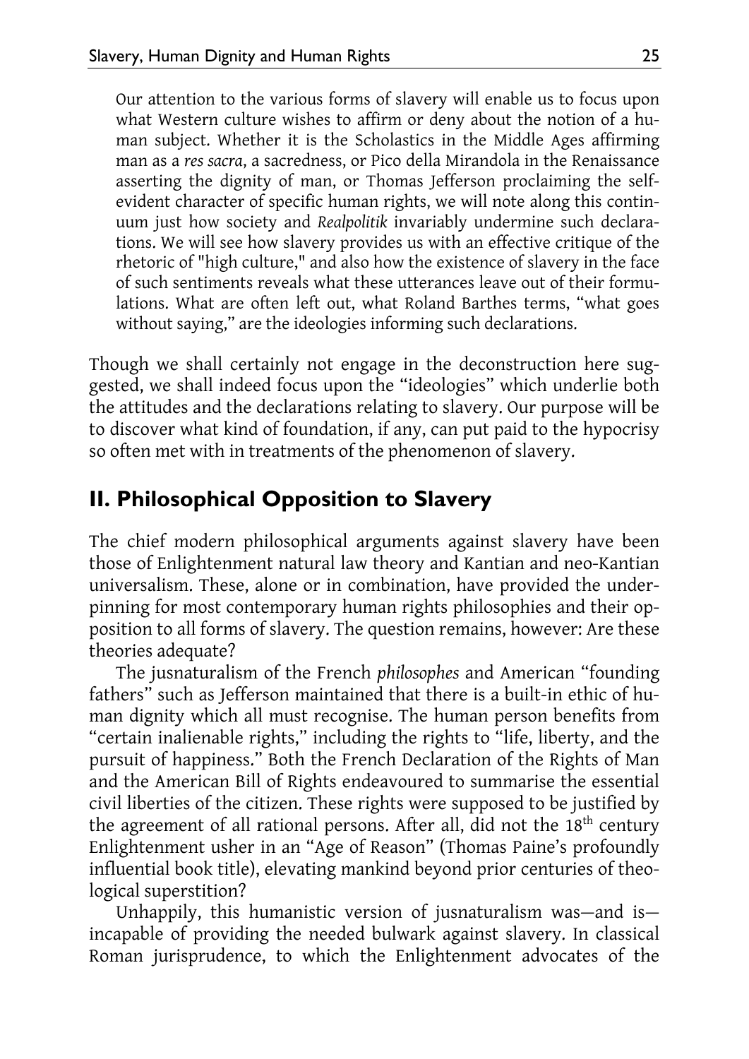> Our attention to the various forms of slavery will enable us to focus upon what Western culture wishes to affirm or deny about the notion of a human subject. Whether it is the Scholastics in the Middle Ages affirming man as a *res sacra*, a sacredness, or Pico della Mirandola in the Renaissance asserting the dignity of man, or Thomas Jefferson proclaiming the self-evident character of specific human rights, we will note along this continuum just how society and *Realpolitik* invariably undermine such declarations. We will see how slavery provides us with an effective critique of the rhetoric of "high culture," and also how the existence of slavery in the face of such sentiments reveals what these utterances leave out of their formulations. What are often left out, what Roland Barthes terms, "what goes without saying," are the ideologies informing such declarations.

Though we shall certainly not engage in the deconstruction here suggested, we shall indeed focus upon the "ideologies" which underlie both the attitudes and the declarations relating to slavery. Our purpose will be to discover what kind of foundation, if any, can put paid to the hypocrisy so often met with in treatments of the phenomenon of slavery.

## II. Philosophical Opposition to Slavery

The chief modern philosophical arguments against slavery have been those of Enlightenment natural law theory and Kantian and neo-Kantian universalism. These, alone or in combination, have provided the underpinning for most contemporary human rights philosophies and their opposition to all forms of slavery. The question remains, however: Are these theories adequate?

The jusnaturalism of the French *philosophes* and American "founding fathers" such as Jefferson maintained that there is a built-in ethic of human dignity which all must recognise. The human person benefits from "certain inalienable rights," including the rights to "life, liberty, and the pursuit of happiness." Both the French Declaration of the Rights of Man and the American Bill of Rights endeavoured to summarise the essential civil liberties of the citizen. These rights were supposed to be justified by the agreement of all rational persons. After all, did not the 18th century Enlightenment usher in an "Age of Reason" (Thomas Paine's profoundly influential book title), elevating mankind beyond prior centuries of theological superstition?

Unhappily, this humanistic version of jusnaturalism was—and is—incapable of providing the needed bulwark against slavery. In classical Roman jurisprudence, to which the Enlightenment advocates of the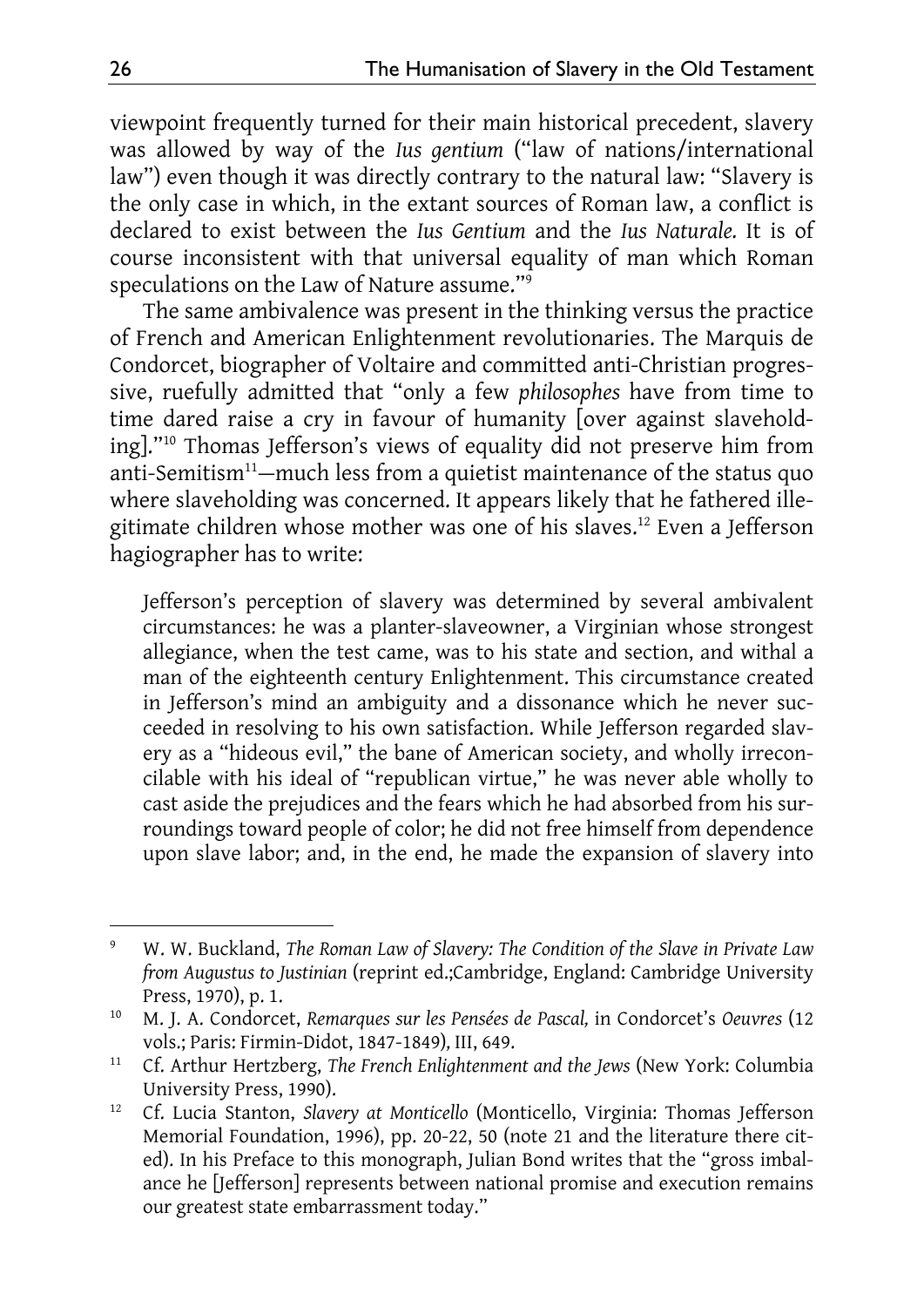viewpoint frequently turned for their main historical precedent, slavery was allowed by way of the *Ius gentium* ("law of nations/international law") even though it was directly contrary to the natural law: "Slavery is the only case in which, in the extant sources of Roman law, a conflict is declared to exist between the *Ius Gentium* and the *Ius Naturale.* It is of course inconsistent with that universal equality of man which Roman speculations on the Law of Nature assume."[9]

The same ambivalence was present in the thinking versus the practice of French and American Enlightenment revolutionaries. The Marquis de Condorcet, biographer of Voltaire and committed anti-Christian progressive, ruefully admitted that "only a few *philosophes* have from time to time dared raise a cry in favour of humanity [over against slaveholding]."[10] Thomas Jefferson's views of equality did not preserve him from anti-Semitism[11]—much less from a quietist maintenance of the status quo where slaveholding was concerned. It appears likely that he fathered illegitimate children whose mother was one of his slaves.[12] Even a Jefferson hagiographer has to write:

> Jefferson's perception of slavery was determined by several ambivalent circumstances: he was a planter-slaveowner, a Virginian whose strongest allegiance, when the test came, was to his state and section, and withal a man of the eighteenth century Enlightenment. This circumstance created in Jefferson's mind an ambiguity and a dissonance which he never succeeded in resolving to his own satisfaction. While Jefferson regarded slavery as a "hideous evil," the bane of American society, and wholly irreconcilable with his ideal of "republican virtue," he was never able wholly to cast aside the prejudices and the fears which he had absorbed from his surroundings toward people of color; he did not free himself from dependence upon slave labor; and, in the end, he made the expansion of slavery into

---

[9] W. W. Buckland, *The Roman Law of Slavery: The Condition of the Slave in Private Law from Augustus to Justinian* (reprint ed.;Cambridge, England: Cambridge University Press, 1970), p. 1.

[10] M. J. A. Condorcet, *Remarques sur les Pensées de Pascal,* in Condorcet's *Oeuvres* (12 vols.; Paris: Firmin-Didot, 1847-1849), III, 649.

[11] Cf. Arthur Hertzberg, *The French Enlightenment and the Jews* (New York: Columbia University Press, 1990).

[12] Cf. Lucia Stanton, *Slavery at Monticello* (Monticello, Virginia: Thomas Jefferson Memorial Foundation, 1996), pp. 20-22, 50 (note 21 and the literature there cited). In his Preface to this monograph, Julian Bond writes that the "gross imbalance he [Jefferson] represents between national promise and execution remains our greatest state embarrassment today."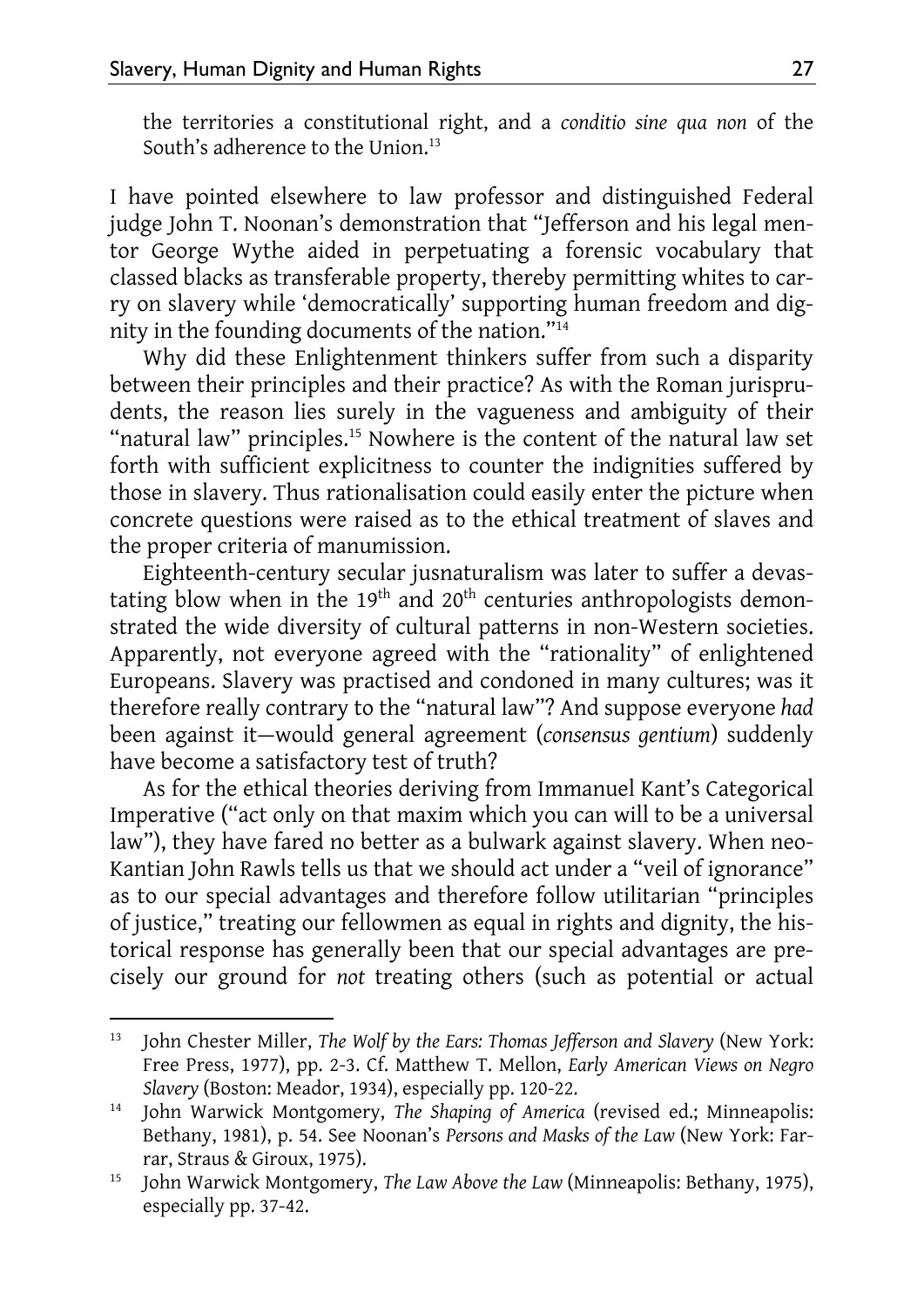the territories a constitutional right, and a *conditio sine qua non* of the South's adherence to the Union.[13]

I have pointed elsewhere to law professor and distinguished Federal judge John T. Noonan's demonstration that "Jefferson and his legal mentor George Wythe aided in perpetuating a forensic vocabulary that classed blacks as transferable property, thereby permitting whites to carry on slavery while 'democratically' supporting human freedom and dignity in the founding documents of the nation."[14]

Why did these Enlightenment thinkers suffer from such a disparity between their principles and their practice? As with the Roman jurisprudents, the reason lies surely in the vagueness and ambiguity of their "natural law" principles.[15] Nowhere is the content of the natural law set forth with sufficient explicitness to counter the indignities suffered by those in slavery. Thus rationalisation could easily enter the picture when concrete questions were raised as to the ethical treatment of slaves and the proper criteria of manumission.

Eighteenth-century secular jusnaturalism was later to suffer a devastating blow when in the 19th and 20th centuries anthropologists demonstrated the wide diversity of cultural patterns in non-Western societies. Apparently, not everyone agreed with the "rationality" of enlightened Europeans. Slavery was practised and condoned in many cultures; was it therefore really contrary to the "natural law"? And suppose everyone *had* been against it—would general agreement (*consensus gentium*) suddenly have become a satisfactory test of truth?

As for the ethical theories deriving from Immanuel Kant's Categorical Imperative ("act only on that maxim which you can will to be a universal law"), they have fared no better as a bulwark against slavery. When neo-Kantian John Rawls tells us that we should act under a "veil of ignorance" as to our special advantages and therefore follow utilitarian "principles of justice," treating our fellowmen as equal in rights and dignity, the historical response has generally been that our special advantages are precisely our ground for *not* treating others (such as potential or actual

---

[13] John Chester Miller, *The Wolf by the Ears: Thomas Jefferson and Slavery* (New York: Free Press, 1977), pp. 2-3. Cf. Matthew T. Mellon, *Early American Views on Negro Slavery* (Boston: Meador, 1934), especially pp. 120-22.

[14] John Warwick Montgomery, *The Shaping of America* (revised ed.; Minneapolis: Bethany, 1981), p. 54. See Noonan's *Persons and Masks of the Law* (New York: Farrar, Straus & Giroux, 1975).

[15] John Warwick Montgomery, *The Law Above the Law* (Minneapolis: Bethany, 1975), especially pp. 37-42.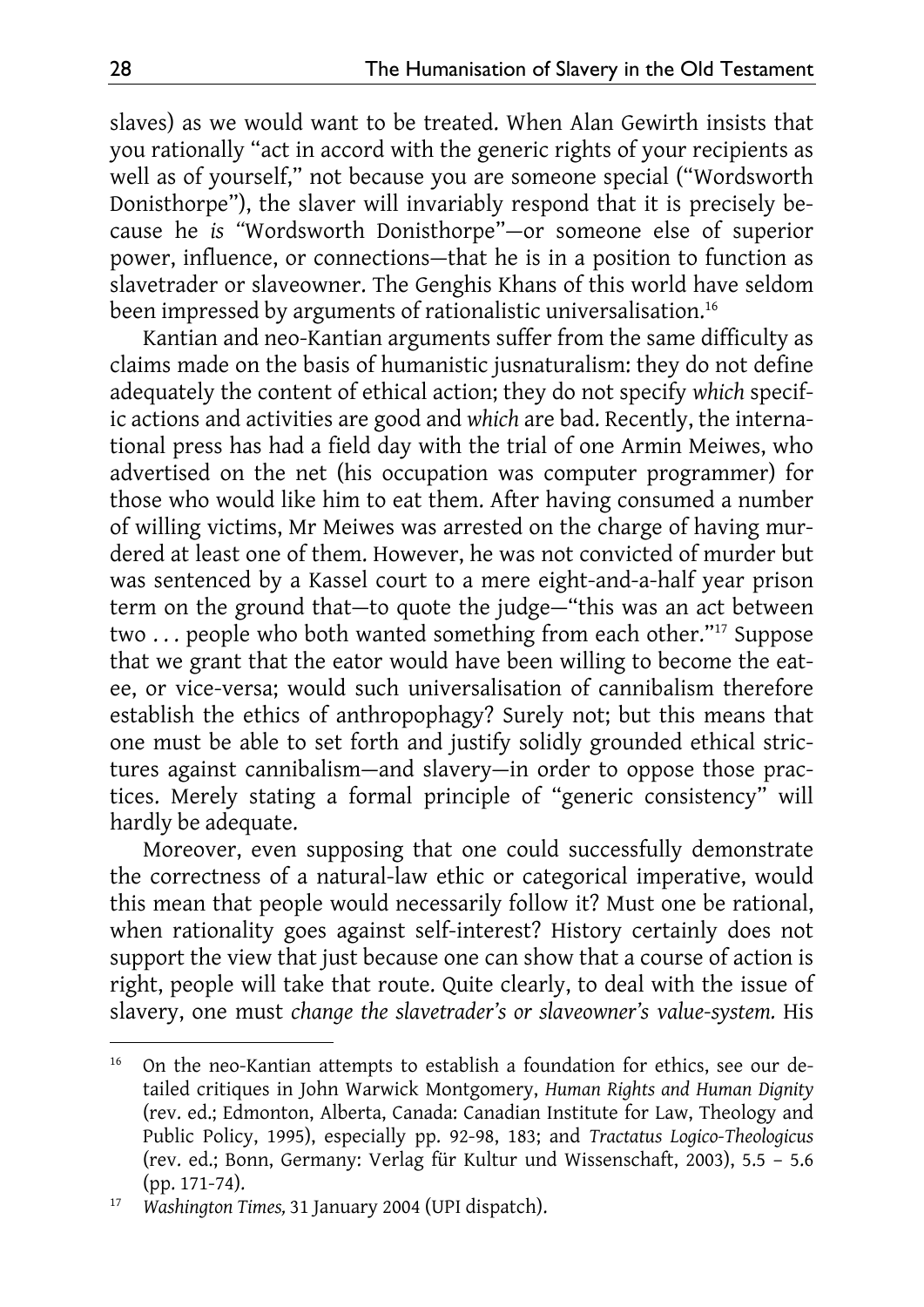slaves) as we would want to be treated. When Alan Gewirth insists that you rationally "act in accord with the generic rights of your recipients as well as of yourself," not because you are someone special ("Wordsworth Donisthorpe"), the slaver will invariably respond that it is precisely because he *is* "Wordsworth Donisthorpe"—or someone else of superior power, influence, or connections—that he is in a position to function as slavetrader or slaveowner. The Genghis Khans of this world have seldom been impressed by arguments of rationalistic universalisation.[16]

Kantian and neo-Kantian arguments suffer from the same difficulty as claims made on the basis of humanistic jusnaturalism: they do not define adequately the content of ethical action; they do not specify *which* specific actions and activities are good and *which* are bad. Recently, the international press has had a field day with the trial of one Armin Meiwes, who advertised on the net (his occupation was computer programmer) for those who would like him to eat them. After having consumed a number of willing victims, Mr Meiwes was arrested on the charge of having murdered at least one of them. However, he was not convicted of murder but was sentenced by a Kassel court to a mere eight-and-a-half year prison term on the ground that—to quote the judge—"this was an act between two . . . people who both wanted something from each other."[17] Suppose that we grant that the eator would have been willing to become the eatee, or vice-versa; would such universalisation of cannibalism therefore establish the ethics of anthropophagy? Surely not; but this means that one must be able to set forth and justify solidly grounded ethical strictures against cannibalism—and slavery—in order to oppose those practices. Merely stating a formal principle of "generic consistency" will hardly be adequate.

Moreover, even supposing that one could successfully demonstrate the correctness of a natural-law ethic or categorical imperative, would this mean that people would necessarily follow it? Must one be rational, when rationality goes against self-interest? History certainly does not support the view that just because one can show that a course of action is right, people will take that route. Quite clearly, to deal with the issue of slavery, one must *change the slavetrader's or slaveowner's value-system.* His

[16] On the neo-Kantian attempts to establish a foundation for ethics, see our detailed critiques in John Warwick Montgomery, *Human Rights and Human Dignity* (rev. ed.; Edmonton, Alberta, Canada: Canadian Institute for Law, Theology and Public Policy, 1995), especially pp. 92-98, 183; and *Tractatus Logico-Theologicus* (rev. ed.; Bonn, Germany: Verlag für Kultur und Wissenschaft, 2003), 5.5 – 5.6 (pp. 171-74).

[17] *Washington Times,* 31 January 2004 (UPI dispatch).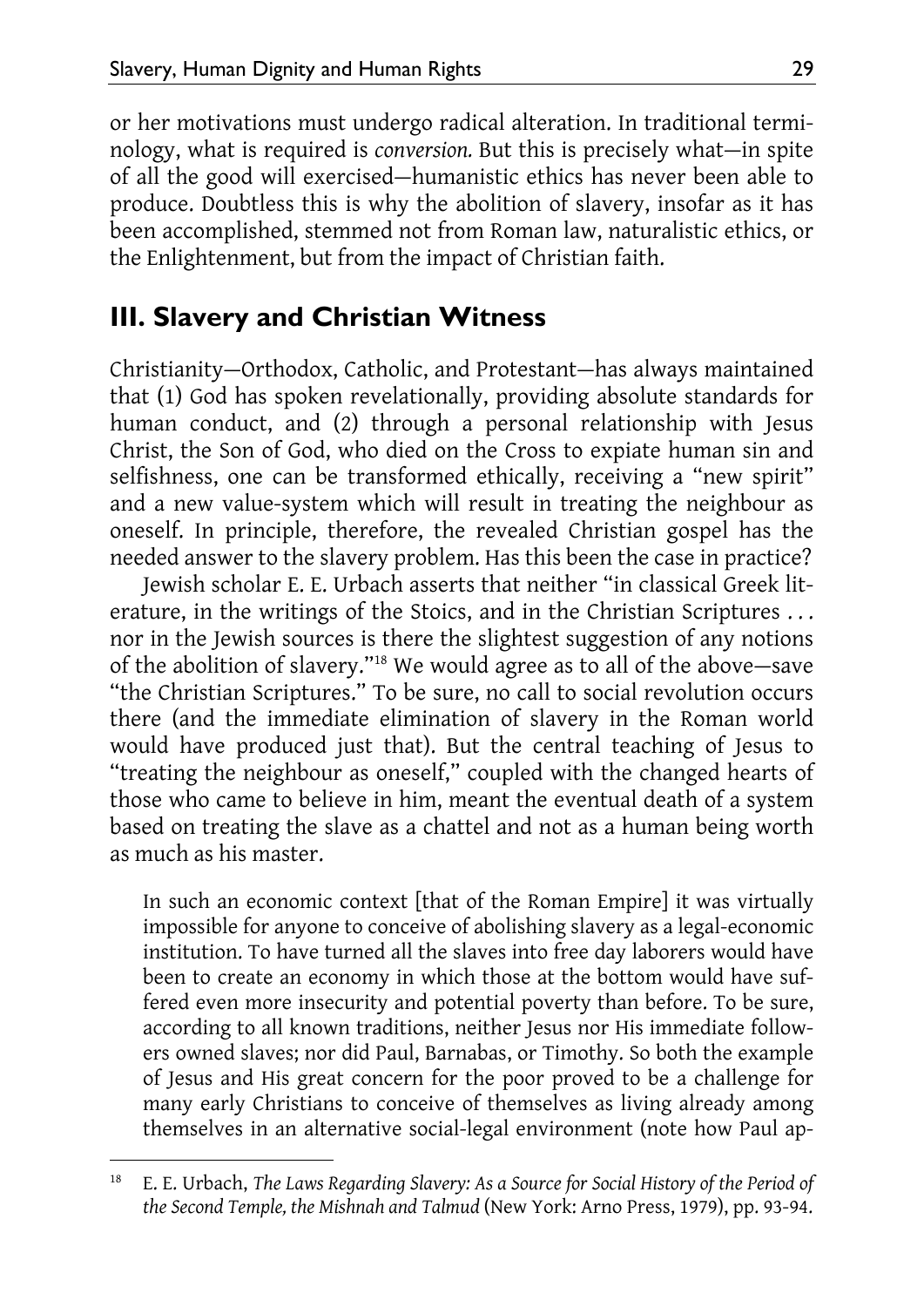or her motivations must undergo radical alteration. In traditional terminology, what is required is *conversion.* But this is precisely what—in spite of all the good will exercised—humanistic ethics has never been able to produce. Doubtless this is why the abolition of slavery, insofar as it has been accomplished, stemmed not from Roman law, naturalistic ethics, or the Enlightenment, but from the impact of Christian faith.

## III. Slavery and Christian Witness

Christianity—Orthodox, Catholic, and Protestant—has always maintained that (1) God has spoken revelationally, providing absolute standards for human conduct, and (2) through a personal relationship with Jesus Christ, the Son of God, who died on the Cross to expiate human sin and selfishness, one can be transformed ethically, receiving a "new spirit" and a new value-system which will result in treating the neighbour as oneself. In principle, therefore, the revealed Christian gospel has the needed answer to the slavery problem. Has this been the case in practice?

Jewish scholar E. E. Urbach asserts that neither "in classical Greek literature, in the writings of the Stoics, and in the Christian Scriptures . . . nor in the Jewish sources is there the slightest suggestion of any notions of the abolition of slavery."[18] We would agree as to all of the above—save "the Christian Scriptures." To be sure, no call to social revolution occurs there (and the immediate elimination of slavery in the Roman world would have produced just that). But the central teaching of Jesus to "treating the neighbour as oneself," coupled with the changed hearts of those who came to believe in him, meant the eventual death of a system based on treating the slave as a chattel and not as a human being worth as much as his master.

> In such an economic context [that of the Roman Empire] it was virtually impossible for anyone to conceive of abolishing slavery as a legal-economic institution. To have turned all the slaves into free day laborers would have been to create an economy in which those at the bottom would have suffered even more insecurity and potential poverty than before. To be sure, according to all known traditions, neither Jesus nor His immediate followers owned slaves; nor did Paul, Barnabas, or Timothy. So both the example of Jesus and His great concern for the poor proved to be a challenge for many early Christians to conceive of themselves as living already among themselves in an alternative social-legal environment (note how Paul ap-

[18] E. E. Urbach, *The Laws Regarding Slavery: As a Source for Social History of the Period of the Second Temple, the Mishnah and Talmud* (New York: Arno Press, 1979), pp. 93-94.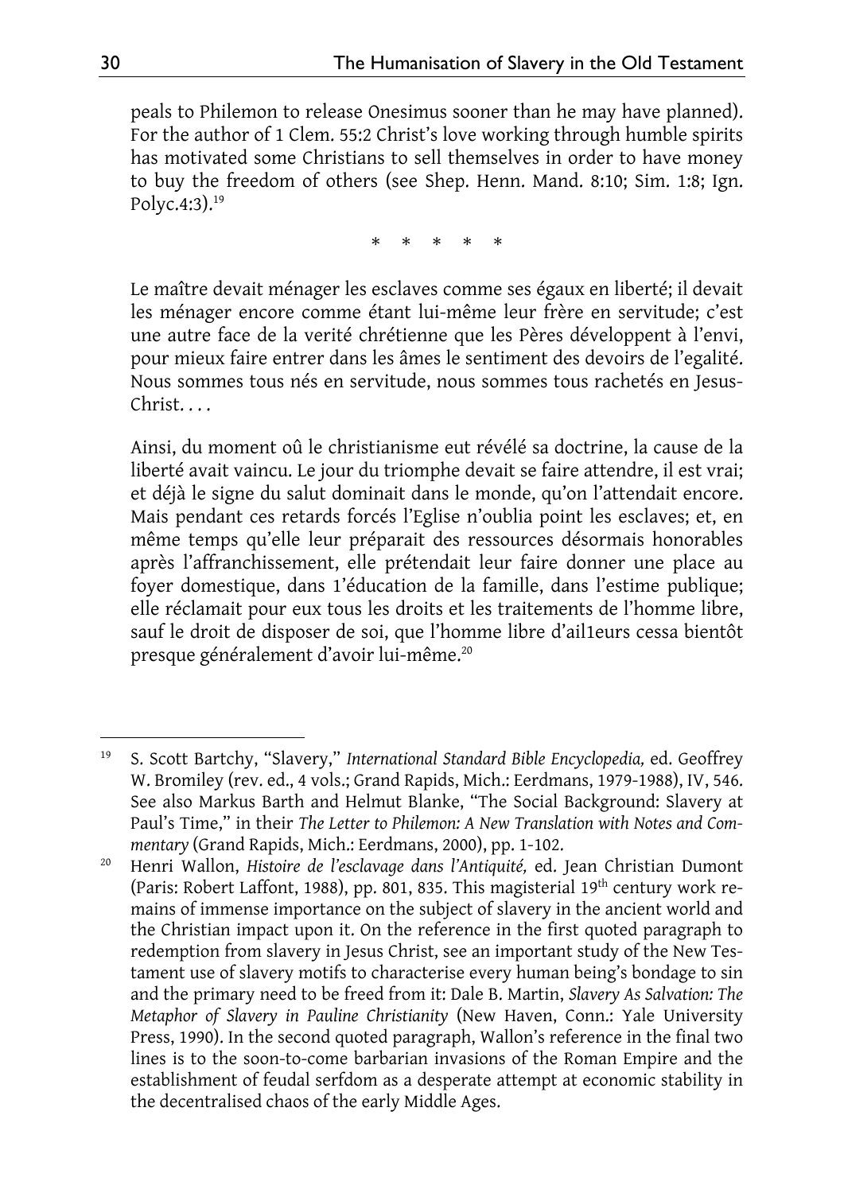peals to Philemon to release Onesimus sooner than he may have planned). For the author of 1 Clem. 55:2 Christ's love working through humble spirits has motivated some Christians to sell themselves in order to have money to buy the freedom of others (see Shep. Henn. Mand. 8:10; Sim. 1:8; Ign. Polyc.4:3).[19]

\* \* \* \* \*

Le maître devait ménager les esclaves comme ses égaux en liberté; il devait les ménager encore comme étant lui-même leur frère en servitude; c'est une autre face de la verité chrétienne que les Pères développent à l'envi, pour mieux faire entrer dans les âmes le sentiment des devoirs de l'egalité. Nous sommes tous nés en servitude, nous sommes tous rachetés en Jesus-Christ. . . .

Ainsi, du moment oû le christianisme eut révélé sa doctrine, la cause de la liberté avait vaincu. Le jour du triomphe devait se faire attendre, il est vrai; et déjà le signe du salut dominait dans le monde, qu'on l'attendait encore. Mais pendant ces retards forcés l'Eglise n'oublia point les esclaves; et, en même temps qu'elle leur préparait des ressources désormais honorables après l'affranchissement, elle prétendait leur faire donner une place au foyer domestique, dans 1'éducation de la famille, dans l'estime publique; elle réclamait pour eux tous les droits et les traitements de l'homme libre, sauf le droit de disposer de soi, que l'homme libre d'ail1eurs cessa bientôt presque généralement d'avoir lui-même.[20]

---

[19] S. Scott Bartchy, "Slavery," *International Standard Bible Encyclopedia,* ed. Geoffrey W. Bromiley (rev. ed., 4 vols.; Grand Rapids, Mich.: Eerdmans, 1979-1988), IV, 546. See also Markus Barth and Helmut Blanke, "The Social Background: Slavery at Paul's Time," in their *The Letter to Philemon: A New Translation with Notes and Commentary* (Grand Rapids, Mich.: Eerdmans, 2000), pp. 1-102.

[20] Henri Wallon, *Histoire de l'esclavage dans l'Antiquité,* ed. Jean Christian Dumont (Paris: Robert Laffont, 1988), pp. 801, 835. This magisterial 19th century work remains of immense importance on the subject of slavery in the ancient world and the Christian impact upon it. On the reference in the first quoted paragraph to redemption from slavery in Jesus Christ, see an important study of the New Testament use of slavery motifs to characterise every human being's bondage to sin and the primary need to be freed from it: Dale B. Martin, *Slavery As Salvation: The Metaphor of Slavery in Pauline Christianity* (New Haven, Conn.: Yale University Press, 1990). In the second quoted paragraph, Wallon's reference in the final two lines is to the soon-to-come barbarian invasions of the Roman Empire and the establishment of feudal serfdom as a desperate attempt at economic stability in the decentralised chaos of the early Middle Ages.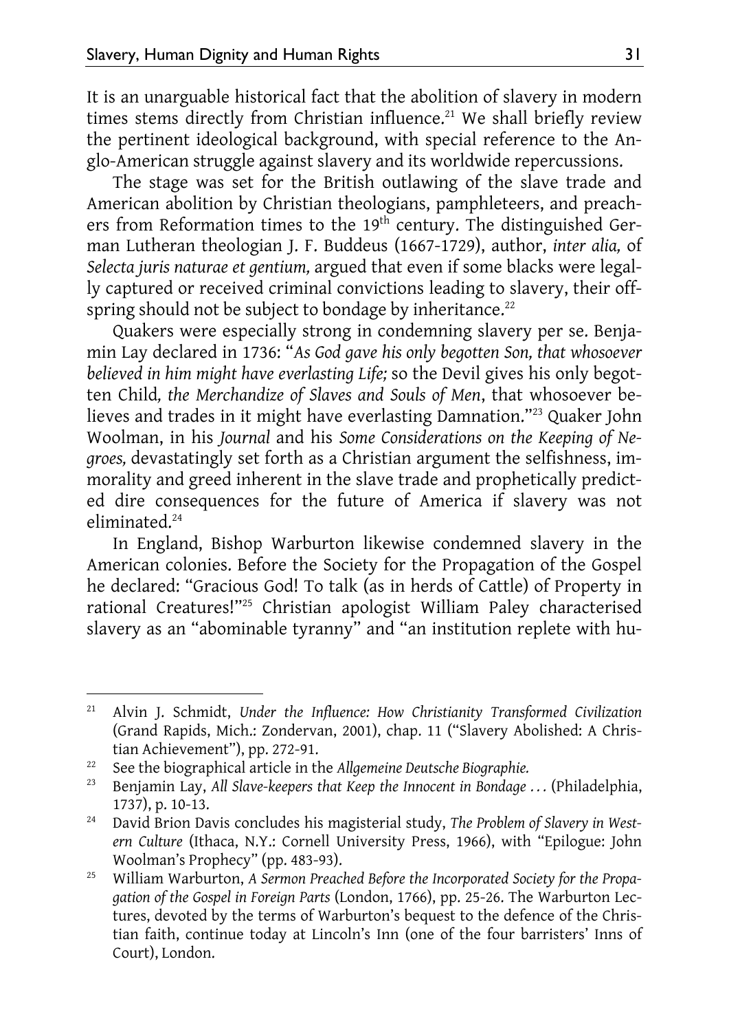It is an unarguable historical fact that the abolition of slavery in modern times stems directly from Christian influence.[21] We shall briefly review the pertinent ideological background, with special reference to the Anglo-American struggle against slavery and its worldwide repercussions.

The stage was set for the British outlawing of the slave trade and American abolition by Christian theologians, pamphleteers, and preachers from Reformation times to the 19th century. The distinguished German Lutheran theologian J. F. Buddeus (1667-1729), author, *inter alia,* of *Selecta juris naturae et gentium,* argued that even if some blacks were legally captured or received criminal convictions leading to slavery, their offspring should not be subject to bondage by inheritance.[22]

Quakers were especially strong in condemning slavery per se. Benjamin Lay declared in 1736: "*As God gave his only begotten Son, that whosoever believed in him might have everlasting Life;* so the Devil gives his only begotten Child*, the Merchandize of Slaves and Souls of Men*, that whosoever believes and trades in it might have everlasting Damnation."[23] Quaker John Woolman, in his *Journal* and his *Some Considerations on the Keeping of Negroes,* devastatingly set forth as a Christian argument the selfishness, immorality and greed inherent in the slave trade and prophetically predicted dire consequences for the future of America if slavery was not eliminated.[24]

In England, Bishop Warburton likewise condemned slavery in the American colonies. Before the Society for the Propagation of the Gospel he declared: "Gracious God! To talk (as in herds of Cattle) of Property in rational Creatures!"[25] Christian apologist William Paley characterised slavery as an "abominable tyranny" and "an institution replete with hu-

---

[21] Alvin J. Schmidt, *Under the Influence: How Christianity Transformed Civilization* (Grand Rapids, Mich.: Zondervan, 2001), chap. 11 ("Slavery Abolished: A Christian Achievement"), pp. 272-91.

[22] See the biographical article in the *Allgemeine Deutsche Biographie.*

[23] Benjamin Lay, *All Slave-keepers that Keep the Innocent in Bondage ...* (Philadelphia, 1737), p. 10-13.

[24] David Brion Davis concludes his magisterial study, *The Problem of Slavery in Western Culture* (Ithaca, N.Y.: Cornell University Press, 1966), with "Epilogue: John Woolman's Prophecy" (pp. 483-93).

[25] William Warburton, *A Sermon Preached Before the Incorporated Society for the Propagation of the Gospel in Foreign Parts* (London, 1766), pp. 25-26. The Warburton Lectures, devoted by the terms of Warburton's bequest to the defence of the Christian faith, continue today at Lincoln's Inn (one of the four barristers' Inns of Court), London.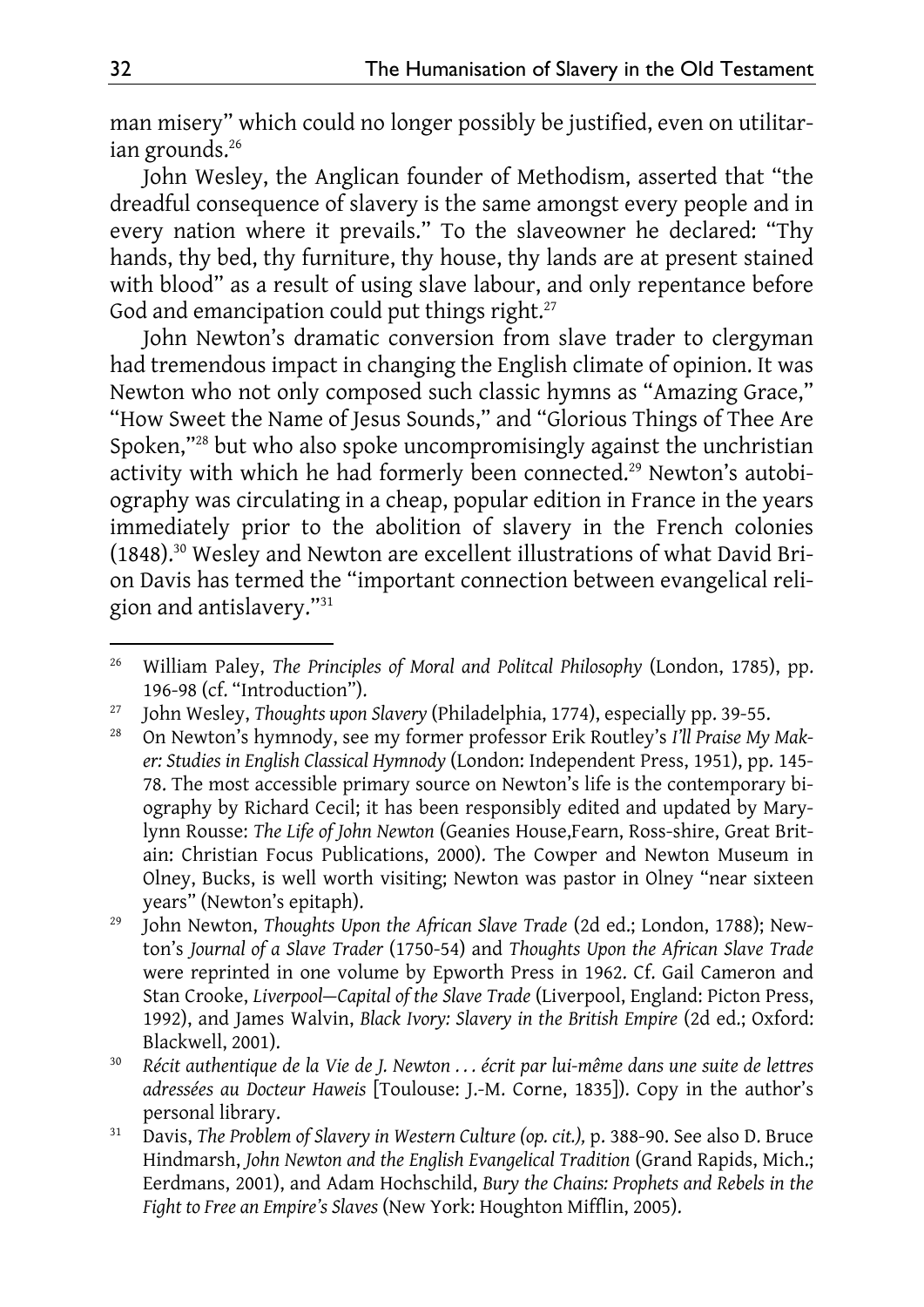man misery" which could no longer possibly be justified, even on utilitarian grounds.[26]

John Wesley, the Anglican founder of Methodism, asserted that "the dreadful consequence of slavery is the same amongst every people and in every nation where it prevails." To the slaveowner he declared: "Thy hands, thy bed, thy furniture, thy house, thy lands are at present stained with blood" as a result of using slave labour, and only repentance before God and emancipation could put things right.[27]

John Newton's dramatic conversion from slave trader to clergyman had tremendous impact in changing the English climate of opinion. It was Newton who not only composed such classic hymns as "Amazing Grace," "How Sweet the Name of Jesus Sounds," and "Glorious Things of Thee Are Spoken,"[28] but who also spoke uncompromisingly against the unchristian activity with which he had formerly been connected.[29] Newton's autobiography was circulating in a cheap, popular edition in France in the years immediately prior to the abolition of slavery in the French colonies (1848).[30] Wesley and Newton are excellent illustrations of what David Brion Davis has termed the "important connection between evangelical religion and antislavery."[31]

---

[26] William Paley, *The Principles of Moral and Politcal Philosophy* (London, 1785), pp. 196-98 (cf. "Introduction").

[27] John Wesley, *Thoughts upon Slavery* (Philadelphia, 1774), especially pp. 39-55.

[28] On Newton's hymnody, see my former professor Erik Routley's *I'll Praise My Maker: Studies in English Classical Hymnody* (London: Independent Press, 1951), pp. 145-78. The most accessible primary source on Newton's life is the contemporary biography by Richard Cecil; it has been responsibly edited and updated by Marylynn Rousse: *The Life of John Newton* (Geanies House,Fearn, Ross-shire, Great Britain: Christian Focus Publications, 2000). The Cowper and Newton Museum in Olney, Bucks, is well worth visiting; Newton was pastor in Olney "near sixteen years" (Newton's epitaph).

[29] John Newton, *Thoughts Upon the African Slave Trade* (2d ed.; London, 1788); Newton's *Journal of a Slave Trader* (1750-54) and *Thoughts Upon the African Slave Trade* were reprinted in one volume by Epworth Press in 1962. Cf. Gail Cameron and Stan Crooke, *Liverpool—Capital of the Slave Trade* (Liverpool, England: Picton Press, 1992), and James Walvin, *Black Ivory: Slavery in the British Empire* (2d ed.; Oxford: Blackwell, 2001).

[30] *Récit authentique de la Vie de J. Newton . . . écrit par lui-même dans une suite de lettres adressées au Docteur Haweis* [Toulouse: J.-M. Corne, 1835]). Copy in the author's personal library.

[31] Davis, *The Problem of Slavery in Western Culture (op. cit.),* p. 388-90. See also D. Bruce Hindmarsh, *John Newton and the English Evangelical Tradition* (Grand Rapids, Mich.; Eerdmans, 2001), and Adam Hochschild, *Bury the Chains: Prophets and Rebels in the Fight to Free an Empire's Slaves* (New York: Houghton Mifflin, 2005).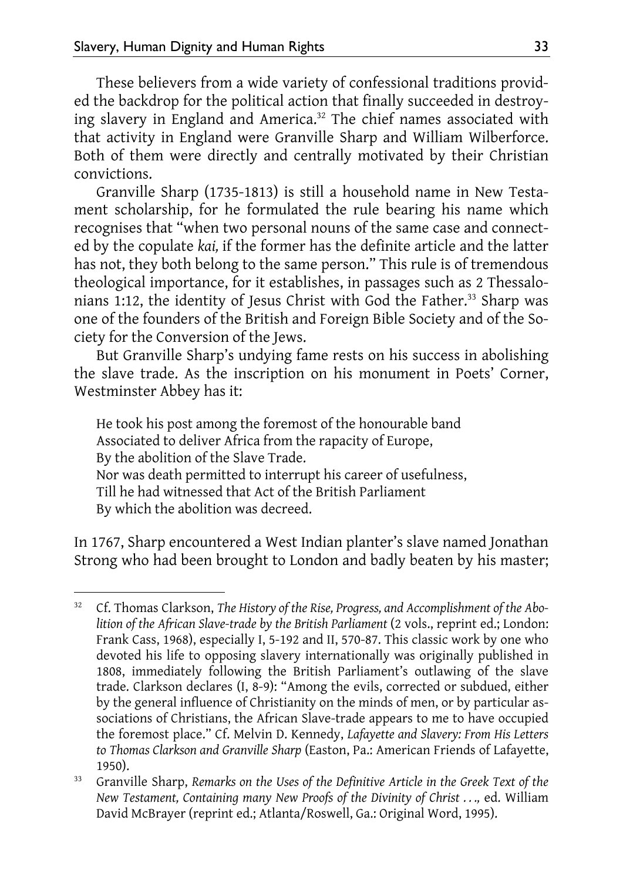These believers from a wide variety of confessional traditions provided the backdrop for the political action that finally succeeded in destroying slavery in England and America.[32] The chief names associated with that activity in England were Granville Sharp and William Wilberforce. Both of them were directly and centrally motivated by their Christian convictions.

Granville Sharp (1735-1813) is still a household name in New Testament scholarship, for he formulated the rule bearing his name which recognises that "when two personal nouns of the same case and connected by the copulate *kai,* if the former has the definite article and the latter has not, they both belong to the same person." This rule is of tremendous theological importance, for it establishes, in passages such as 2 Thessalonians 1:12, the identity of Jesus Christ with God the Father.[33] Sharp was one of the founders of the British and Foreign Bible Society and of the Society for the Conversion of the Jews.

But Granville Sharp's undying fame rests on his success in abolishing the slave trade. As the inscription on his monument in Poets' Corner, Westminster Abbey has it:

> He took his post among the foremost of the honourable band
> Associated to deliver Africa from the rapacity of Europe,
> By the abolition of the Slave Trade.
> Nor was death permitted to interrupt his career of usefulness,
> Till he had witnessed that Act of the British Parliament
> By which the abolition was decreed.

In 1767, Sharp encountered a West Indian planter's slave named Jonathan Strong who had been brought to London and badly beaten by his master;

---

[32] Cf. Thomas Clarkson, *The History of the Rise, Progress, and Accomplishment of the Abolition of the African Slave-trade by the British Parliament* (2 vols., reprint ed.; London: Frank Cass, 1968), especially I, 5-192 and II, 570-87. This classic work by one who devoted his life to opposing slavery internationally was originally published in 1808, immediately following the British Parliament's outlawing of the slave trade. Clarkson declares (I, 8-9): "Among the evils, corrected or subdued, either by the general influence of Christianity on the minds of men, or by particular associations of Christians, the African Slave-trade appears to me to have occupied the foremost place." Cf. Melvin D. Kennedy, *Lafayette and Slavery: From His Letters to Thomas Clarkson and Granville Sharp* (Easton, Pa.: American Friends of Lafayette, 1950).

[33] Granville Sharp, *Remarks on the Uses of the Definitive Article in the Greek Text of the New Testament, Containing many New Proofs of the Divinity of Christ . . .,* ed. William David McBrayer (reprint ed.; Atlanta/Roswell, Ga.: Original Word, 1995).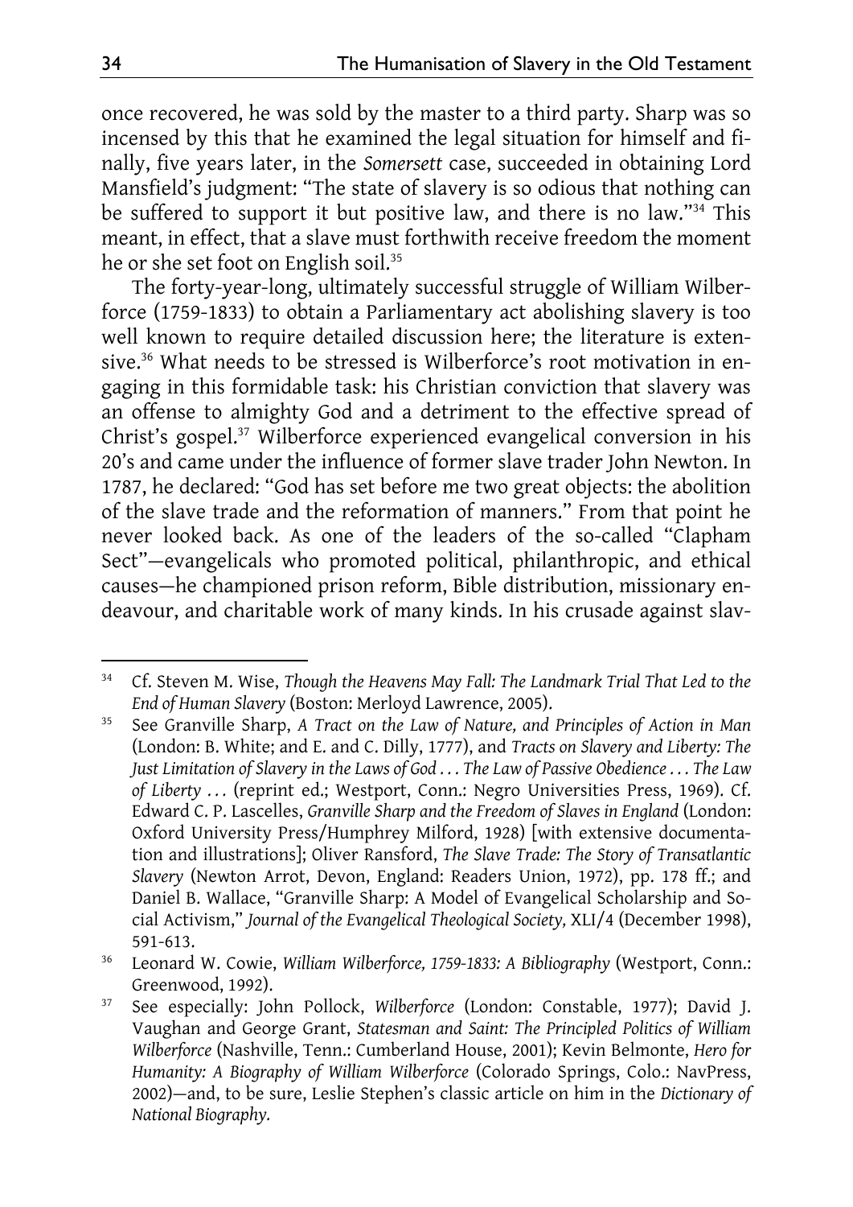once recovered, he was sold by the master to a third party. Sharp was so incensed by this that he examined the legal situation for himself and finally, five years later, in the *Somersett* case, succeeded in obtaining Lord Mansfield's judgment: "The state of slavery is so odious that nothing can be suffered to support it but positive law, and there is no law."[34] This meant, in effect, that a slave must forthwith receive freedom the moment he or she set foot on English soil.[35]

The forty-year-long, ultimately successful struggle of William Wilberforce (1759-1833) to obtain a Parliamentary act abolishing slavery is too well known to require detailed discussion here; the literature is extensive.[36] What needs to be stressed is Wilberforce's root motivation in engaging in this formidable task: his Christian conviction that slavery was an offense to almighty God and a detriment to the effective spread of Christ's gospel.[37] Wilberforce experienced evangelical conversion in his 20's and came under the influence of former slave trader John Newton. In 1787, he declared: "God has set before me two great objects: the abolition of the slave trade and the reformation of manners." From that point he never looked back. As one of the leaders of the so-called "Clapham Sect"—evangelicals who promoted political, philanthropic, and ethical causes—he championed prison reform, Bible distribution, missionary endeavour, and charitable work of many kinds. In his crusade against slav-

---

[34] Cf. Steven M. Wise, *Though the Heavens May Fall: The Landmark Trial That Led to the End of Human Slavery* (Boston: Merloyd Lawrence, 2005).

[35] See Granville Sharp, *A Tract on the Law of Nature, and Principles of Action in Man* (London: B. White; and E. and C. Dilly, 1777), and *Tracts on Slavery and Liberty: The Just Limitation of Slavery in the Laws of God . . . The Law of Passive Obedience . . . The Law of Liberty . . .* (reprint ed.; Westport, Conn.: Negro Universities Press, 1969). Cf. Edward C. P. Lascelles, *Granville Sharp and the Freedom of Slaves in England* (London: Oxford University Press/Humphrey Milford, 1928) [with extensive documentation and illustrations]; Oliver Ransford, *The Slave Trade: The Story of Transatlantic Slavery* (Newton Arrot, Devon, England: Readers Union, 1972), pp. 178 ff.; and Daniel B. Wallace, "Granville Sharp: A Model of Evangelical Scholarship and Social Activism," *Journal of the Evangelical Theological Society,* XLI/4 (December 1998), 591-613.

[36] Leonard W. Cowie, *William Wilberforce, 1759-1833: A Bibliography* (Westport, Conn.: Greenwood, 1992).

[37] See especially: John Pollock, *Wilberforce* (London: Constable, 1977); David J. Vaughan and George Grant, *Statesman and Saint: The Principled Politics of William Wilberforce* (Nashville, Tenn.: Cumberland House, 2001); Kevin Belmonte, *Hero for Humanity: A Biography of William Wilberforce* (Colorado Springs, Colo.: NavPress, 2002)—and, to be sure, Leslie Stephen's classic article on him in the *Dictionary of National Biography.*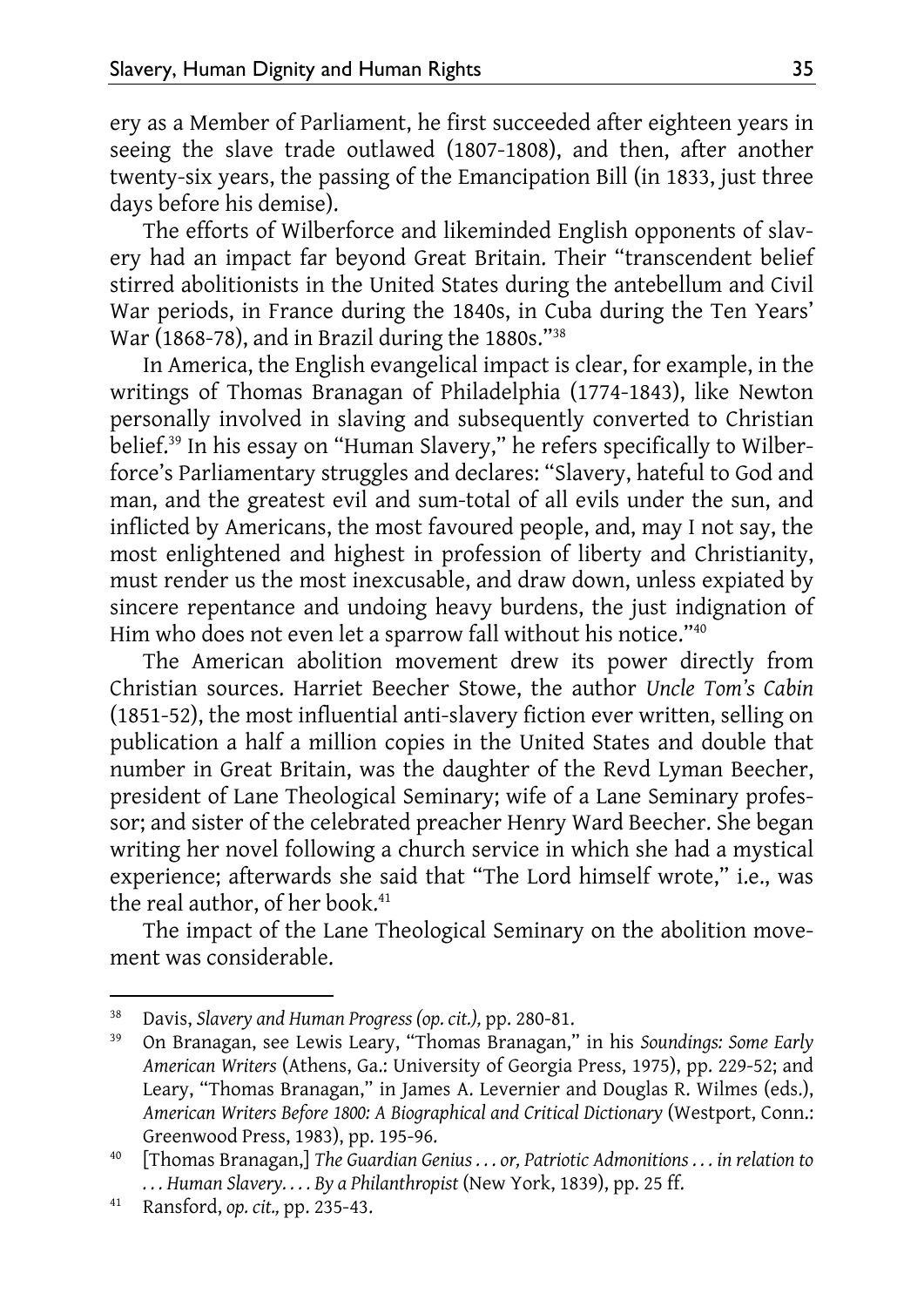ery as a Member of Parliament, he first succeeded after eighteen years in seeing the slave trade outlawed (1807-1808), and then, after another twenty-six years, the passing of the Emancipation Bill (in 1833, just three days before his demise).

The efforts of Wilberforce and likeminded English opponents of slavery had an impact far beyond Great Britain. Their "transcendent belief stirred abolitionists in the United States during the antebellum and Civil War periods, in France during the 1840s, in Cuba during the Ten Years' War (1868-78), and in Brazil during the 1880s."[38]

In America, the English evangelical impact is clear, for example, in the writings of Thomas Branagan of Philadelphia (1774-1843), like Newton personally involved in slaving and subsequently converted to Christian belief.[39] In his essay on "Human Slavery," he refers specifically to Wilberforce's Parliamentary struggles and declares: "Slavery, hateful to God and man, and the greatest evil and sum-total of all evils under the sun, and inflicted by Americans, the most favoured people, and, may I not say, the most enlightened and highest in profession of liberty and Christianity, must render us the most inexcusable, and draw down, unless expiated by sincere repentance and undoing heavy burdens, the just indignation of Him who does not even let a sparrow fall without his notice."[40]

The American abolition movement drew its power directly from Christian sources. Harriet Beecher Stowe, the author *Uncle Tom's Cabin* (1851-52), the most influential anti-slavery fiction ever written, selling on publication a half a million copies in the United States and double that number in Great Britain, was the daughter of the Revd Lyman Beecher, president of Lane Theological Seminary; wife of a Lane Seminary professor; and sister of the celebrated preacher Henry Ward Beecher. She began writing her novel following a church service in which she had a mystical experience; afterwards she said that "The Lord himself wrote," i.e., was the real author, of her book.[41]

The impact of the Lane Theological Seminary on the abolition movement was considerable.

---

[38] Davis, *Slavery and Human Progress (op. cit.)*, pp. 280-81.

[39] On Branagan, see Lewis Leary, "Thomas Branagan," in his *Soundings: Some Early American Writers* (Athens, Ga.: University of Georgia Press, 1975), pp. 229-52; and Leary, "Thomas Branagan," in James A. Levernier and Douglas R. Wilmes (eds.), *American Writers Before 1800: A Biographical and Critical Dictionary* (Westport, Conn.: Greenwood Press, 1983), pp. 195-96.

[40] [Thomas Branagan,] *The Guardian Genius . . . or, Patriotic Admonitions . . . in relation to . . . Human Slavery. . . . By a Philanthropist* (New York, 1839), pp. 25 ff.

[41] Ransford, *op. cit.*, pp. 235-43.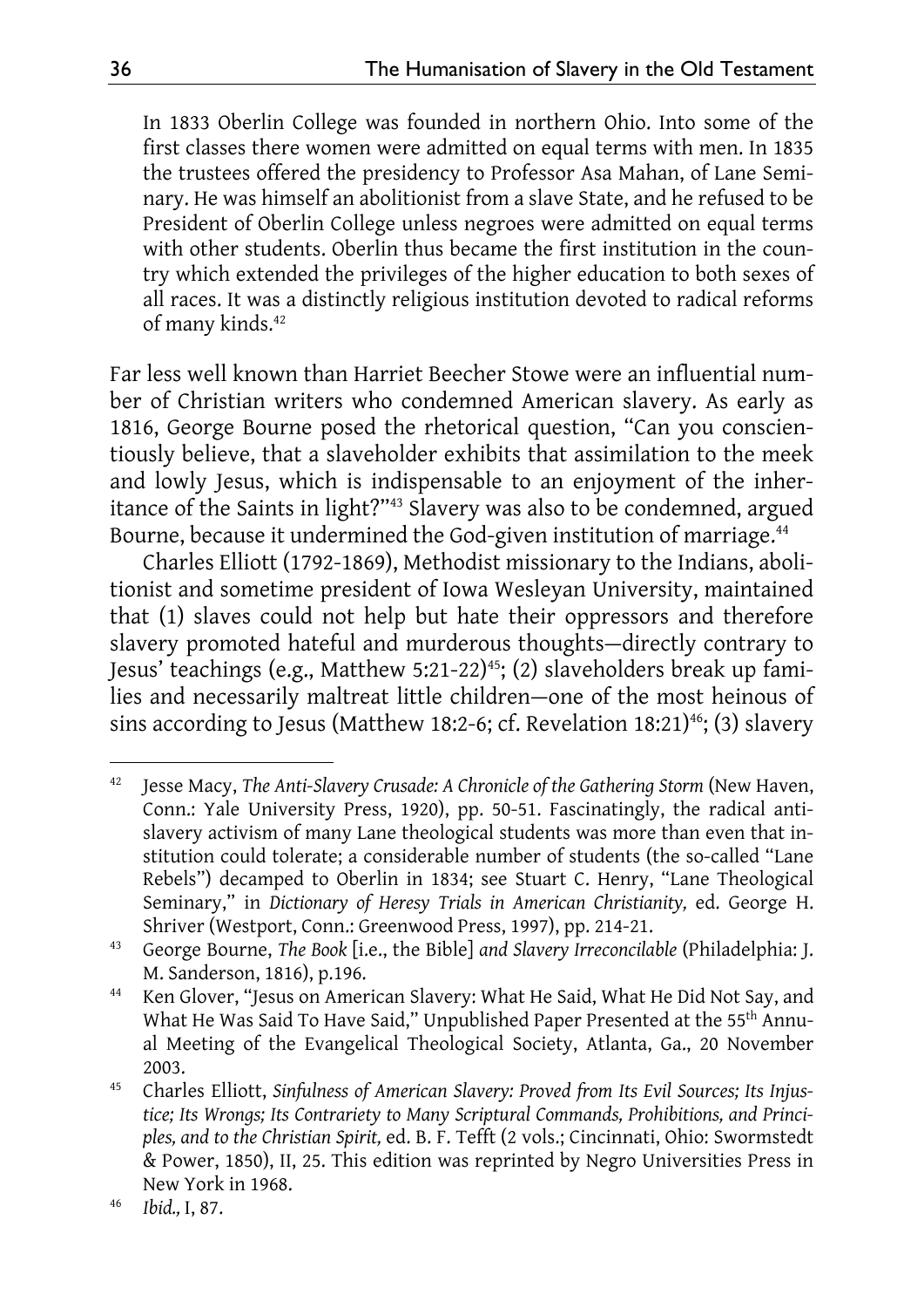> In 1833 Oberlin College was founded in northern Ohio. Into some of the first classes there women were admitted on equal terms with men. In 1835 the trustees offered the presidency to Professor Asa Mahan, of Lane Seminary. He was himself an abolitionist from a slave State, and he refused to be President of Oberlin College unless negroes were admitted on equal terms with other students. Oberlin thus became the first institution in the country which extended the privileges of the higher education to both sexes of all races. It was a distinctly religious institution devoted to radical reforms of many kinds.[42]

Far less well known than Harriet Beecher Stowe were an influential number of Christian writers who condemned American slavery. As early as 1816, George Bourne posed the rhetorical question, "Can you conscientiously believe, that a slaveholder exhibits that assimilation to the meek and lowly Jesus, which is indispensable to an enjoyment of the inheritance of the Saints in light?"[43] Slavery was also to be condemned, argued Bourne, because it undermined the God-given institution of marriage.[44]

Charles Elliott (1792-1869), Methodist missionary to the Indians, abolitionist and sometime president of Iowa Wesleyan University, maintained that (1) slaves could not help but hate their oppressors and therefore slavery promoted hateful and murderous thoughts—directly contrary to Jesus' teachings (e.g., Matthew 5:21-22)[45]; (2) slaveholders break up families and necessarily maltreat little children—one of the most heinous of sins according to Jesus (Matthew 18:2-6; cf. Revelation 18:21)[46]; (3) slavery

---

[42] Jesse Macy, *The Anti-Slavery Crusade: A Chronicle of the Gathering Storm* (New Haven, Conn.: Yale University Press, 1920), pp. 50-51. Fascinatingly, the radical antislavery activism of many Lane theological students was more than even that institution could tolerate; a considerable number of students (the so-called "Lane Rebels") decamped to Oberlin in 1834; see Stuart C. Henry, "Lane Theological Seminary," in *Dictionary of Heresy Trials in American Christianity,* ed. George H. Shriver (Westport, Conn.: Greenwood Press, 1997), pp. 214-21.

[43] George Bourne, *The Book* [i.e., the Bible] *and Slavery Irreconcilable* (Philadelphia: J. M. Sanderson, 1816), p.196.

[44] Ken Glover, "Jesus on American Slavery: What He Said, What He Did Not Say, and What He Was Said To Have Said," Unpublished Paper Presented at the 55th Annual Meeting of the Evangelical Theological Society, Atlanta, Ga., 20 November 2003.

[45] Charles Elliott, *Sinfulness of American Slavery: Proved from Its Evil Sources; Its Injustice; Its Wrongs; Its Contrariety to Many Scriptural Commands, Prohibitions, and Principles, and to the Christian Spirit,* ed. B. F. Tefft (2 vols.; Cincinnati, Ohio: Swormstedt & Power, 1850), II, 25. This edition was reprinted by Negro Universities Press in New York in 1968.

[46] *Ibid.,* I, 87.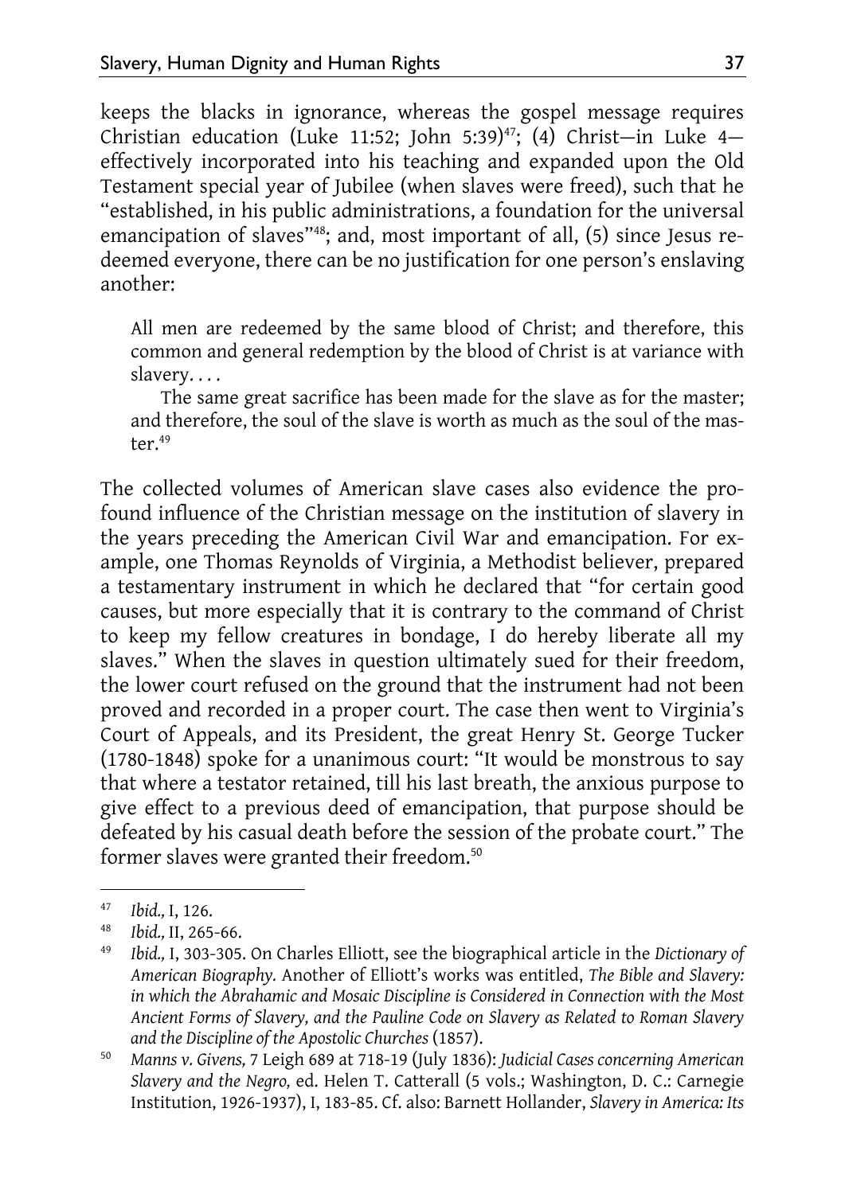keeps the blacks in ignorance, whereas the gospel message requires Christian education (Luke 11:52; John 5:39)[47]; (4) Christ—in Luke 4—effectively incorporated into his teaching and expanded upon the Old Testament special year of Jubilee (when slaves were freed), such that he "established, in his public administrations, a foundation for the universal emancipation of slaves"[48]; and, most important of all, (5) since Jesus redeemed everyone, there can be no justification for one person's enslaving another:

> All men are redeemed by the same blood of Christ; and therefore, this common and general redemption by the blood of Christ is at variance with slavery. . . .
>
> The same great sacrifice has been made for the slave as for the master; and therefore, the soul of the slave is worth as much as the soul of the master.[49]

The collected volumes of American slave cases also evidence the profound influence of the Christian message on the institution of slavery in the years preceding the American Civil War and emancipation. For example, one Thomas Reynolds of Virginia, a Methodist believer, prepared a testamentary instrument in which he declared that "for certain good causes, but more especially that it is contrary to the command of Christ to keep my fellow creatures in bondage, I do hereby liberate all my slaves." When the slaves in question ultimately sued for their freedom, the lower court refused on the ground that the instrument had not been proved and recorded in a proper court. The case then went to Virginia's Court of Appeals, and its President, the great Henry St. George Tucker (1780-1848) spoke for a unanimous court: "It would be monstrous to say that where a testator retained, till his last breath, the anxious purpose to give effect to a previous deed of emancipation, that purpose should be defeated by his casual death before the session of the probate court." The former slaves were granted their freedom.[50]

---

[47] *Ibid.,* I, 126.

[48] *Ibid.,* II, 265-66.

[49] *Ibid.,* I, 303-305. On Charles Elliott, see the biographical article in the *Dictionary of American Biography.* Another of Elliott's works was entitled, *The Bible and Slavery: in which the Abrahamic and Mosaic Discipline is Considered in Connection with the Most Ancient Forms of Slavery, and the Pauline Code on Slavery as Related to Roman Slavery and the Discipline of the Apostolic Churches* (1857).

[50] *Manns v. Givens,* 7 Leigh 689 at 718-19 (July 1836): *Judicial Cases concerning American Slavery and the Negro,* ed. Helen T. Catterall (5 vols.; Washington, D. C.: Carnegie Institution, 1926-1937), I, 183-85. Cf. also: Barnett Hollander, *Slavery in America: Its*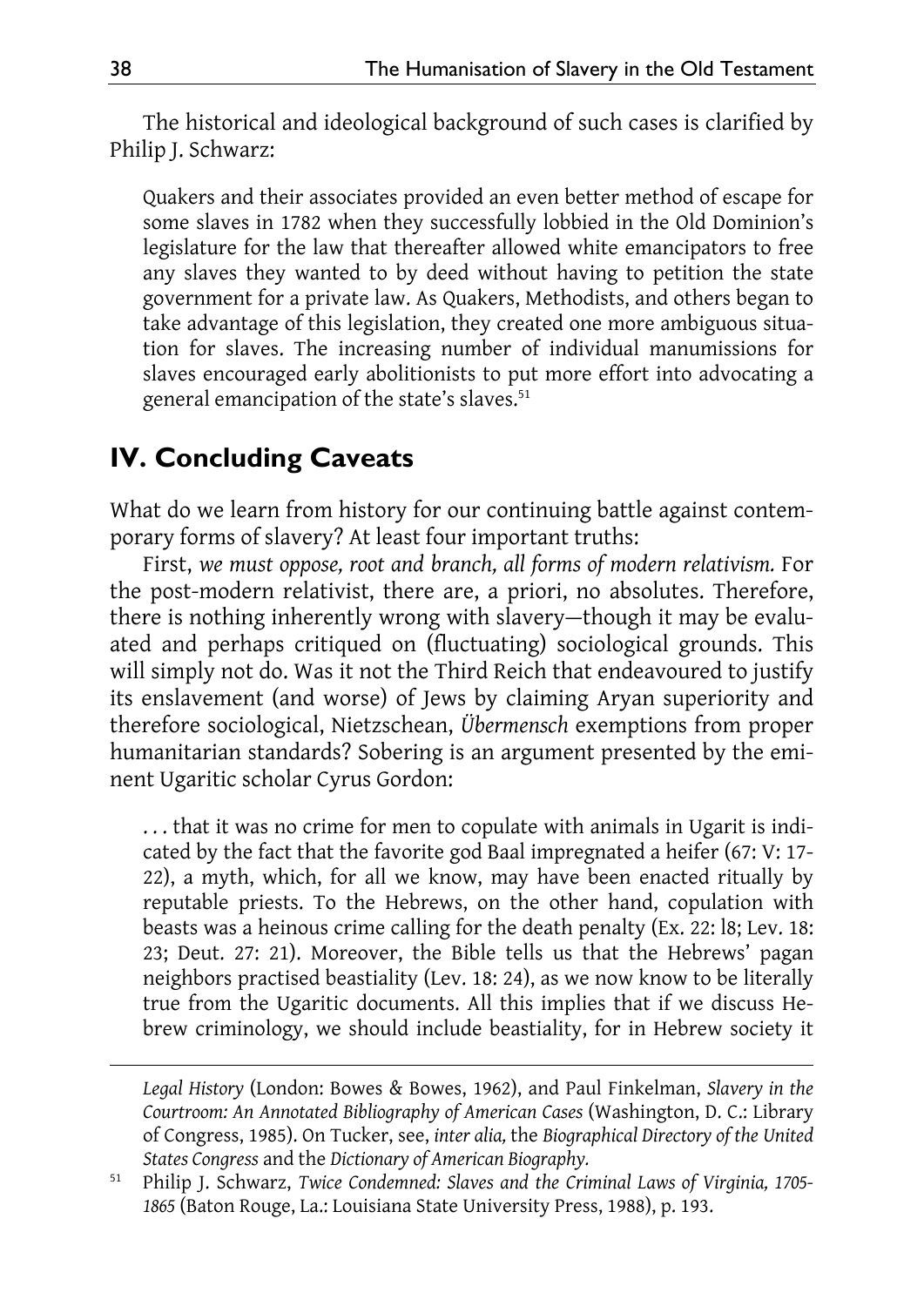The historical and ideological background of such cases is clarified by Philip J. Schwarz:

> Quakers and their associates provided an even better method of escape for some slaves in 1782 when they successfully lobbied in the Old Dominion's legislature for the law that thereafter allowed white emancipators to free any slaves they wanted to by deed without having to petition the state government for a private law. As Quakers, Methodists, and others began to take advantage of this legislation, they created one more ambiguous situation for slaves. The increasing number of individual manumissions for slaves encouraged early abolitionists to put more effort into advocating a general emancipation of the state's slaves.[51]

## IV. Concluding Caveats

What do we learn from history for our continuing battle against contemporary forms of slavery? At least four important truths:

First, *we must oppose, root and branch, all forms of modern relativism.* For the post-modern relativist, there are, a priori, no absolutes. Therefore, there is nothing inherently wrong with slavery—though it may be evaluated and perhaps critiqued on (fluctuating) sociological grounds. This will simply not do. Was it not the Third Reich that endeavoured to justify its enslavement (and worse) of Jews by claiming Aryan superiority and therefore sociological, Nietzschean, *Übermensch* exemptions from proper humanitarian standards? Sobering is an argument presented by the eminent Ugaritic scholar Cyrus Gordon:

> . . . that it was no crime for men to copulate with animals in Ugarit is indicated by the fact that the favorite god Baal impregnated a heifer (67: V: 17-22), a myth, which, for all we know, may have been enacted ritually by reputable priests. To the Hebrews, on the other hand, copulation with beasts was a heinous crime calling for the death penalty (Ex. 22: l8; Lev. 18: 23; Deut. 27: 21). Moreover, the Bible tells us that the Hebrews' pagan neighbors practised beastiality (Lev. 18: 24), as we now know to be literally true from the Ugaritic documents. All this implies that if we discuss Hebrew criminology, we should include beastiality, for in Hebrew society it

---

*Legal History* (London: Bowes & Bowes, 1962), and Paul Finkelman, *Slavery in the Courtroom: An Annotated Bibliography of American Cases* (Washington, D. C.: Library of Congress, 1985). On Tucker, see, *inter alia,* the *Biographical Directory of the United States Congress* and the *Dictionary of American Biography.*

[51] Philip J. Schwarz, *Twice Condemned: Slaves and the Criminal Laws of Virginia, 1705-1865* (Baton Rouge, La.: Louisiana State University Press, 1988), p. 193.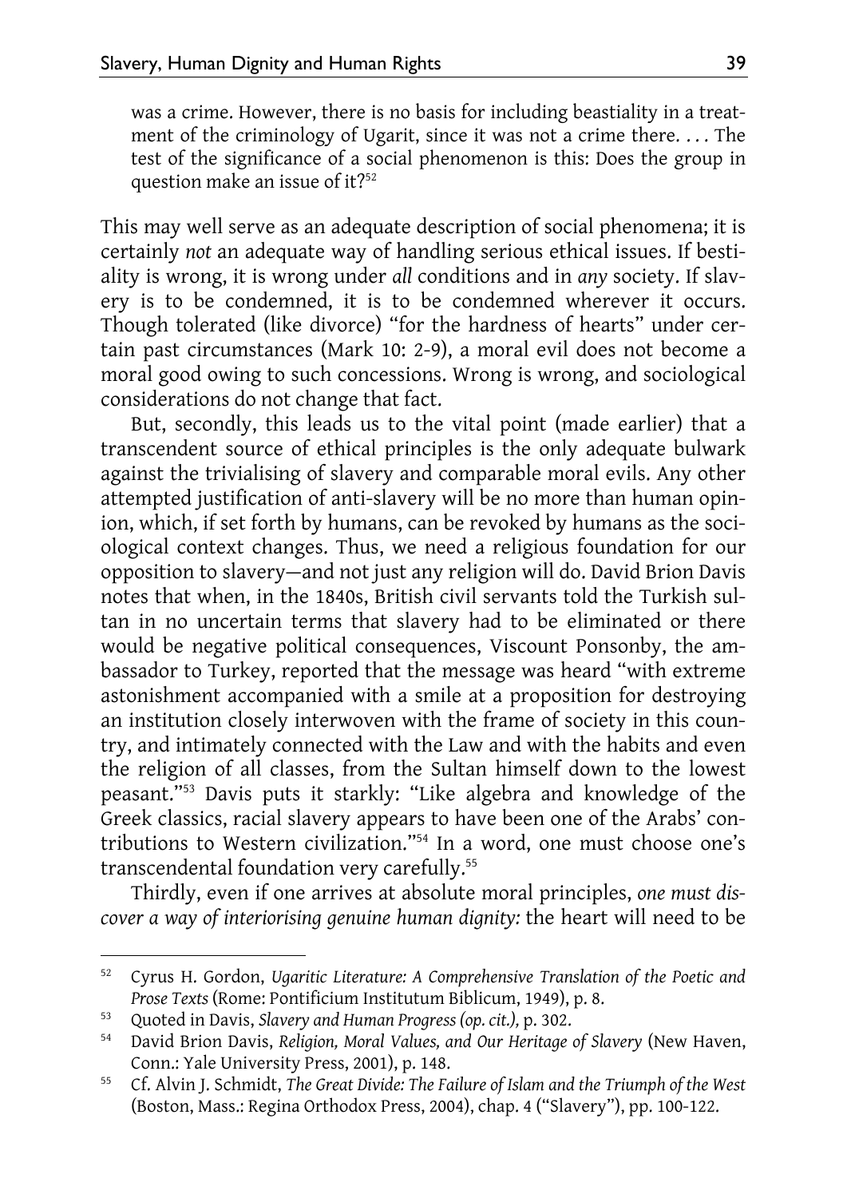was a crime. However, there is no basis for including beastiality in a treatment of the criminology of Ugarit, since it was not a crime there. . . . The test of the significance of a social phenomenon is this: Does the group in question make an issue of it?[52]

This may well serve as an adequate description of social phenomena; it is certainly *not* an adequate way of handling serious ethical issues. If bestiality is wrong, it is wrong under *all* conditions and in *any* society. If slavery is to be condemned, it is to be condemned wherever it occurs. Though tolerated (like divorce) "for the hardness of hearts" under certain past circumstances (Mark 10: 2-9), a moral evil does not become a moral good owing to such concessions. Wrong is wrong, and sociological considerations do not change that fact.

But, secondly, this leads us to the vital point (made earlier) that a transcendent source of ethical principles is the only adequate bulwark against the trivialising of slavery and comparable moral evils. Any other attempted justification of anti-slavery will be no more than human opinion, which, if set forth by humans, can be revoked by humans as the sociological context changes. Thus, we need a religious foundation for our opposition to slavery—and not just any religion will do. David Brion Davis notes that when, in the 1840s, British civil servants told the Turkish sultan in no uncertain terms that slavery had to be eliminated or there would be negative political consequences, Viscount Ponsonby, the ambassador to Turkey, reported that the message was heard "with extreme astonishment accompanied with a smile at a proposition for destroying an institution closely interwoven with the frame of society in this country, and intimately connected with the Law and with the habits and even the religion of all classes, from the Sultan himself down to the lowest peasant."[53] Davis puts it starkly: "Like algebra and knowledge of the Greek classics, racial slavery appears to have been one of the Arabs' contributions to Western civilization."[54] In a word, one must choose one's transcendental foundation very carefully.[55]

Thirdly, even if one arrives at absolute moral principles, *one must discover a way of interiorising genuine human dignity:* the heart will need to be

---

[52] Cyrus H. Gordon, *Ugaritic Literature: A Comprehensive Translation of the Poetic and Prose Texts* (Rome: Pontificium Institutum Biblicum, 1949), p. 8.

[53] Quoted in Davis, *Slavery and Human Progress (op. cit.),* p. 302.

[54] David Brion Davis, *Religion, Moral Values, and Our Heritage of Slavery* (New Haven, Conn.: Yale University Press, 2001), p. 148.

[55] Cf. Alvin J. Schmidt, *The Great Divide: The Failure of Islam and the Triumph of the West* (Boston, Mass.: Regina Orthodox Press, 2004), chap. 4 ("Slavery"), pp. 100-122.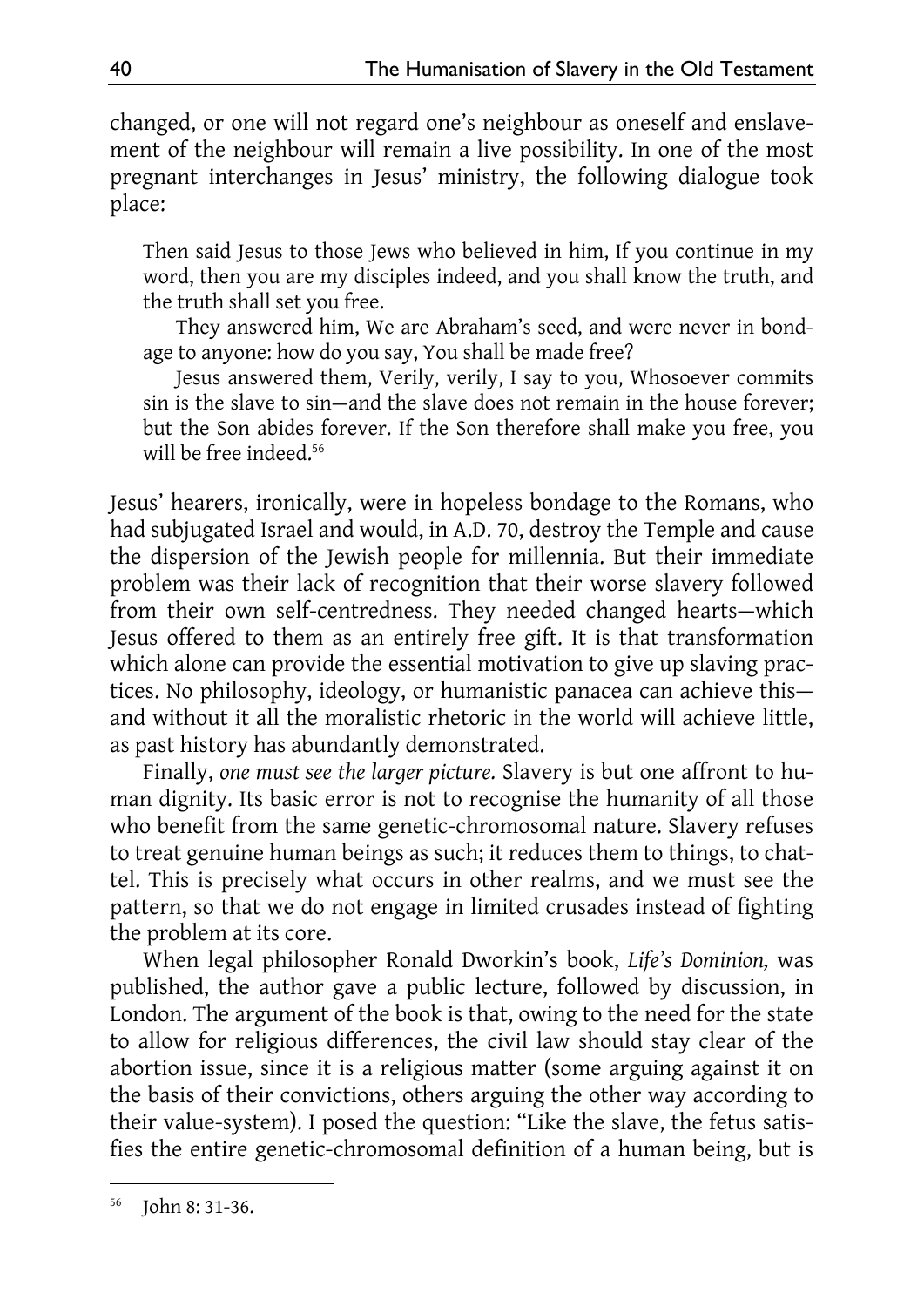changed, or one will not regard one's neighbour as oneself and enslavement of the neighbour will remain a live possibility. In one of the most pregnant interchanges in Jesus' ministry, the following dialogue took place:

> Then said Jesus to those Jews who believed in him, If you continue in my word, then you are my disciples indeed, and you shall know the truth, and the truth shall set you free.
>
> They answered him, We are Abraham's seed, and were never in bondage to anyone: how do you say, You shall be made free?
>
> Jesus answered them, Verily, verily, I say to you, Whosoever commits sin is the slave to sin—and the slave does not remain in the house forever; but the Son abides forever. If the Son therefore shall make you free, you will be free indeed.[56]

Jesus' hearers, ironically, were in hopeless bondage to the Romans, who had subjugated Israel and would, in A.D. 70, destroy the Temple and cause the dispersion of the Jewish people for millennia. But their immediate problem was their lack of recognition that their worse slavery followed from their own self-centredness. They needed changed hearts—which Jesus offered to them as an entirely free gift. It is that transformation which alone can provide the essential motivation to give up slaving practices. No philosophy, ideology, or humanistic panacea can achieve this—and without it all the moralistic rhetoric in the world will achieve little, as past history has abundantly demonstrated.

Finally, *one must see the larger picture.* Slavery is but one affront to human dignity. Its basic error is not to recognise the humanity of all those who benefit from the same genetic-chromosomal nature. Slavery refuses to treat genuine human beings as such; it reduces them to things, to chattel. This is precisely what occurs in other realms, and we must see the pattern, so that we do not engage in limited crusades instead of fighting the problem at its core.

When legal philosopher Ronald Dworkin's book, *Life's Dominion,* was published, the author gave a public lecture, followed by discussion, in London. The argument of the book is that, owing to the need for the state to allow for religious differences, the civil law should stay clear of the abortion issue, since it is a religious matter (some arguing against it on the basis of their convictions, others arguing the other way according to their value-system). I posed the question: "Like the slave, the fetus satisfies the entire genetic-chromosomal definition of a human being, but is

[56] John 8: 31-36.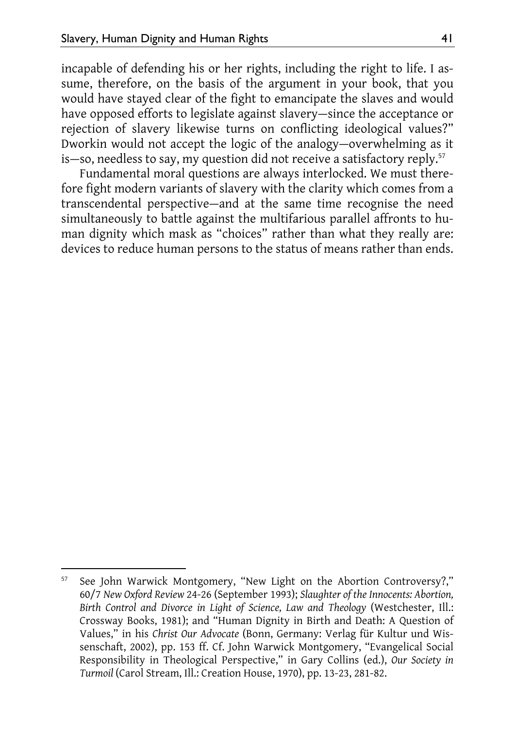incapable of defending his or her rights, including the right to life. I assume, therefore, on the basis of the argument in your book, that you would have stayed clear of the fight to emancipate the slaves and would have opposed efforts to legislate against slavery—since the acceptance or rejection of slavery likewise turns on conflicting ideological values?" Dworkin would not accept the logic of the analogy—overwhelming as it is—so, needless to say, my question did not receive a satisfactory reply.[57]

Fundamental moral questions are always interlocked. We must therefore fight modern variants of slavery with the clarity which comes from a transcendental perspective—and at the same time recognise the need simultaneously to battle against the multifarious parallel affronts to human dignity which mask as "choices" rather than what they really are: devices to reduce human persons to the status of means rather than ends.

---

[57] See John Warwick Montgomery, "New Light on the Abortion Controversy?," 60/7 *New Oxford Review* 24-26 (September 1993); *Slaughter of the Innocents: Abortion, Birth Control and Divorce in Light of Science, Law and Theology* (Westchester, Ill.: Crossway Books, 1981); and "Human Dignity in Birth and Death: A Question of Values," in his *Christ Our Advocate* (Bonn, Germany: Verlag für Kultur und Wissenschaft, 2002), pp. 153 ff. Cf. John Warwick Montgomery, "Evangelical Social Responsibility in Theological Perspective," in Gary Collins (ed.), *Our Society in Turmoil* (Carol Stream, Ill.: Creation House, 1970), pp. 13-23, 281-82.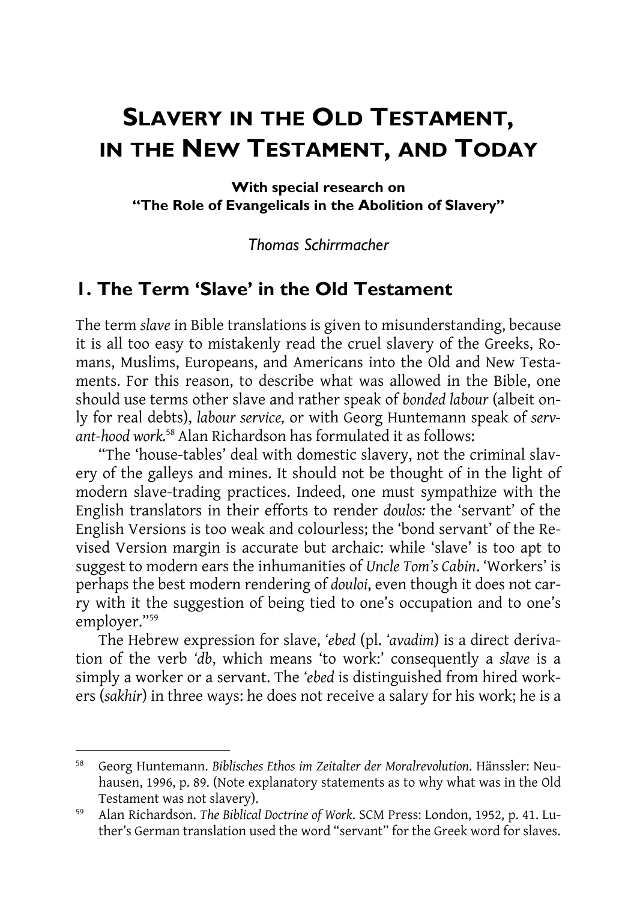# Slavery in the Old Testament, in the New Testament, and Today

**With special research on "The Role of Evangelicals in the Abolition of Slavery"**

*Thomas Schirrmacher*

## 1. The Term 'Slave' in the Old Testament

The term *slave* in Bible translations is given to misunderstanding, because it is all too easy to mistakenly read the cruel slavery of the Greeks, Romans, Muslims, Europeans, and Americans into the Old and New Testaments. For this reason, to describe what was allowed in the Bible, one should use terms other slave and rather speak of *bonded labour* (albeit only for real debts), *labour service,* or with Georg Huntemann speak of *servant-hood work.*[58] Alan Richardson has formulated it as follows:

"The 'house-tables' deal with domestic slavery, not the criminal slavery of the galleys and mines. It should not be thought of in the light of modern slave-trading practices. Indeed, one must sympathize with the English translators in their efforts to render *doulos:* the 'servant' of the English Versions is too weak and colourless; the 'bond servant' of the Revised Version margin is accurate but archaic: while 'slave' is too apt to suggest to modern ears the inhumanities of *Uncle Tom's Cabin*. 'Workers' is perhaps the best modern rendering of *douloi*, even though it does not carry with it the suggestion of being tied to one's occupation and to one's employer."[59]

The Hebrew expression for slave, *'ebed* (pl. *'avadim*) is a direct derivation of the verb *'db*, which means 'to work:' consequently a *slave* is a simply a worker or a servant. The *'ebed* is distinguished from hired workers (*sakhir*) in three ways: he does not receive a salary for his work; he is a

---

[58] Georg Huntemann. *Biblisches Ethos im Zeitalter der Moralrevolution*. Hänssler: Neuhausen, 1996, p. 89. (Note explanatory statements as to why what was in the Old Testament was not slavery).

[59] Alan Richardson. *The Biblical Doctrine of Work*. SCM Press: London, 1952, p. 41. Luther's German translation used the word "servant" for the Greek word for slaves.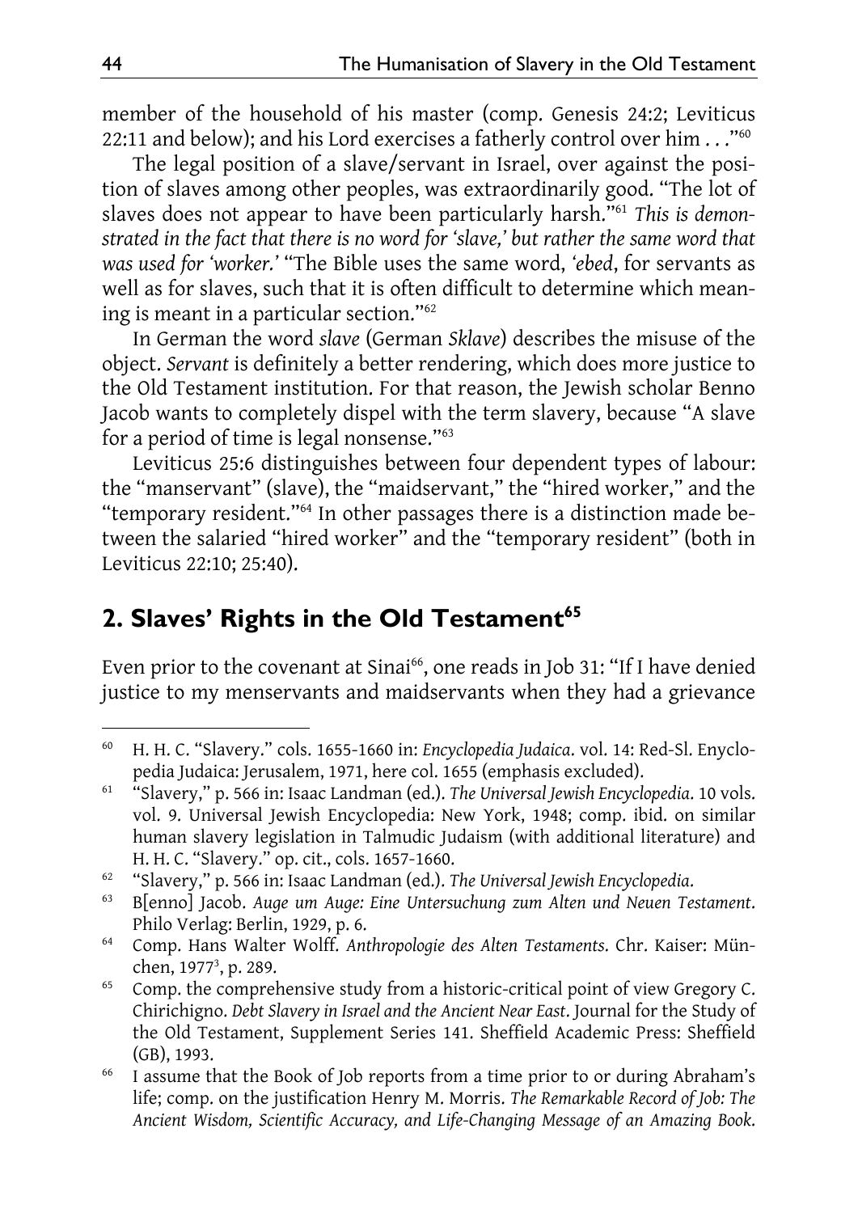member of the household of his master (comp. Genesis 24:2; Leviticus 22:11 and below); and his Lord exercises a fatherly control over him . . ."[60]

The legal position of a slave/servant in Israel, over against the position of slaves among other peoples, was extraordinarily good. "The lot of slaves does not appear to have been particularly harsh."[61] *This is demonstrated in the fact that there is no word for 'slave,' but rather the same word that was used for 'worker.'* "The Bible uses the same word, *'ebed*, for servants as well as for slaves, such that it is often difficult to determine which meaning is meant in a particular section."[62]

In German the word *slave* (German *Sklave*) describes the misuse of the object. *Servant* is definitely a better rendering, which does more justice to the Old Testament institution. For that reason, the Jewish scholar Benno Jacob wants to completely dispel with the term slavery, because "A slave for a period of time is legal nonsense."[63]

Leviticus 25:6 distinguishes between four dependent types of labour: the "manservant" (slave), the "maidservant," the "hired worker," and the "temporary resident."[64] In other passages there is a distinction made between the salaried "hired worker" and the "temporary resident" (both in Leviticus 22:10; 25:40).

## 2. Slaves' Rights in the Old Testament[65]

Even prior to the covenant at Sinai[66], one reads in Job 31: "If I have denied justice to my menservants and maidservants when they had a grievance

---

[60] H. H. C. "Slavery." cols. 1655-1660 in: *Encyclopedia Judaica*. vol. 14: Red-Sl. Encyclopedia Judaica: Jerusalem, 1971, here col. 1655 (emphasis excluded).

[61] "Slavery," p. 566 in: Isaac Landman (ed.). *The Universal Jewish Encyclopedia*. 10 vols. vol. 9. Universal Jewish Encyclopedia: New York, 1948; comp. ibid. on similar human slavery legislation in Talmudic Judaism (with additional literature) and H. H. C. "Slavery." op. cit., cols. 1657-1660.

[62] "Slavery," p. 566 in: Isaac Landman (ed.). *The Universal Jewish Encyclopedia*.

[63] B[enno] Jacob. *Auge um Auge: Eine Untersuchung zum Alten und Neuen Testament*. Philo Verlag: Berlin, 1929, p. 6.

[64] Comp. Hans Walter Wolff. *Anthropologie des Alten Testaments*. Chr. Kaiser: München, 1977[3], p. 289.

[65] Comp. the comprehensive study from a historic-critical point of view Gregory C. Chirichigno. *Debt Slavery in Israel and the Ancient Near East*. Journal for the Study of the Old Testament, Supplement Series 141. Sheffield Academic Press: Sheffield (GB), 1993.

[66] I assume that the Book of Job reports from a time prior to or during Abraham's life; comp. on the justification Henry M. Morris. *The Remarkable Record of Job: The Ancient Wisdom, Scientific Accuracy, and Life-Changing Message of an Amazing Book.*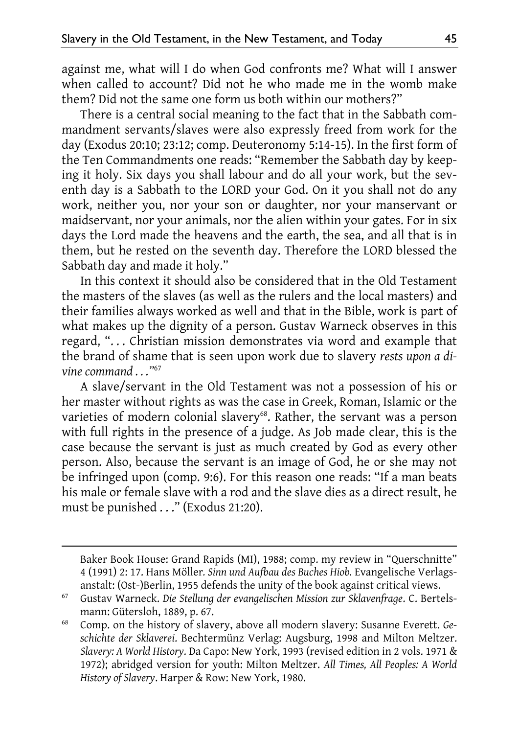against me, what will I do when God confronts me? What will I answer when called to account? Did not he who made me in the womb make them? Did not the same one form us both within our mothers?"

There is a central social meaning to the fact that in the Sabbath commandment servants/slaves were also expressly freed from work for the day (Exodus 20:10; 23:12; comp. Deuteronomy 5:14-15). In the first form of the Ten Commandments one reads: "Remember the Sabbath day by keeping it holy. Six days you shall labour and do all your work, but the seventh day is a Sabbath to the LORD your God. On it you shall not do any work, neither you, nor your son or daughter, nor your manservant or maidservant, nor your animals, nor the alien within your gates. For in six days the Lord made the heavens and the earth, the sea, and all that is in them, but he rested on the seventh day. Therefore the LORD blessed the Sabbath day and made it holy."

In this context it should also be considered that in the Old Testament the masters of the slaves (as well as the rulers and the local masters) and their families always worked as well and that in the Bible, work is part of what makes up the dignity of a person. Gustav Warneck observes in this regard, ". . . Christian mission demonstrates via word and example that the brand of shame that is seen upon work due to slavery *rests upon a divine command . . .*"[67]

A slave/servant in the Old Testament was not a possession of his or her master without rights as was the case in Greek, Roman, Islamic or the varieties of modern colonial slavery[68]. Rather, the servant was a person with full rights in the presence of a judge. As Job made clear, this is the case because the servant is just as much created by God as every other person. Also, because the servant is an image of God, he or she may not be infringed upon (comp. 9:6). For this reason one reads: "If a man beats his male or female slave with a rod and the slave dies as a direct result, he must be punished . . ." (Exodus 21:20).

---

Baker Book House: Grand Rapids (MI), 1988; comp. my review in "Querschnitte" 4 (1991) 2: 17. Hans Möller. *Sinn und Aufbau des Buches Hiob.* Evangelische Verlagsanstalt: (Ost-)Berlin, 1955 defends the unity of the book against critical views.

[67] Gustav Warneck. *Die Stellung der evangelischen Mission zur Sklavenfrage*. C. Bertelsmann: Gütersloh, 1889, p. 67.

[68] Comp. on the history of slavery, above all modern slavery: Susanne Everett. *Geschichte der Sklaverei*. Bechtermünz Verlag: Augsburg, 1998 and Milton Meltzer. *Slavery: A World History*. Da Capo: New York, 1993 (revised edition in 2 vols. 1971 & 1972); abridged version for youth: Milton Meltzer. *All Times, All Peoples: A World History of Slavery*. Harper & Row: New York, 1980.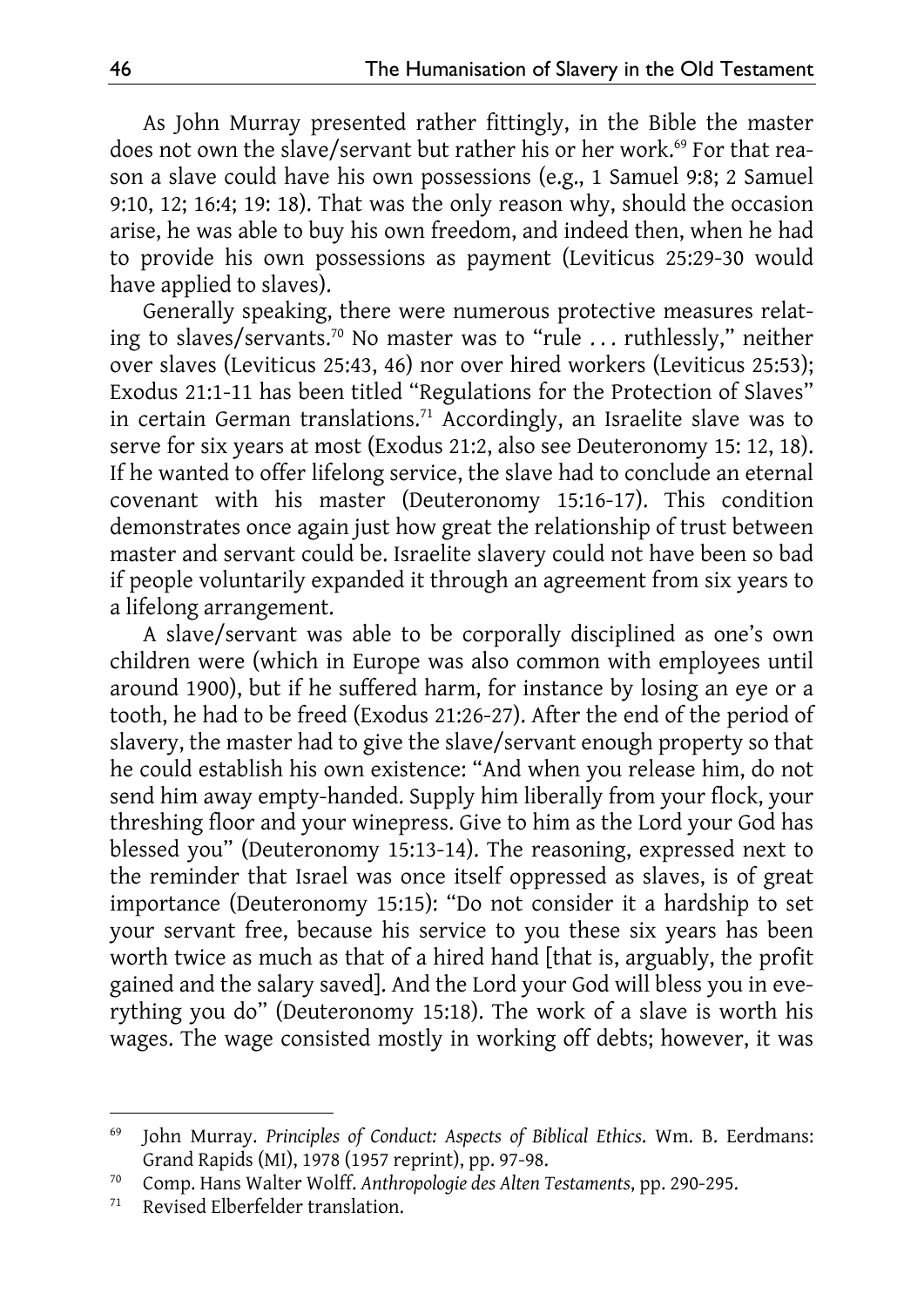As John Murray presented rather fittingly, in the Bible the master does not own the slave/servant but rather his or her work.[69] For that reason a slave could have his own possessions (e.g., 1 Samuel 9:8; 2 Samuel 9:10, 12; 16:4; 19: 18). That was the only reason why, should the occasion arise, he was able to buy his own freedom, and indeed then, when he had to provide his own possessions as payment (Leviticus 25:29-30 would have applied to slaves).

Generally speaking, there were numerous protective measures relating to slaves/servants.[70] No master was to "rule . . . ruthlessly," neither over slaves (Leviticus 25:43, 46) nor over hired workers (Leviticus 25:53); Exodus 21:1-11 has been titled "Regulations for the Protection of Slaves" in certain German translations.[71] Accordingly, an Israelite slave was to serve for six years at most (Exodus 21:2, also see Deuteronomy 15: 12, 18). If he wanted to offer lifelong service, the slave had to conclude an eternal covenant with his master (Deuteronomy 15:16-17). This condition demonstrates once again just how great the relationship of trust between master and servant could be. Israelite slavery could not have been so bad if people voluntarily expanded it through an agreement from six years to a lifelong arrangement.

A slave/servant was able to be corporally disciplined as one's own children were (which in Europe was also common with employees until around 1900), but if he suffered harm, for instance by losing an eye or a tooth, he had to be freed (Exodus 21:26-27). After the end of the period of slavery, the master had to give the slave/servant enough property so that he could establish his own existence: "And when you release him, do not send him away empty-handed. Supply him liberally from your flock, your threshing floor and your winepress. Give to him as the Lord your God has blessed you" (Deuteronomy 15:13-14). The reasoning, expressed next to the reminder that Israel was once itself oppressed as slaves, is of great importance (Deuteronomy 15:15): "Do not consider it a hardship to set your servant free, because his service to you these six years has been worth twice as much as that of a hired hand [that is, arguably, the profit gained and the salary saved]. And the Lord your God will bless you in everything you do" (Deuteronomy 15:18). The work of a slave is worth his wages. The wage consisted mostly in working off debts; however, it was

---

[69] John Murray. *Principles of Conduct: Aspects of Biblical Ethics*. Wm. B. Eerdmans: Grand Rapids (MI), 1978 (1957 reprint), pp. 97-98.

[70] Comp. Hans Walter Wolff. *Anthropologie des Alten Testaments*, pp. 290-295.

[71] Revised Elberfelder translation.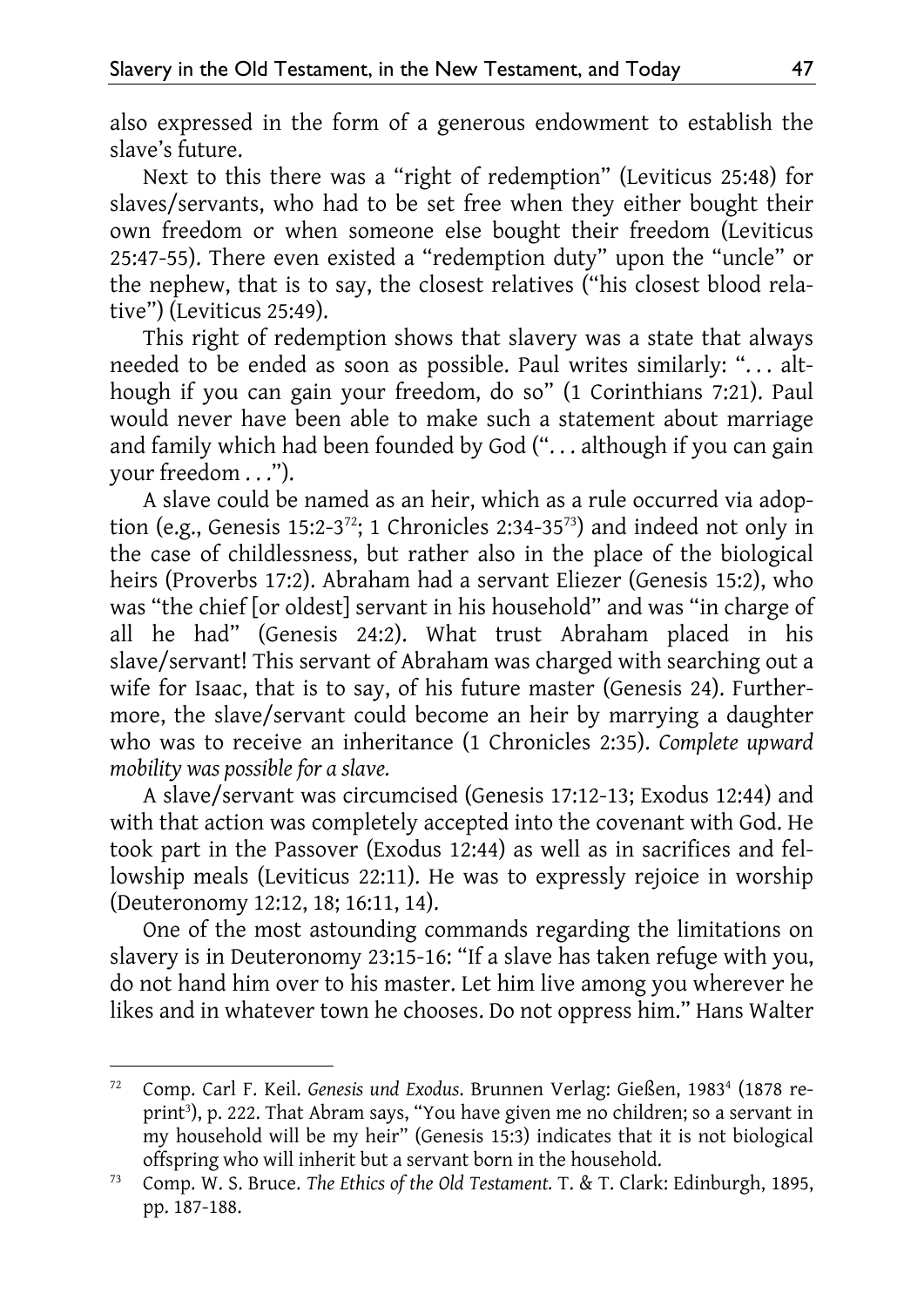also expressed in the form of a generous endowment to establish the slave's future.

Next to this there was a "right of redemption" (Leviticus 25:48) for slaves/servants, who had to be set free when they either bought their own freedom or when someone else bought their freedom (Leviticus 25:47-55). There even existed a "redemption duty" upon the "uncle" or the nephew, that is to say, the closest relatives ("his closest blood relative") (Leviticus 25:49).

This right of redemption shows that slavery was a state that always needed to be ended as soon as possible. Paul writes similarly: ". . . although if you can gain your freedom, do so" (1 Corinthians 7:21). Paul would never have been able to make such a statement about marriage and family which had been founded by God (". . . although if you can gain your freedom . . .").

A slave could be named as an heir, which as a rule occurred via adoption (e.g., Genesis 15:2-3[72]; 1 Chronicles 2:34-35[73]) and indeed not only in the case of childlessness, but rather also in the place of the biological heirs (Proverbs 17:2). Abraham had a servant Eliezer (Genesis 15:2), who was "the chief [or oldest] servant in his household" and was "in charge of all he had" (Genesis 24:2). What trust Abraham placed in his slave/servant! This servant of Abraham was charged with searching out a wife for Isaac, that is to say, of his future master (Genesis 24). Furthermore, the slave/servant could become an heir by marrying a daughter who was to receive an inheritance (1 Chronicles 2:35). *Complete upward mobility was possible for a slave.*

A slave/servant was circumcised (Genesis 17:12-13; Exodus 12:44) and with that action was completely accepted into the covenant with God. He took part in the Passover (Exodus 12:44) as well as in sacrifices and fellowship meals (Leviticus 22:11). He was to expressly rejoice in worship (Deuteronomy 12:12, 18; 16:11, 14).

One of the most astounding commands regarding the limitations on slavery is in Deuteronomy 23:15-16: "If a slave has taken refuge with you, do not hand him over to his master. Let him live among you wherever he likes and in whatever town he chooses. Do not oppress him." Hans Walter

---

[72] Comp. Carl F. Keil. *Genesis und Exodus*. Brunnen Verlag: Gießen, 1983[4] (1878 reprint[3]), p. 222. That Abram says, "You have given me no children; so a servant in my household will be my heir" (Genesis 15:3) indicates that it is not biological offspring who will inherit but a servant born in the household.

[73] Comp. W. S. Bruce. *The Ethics of the Old Testament.* T. & T. Clark: Edinburgh, 1895, pp. 187-188.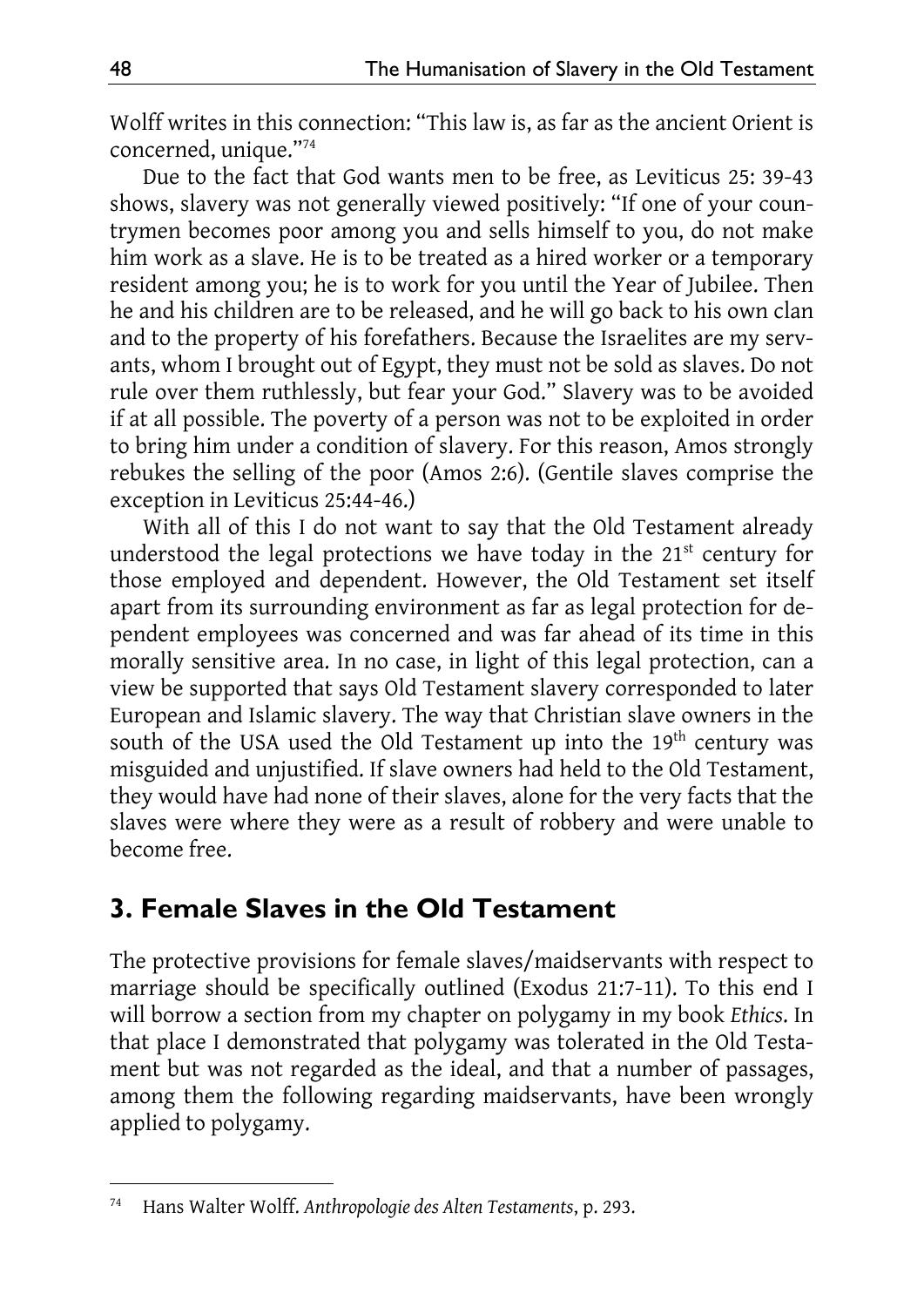Wolff writes in this connection: "This law is, as far as the ancient Orient is concerned, unique."[74]

Due to the fact that God wants men to be free, as Leviticus 25: 39-43 shows, slavery was not generally viewed positively: "If one of your countrymen becomes poor among you and sells himself to you, do not make him work as a slave. He is to be treated as a hired worker or a temporary resident among you; he is to work for you until the Year of Jubilee. Then he and his children are to be released, and he will go back to his own clan and to the property of his forefathers. Because the Israelites are my servants, whom I brought out of Egypt, they must not be sold as slaves. Do not rule over them ruthlessly, but fear your God." Slavery was to be avoided if at all possible. The poverty of a person was not to be exploited in order to bring him under a condition of slavery. For this reason, Amos strongly rebukes the selling of the poor (Amos 2:6). (Gentile slaves comprise the exception in Leviticus 25:44-46.)

With all of this I do not want to say that the Old Testament already understood the legal protections we have today in the 21st century for those employed and dependent. However, the Old Testament set itself apart from its surrounding environment as far as legal protection for dependent employees was concerned and was far ahead of its time in this morally sensitive area. In no case, in light of this legal protection, can a view be supported that says Old Testament slavery corresponded to later European and Islamic slavery. The way that Christian slave owners in the south of the USA used the Old Testament up into the 19th century was misguided and unjustified. If slave owners had held to the Old Testament, they would have had none of their slaves, alone for the very facts that the slaves were where they were as a result of robbery and were unable to become free.

## 3. Female Slaves in the Old Testament

The protective provisions for female slaves/maidservants with respect to marriage should be specifically outlined (Exodus 21:7-11). To this end I will borrow a section from my chapter on polygamy in my book *Ethics*. In that place I demonstrated that polygamy was tolerated in the Old Testament but was not regarded as the ideal, and that a number of passages, among them the following regarding maidservants, have been wrongly applied to polygamy.

---

[74] Hans Walter Wolff. *Anthropologie des Alten Testaments*, p. 293.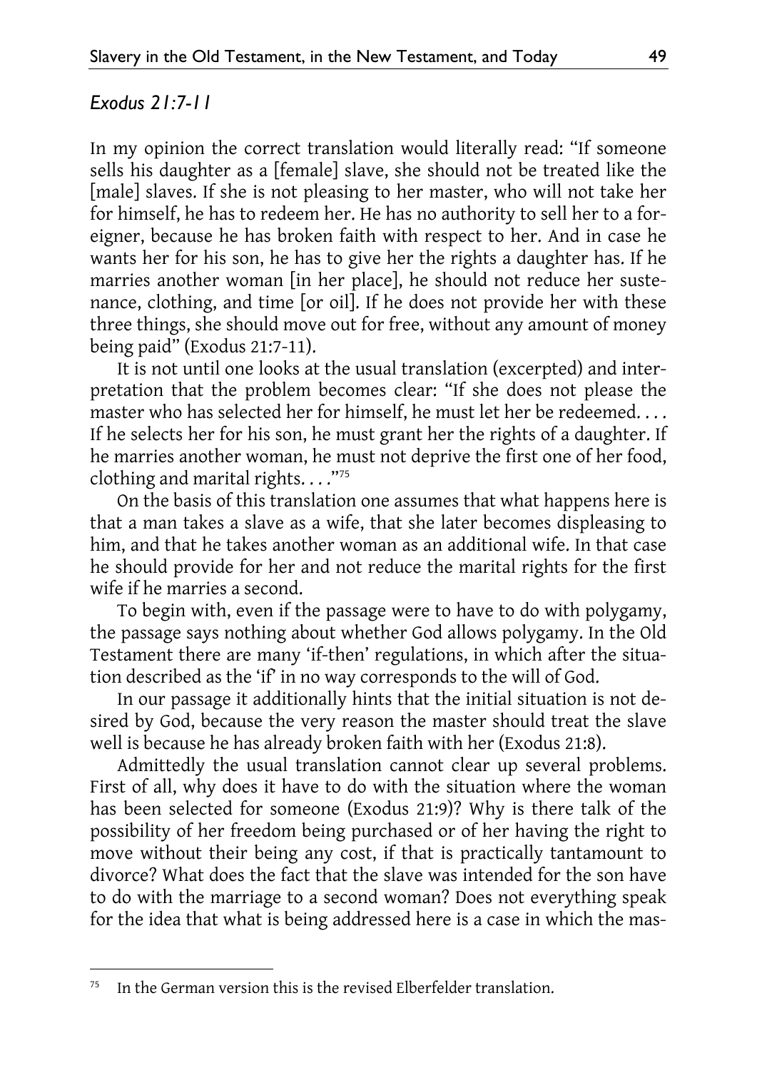*Exodus 21:7-11*

In my opinion the correct translation would literally read: "If someone sells his daughter as a [female] slave, she should not be treated like the [male] slaves. If she is not pleasing to her master, who will not take her for himself, he has to redeem her. He has no authority to sell her to a foreigner, because he has broken faith with respect to her. And in case he wants her for his son, he has to give her the rights a daughter has. If he marries another woman [in her place], he should not reduce her sustenance, clothing, and time [or oil]. If he does not provide her with these three things, she should move out for free, without any amount of money being paid" (Exodus 21:7-11).

It is not until one looks at the usual translation (excerpted) and interpretation that the problem becomes clear: "If she does not please the master who has selected her for himself, he must let her be redeemed. . . . If he selects her for his son, he must grant her the rights of a daughter. If he marries another woman, he must not deprive the first one of her food, clothing and marital rights. . . ."[75]

On the basis of this translation one assumes that what happens here is that a man takes a slave as a wife, that she later becomes displeasing to him, and that he takes another woman as an additional wife. In that case he should provide for her and not reduce the marital rights for the first wife if he marries a second.

To begin with, even if the passage were to have to do with polygamy, the passage says nothing about whether God allows polygamy. In the Old Testament there are many 'if-then' regulations, in which after the situation described as the 'if' in no way corresponds to the will of God.

In our passage it additionally hints that the initial situation is not desired by God, because the very reason the master should treat the slave well is because he has already broken faith with her (Exodus 21:8).

Admittedly the usual translation cannot clear up several problems. First of all, why does it have to do with the situation where the woman has been selected for someone (Exodus 21:9)? Why is there talk of the possibility of her freedom being purchased or of her having the right to move without their being any cost, if that is practically tantamount to divorce? What does the fact that the slave was intended for the son have to do with the marriage to a second woman? Does not everything speak for the idea that what is being addressed here is a case in which the mas-

[75] In the German version this is the revised Elberfelder translation.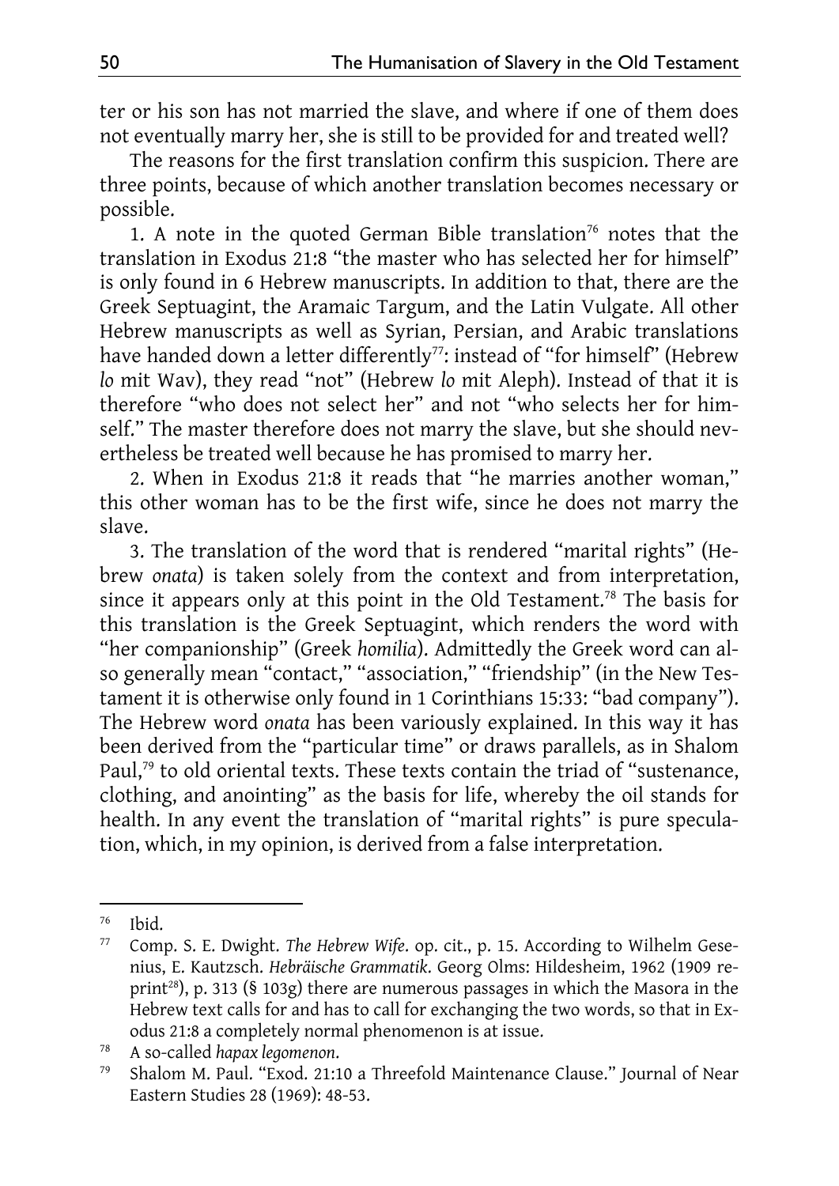ter or his son has not married the slave, and where if one of them does not eventually marry her, she is still to be provided for and treated well?

The reasons for the first translation confirm this suspicion. There are three points, because of which another translation becomes necessary or possible.

1. A note in the quoted German Bible translation[76] notes that the translation in Exodus 21:8 "the master who has selected her for himself" is only found in 6 Hebrew manuscripts. In addition to that, there are the Greek Septuagint, the Aramaic Targum, and the Latin Vulgate. All other Hebrew manuscripts as well as Syrian, Persian, and Arabic translations have handed down a letter differently[77]: instead of "for himself" (Hebrew *lo* mit Wav), they read "not" (Hebrew *lo* mit Aleph). Instead of that it is therefore "who does not select her" and not "who selects her for himself." The master therefore does not marry the slave, but she should nevertheless be treated well because he has promised to marry her.

2. When in Exodus 21:8 it reads that "he marries another woman," this other woman has to be the first wife, since he does not marry the slave.

3. The translation of the word that is rendered "marital rights" (Hebrew *onata*) is taken solely from the context and from interpretation, since it appears only at this point in the Old Testament.[78] The basis for this translation is the Greek Septuagint, which renders the word with "her companionship" (Greek *homilia*). Admittedly the Greek word can also generally mean "contact," "association," "friendship" (in the New Testament it is otherwise only found in 1 Corinthians 15:33: "bad company"). The Hebrew word *onata* has been variously explained. In this way it has been derived from the "particular time" or draws parallels, as in Shalom Paul,[79] to old oriental texts. These texts contain the triad of "sustenance, clothing, and anointing" as the basis for life, whereby the oil stands for health. In any event the translation of "marital rights" is pure speculation, which, in my opinion, is derived from a false interpretation.

---

[76] Ibid.

[77] Comp. S. E. Dwight. *The Hebrew Wife*. op. cit., p. 15. According to Wilhelm Gesenius, E. Kautzsch. *Hebräische Grammatik*. Georg Olms: Hildesheim, 1962 (1909 reprint[28]), p. 313 (§ 103g) there are numerous passages in which the Masora in the Hebrew text calls for and has to call for exchanging the two words, so that in Exodus 21:8 a completely normal phenomenon is at issue.

[78] A so-called *hapax legomenon*.

[79] Shalom M. Paul. "Exod. 21:10 a Threefold Maintenance Clause." Journal of Near Eastern Studies 28 (1969): 48-53.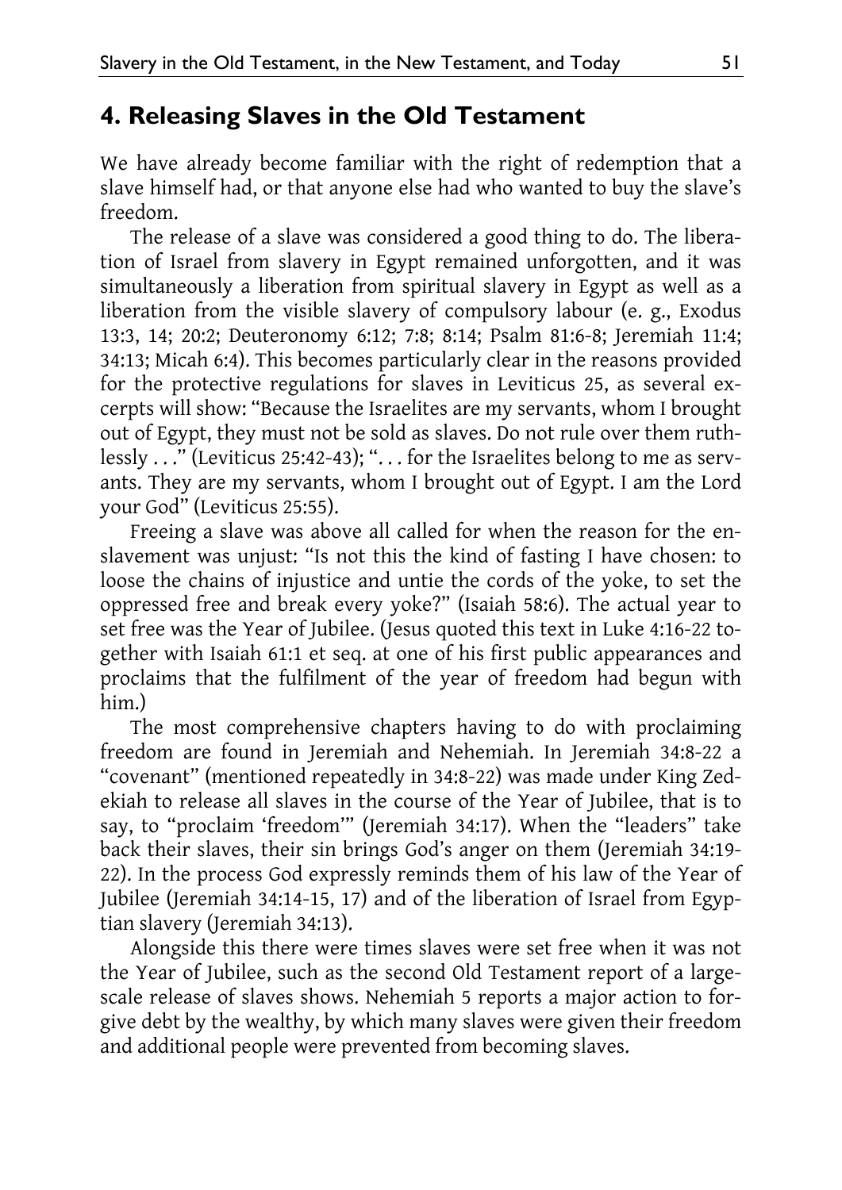## 4. Releasing Slaves in the Old Testament

We have already become familiar with the right of redemption that a slave himself had, or that anyone else had who wanted to buy the slave's freedom.

The release of a slave was considered a good thing to do. The liberation of Israel from slavery in Egypt remained unforgotten, and it was simultaneously a liberation from spiritual slavery in Egypt as well as a liberation from the visible slavery of compulsory labour (e. g., Exodus 13:3, 14; 20:2; Deuteronomy 6:12; 7:8; 8:14; Psalm 81:6-8; Jeremiah 11:4; 34:13; Micah 6:4). This becomes particularly clear in the reasons provided for the protective regulations for slaves in Leviticus 25, as several excerpts will show: "Because the Israelites are my servants, whom I brought out of Egypt, they must not be sold as slaves. Do not rule over them ruthlessly . . ." (Leviticus 25:42-43); ". . . for the Israelites belong to me as servants. They are my servants, whom I brought out of Egypt. I am the Lord your God" (Leviticus 25:55).

Freeing a slave was above all called for when the reason for the enslavement was unjust: "Is not this the kind of fasting I have chosen: to loose the chains of injustice and untie the cords of the yoke, to set the oppressed free and break every yoke?" (Isaiah 58:6). The actual year to set free was the Year of Jubilee. (Jesus quoted this text in Luke 4:16-22 together with Isaiah 61:1 et seq. at one of his first public appearances and proclaims that the fulfilment of the year of freedom had begun with him.)

The most comprehensive chapters having to do with proclaiming freedom are found in Jeremiah and Nehemiah. In Jeremiah 34:8-22 a "covenant" (mentioned repeatedly in 34:8-22) was made under King Zedekiah to release all slaves in the course of the Year of Jubilee, that is to say, to "proclaim 'freedom'" (Jeremiah 34:17). When the "leaders" take back their slaves, their sin brings God's anger on them (Jeremiah 34:19-22). In the process God expressly reminds them of his law of the Year of Jubilee (Jeremiah 34:14-15, 17) and of the liberation of Israel from Egyptian slavery (Jeremiah 34:13).

Alongside this there were times slaves were set free when it was not the Year of Jubilee, such as the second Old Testament report of a large-scale release of slaves shows. Nehemiah 5 reports a major action to forgive debt by the wealthy, by which many slaves were given their freedom and additional people were prevented from becoming slaves.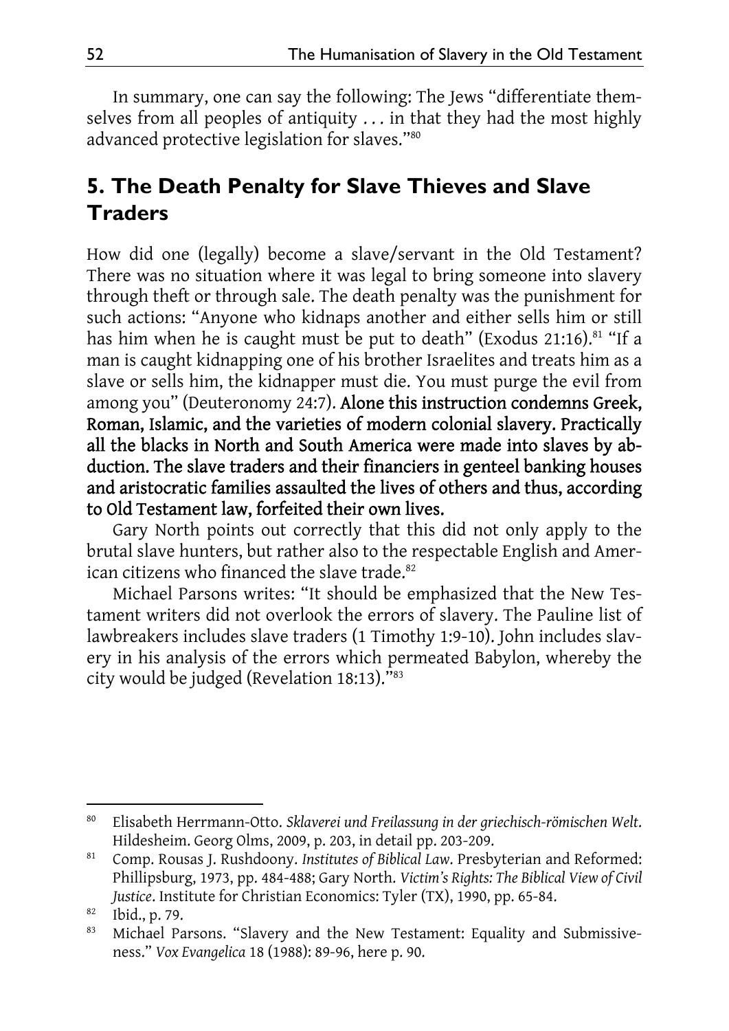In summary, one can say the following: The Jews "differentiate themselves from all peoples of antiquity . . . in that they had the most highly advanced protective legislation for slaves."[80]

## 5. The Death Penalty for Slave Thieves and Slave Traders

How did one (legally) become a slave/servant in the Old Testament? There was no situation where it was legal to bring someone into slavery through theft or through sale. The death penalty was the punishment for such actions: "Anyone who kidnaps another and either sells him or still has him when he is caught must be put to death" (Exodus 21:16).[81] "If a man is caught kidnapping one of his brother Israelites and treats him as a slave or sells him, the kidnapper must die. You must purge the evil from among you" (Deuteronomy 24:7). **Alone this instruction condemns Greek, Roman, Islamic, and the varieties of modern colonial slavery. Practically all the blacks in North and South America were made into slaves by abduction. The slave traders and their financiers in genteel banking houses and aristocratic families assaulted the lives of others and thus, according to Old Testament law, forfeited their own lives.**

Gary North points out correctly that this did not only apply to the brutal slave hunters, but rather also to the respectable English and American citizens who financed the slave trade.[82]

Michael Parsons writes: "It should be emphasized that the New Testament writers did not overlook the errors of slavery. The Pauline list of lawbreakers includes slave traders (1 Timothy 1:9-10). John includes slavery in his analysis of the errors which permeated Babylon, whereby the city would be judged (Revelation 18:13)."[83]

---

[80] Elisabeth Herrmann-Otto. *Sklaverei und Freilassung in der griechisch-römischen Welt*. Hildesheim. Georg Olms, 2009, p. 203, in detail pp. 203-209.

[81] Comp. Rousas J. Rushdoony. *Institutes of Biblical Law*. Presbyterian and Reformed: Phillipsburg, 1973, pp. 484-488; Gary North. *Victim's Rights: The Biblical View of Civil Justice*. Institute for Christian Economics: Tyler (TX), 1990, pp. 65-84.

[82] Ibid., p. 79.

[83] Michael Parsons. "Slavery and the New Testament: Equality and Submissiveness." *Vox Evangelica* 18 (1988): 89-96, here p. 90.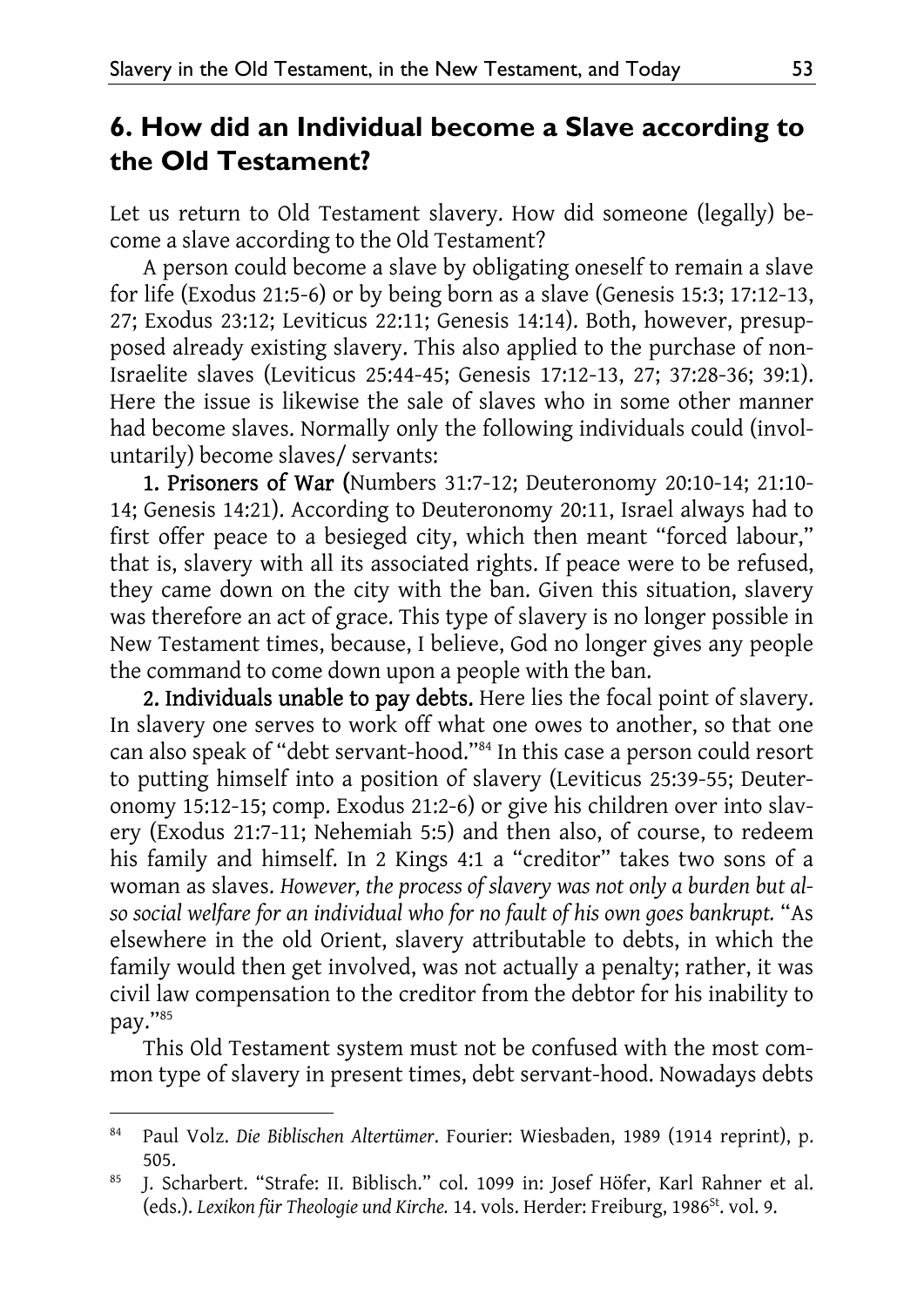## 6. How did an Individual become a Slave according to the Old Testament?

Let us return to Old Testament slavery. How did someone (legally) become a slave according to the Old Testament?

A person could become a slave by obligating oneself to remain a slave for life (Exodus 21:5-6) or by being born as a slave (Genesis 15:3; 17:12-13, 27; Exodus 23:12; Leviticus 22:11; Genesis 14:14). Both, however, presupposed already existing slavery. This also applied to the purchase of non-Israelite slaves (Leviticus 25:44-45; Genesis 17:12-13, 27; 37:28-36; 39:1). Here the issue is likewise the sale of slaves who in some other manner had become slaves. Normally only the following individuals could (involuntarily) become slaves/ servants:

**1. Prisoners of War (**Numbers 31:7-12; Deuteronomy 20:10-14; 21:10-14; Genesis 14:21). According to Deuteronomy 20:11, Israel always had to first offer peace to a besieged city, which then meant "forced labour," that is, slavery with all its associated rights. If peace were to be refused, they came down on the city with the ban. Given this situation, slavery was therefore an act of grace. This type of slavery is no longer possible in New Testament times, because, I believe, God no longer gives any people the command to come down upon a people with the ban.

**2. Individuals unable to pay debts.** Here lies the focal point of slavery. In slavery one serves to work off what one owes to another, so that one can also speak of "debt servant-hood."[84] In this case a person could resort to putting himself into a position of slavery (Leviticus 25:39-55; Deuteronomy 15:12-15; comp. Exodus 21:2-6) or give his children over into slavery (Exodus 21:7-11; Nehemiah 5:5) and then also, of course, to redeem his family and himself. In 2 Kings 4:1 a "creditor" takes two sons of a woman as slaves. *However, the process of slavery was not only a burden but also social welfare for an individual who for no fault of his own goes bankrupt.* "As elsewhere in the old Orient, slavery attributable to debts, in which the family would then get involved, was not actually a penalty; rather, it was civil law compensation to the creditor from the debtor for his inability to pay."[85]

This Old Testament system must not be confused with the most common type of slavery in present times, debt servant-hood. Nowadays debts

---

[84] Paul Volz. *Die Biblischen Altertümer*. Fourier: Wiesbaden, 1989 (1914 reprint), p. 505.

[85] J. Scharbert. "Strafe: II. Biblisch." col. 1099 in: Josef Höfer, Karl Rahner et al. (eds.). *Lexikon für Theologie und Kirche.* 14. vols. Herder: Freiburg, 1986St. vol. 9.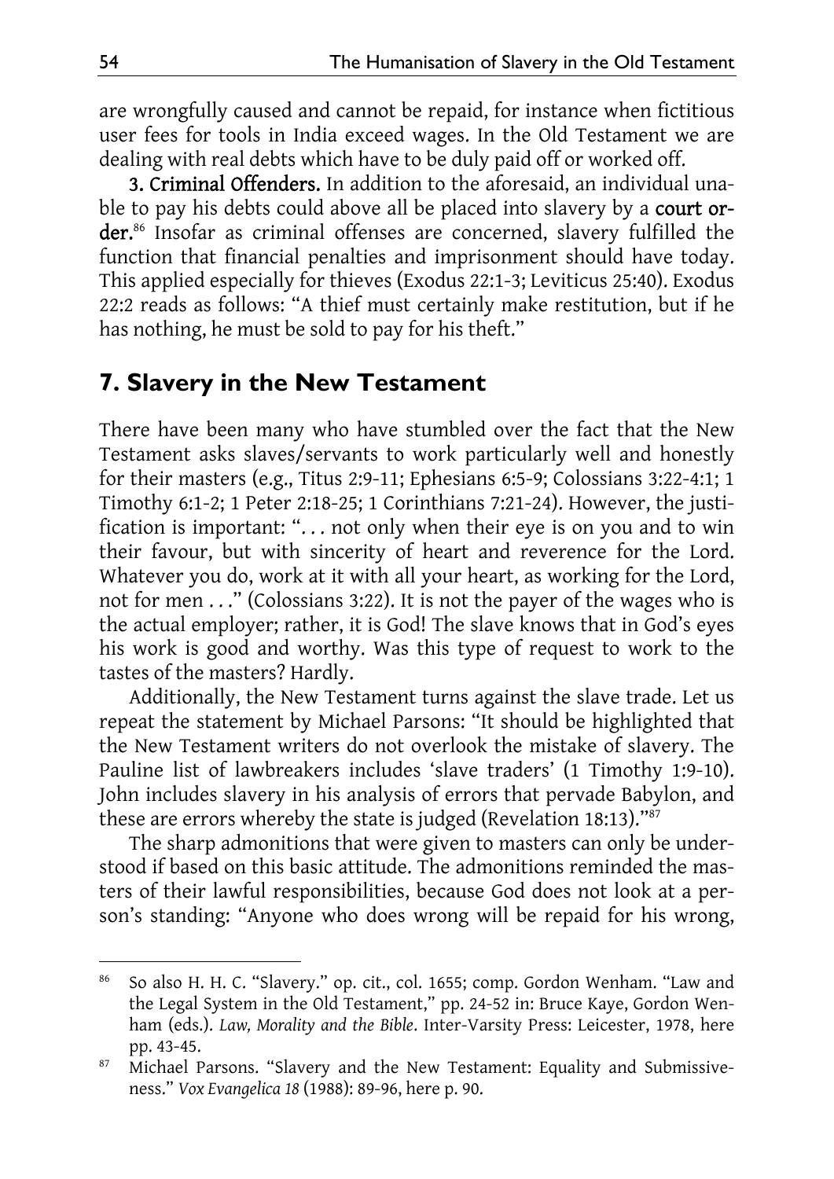are wrongfully caused and cannot be repaid, for instance when fictitious user fees for tools in India exceed wages. In the Old Testament we are dealing with real debts which have to be duly paid off or worked off.

**3. Criminal Offenders.** In addition to the aforesaid, an individual unable to pay his debts could above all be placed into slavery by a **court order.**[86] Insofar as criminal offenses are concerned, slavery fulfilled the function that financial penalties and imprisonment should have today. This applied especially for thieves (Exodus 22:1-3; Leviticus 25:40). Exodus 22:2 reads as follows: "A thief must certainly make restitution, but if he has nothing, he must be sold to pay for his theft."

## 7. Slavery in the New Testament

There have been many who have stumbled over the fact that the New Testament asks slaves/servants to work particularly well and honestly for their masters (e.g., Titus 2:9-11; Ephesians 6:5-9; Colossians 3:22-4:1; 1 Timothy 6:1-2; 1 Peter 2:18-25; 1 Corinthians 7:21-24). However, the justification is important: ". . . not only when their eye is on you and to win their favour, but with sincerity of heart and reverence for the Lord. Whatever you do, work at it with all your heart, as working for the Lord, not for men . . ." (Colossians 3:22). It is not the payer of the wages who is the actual employer; rather, it is God! The slave knows that in God's eyes his work is good and worthy. Was this type of request to work to the tastes of the masters? Hardly.

Additionally, the New Testament turns against the slave trade. Let us repeat the statement by Michael Parsons: "It should be highlighted that the New Testament writers do not overlook the mistake of slavery. The Pauline list of lawbreakers includes 'slave traders' (1 Timothy 1:9-10). John includes slavery in his analysis of errors that pervade Babylon, and these are errors whereby the state is judged (Revelation 18:13)."[87]

The sharp admonitions that were given to masters can only be understood if based on this basic attitude. The admonitions reminded the masters of their lawful responsibilities, because God does not look at a person's standing: "Anyone who does wrong will be repaid for his wrong,

---

[86] So also H. H. C. "Slavery." op. cit., col. 1655; comp. Gordon Wenham. "Law and the Legal System in the Old Testament," pp. 24-52 in: Bruce Kaye, Gordon Wenham (eds.). *Law, Morality and the Bible*. Inter-Varsity Press: Leicester, 1978, here pp. 43-45.

[87] Michael Parsons. "Slavery and the New Testament: Equality and Submissiveness." *Vox Evangelica 18* (1988): 89-96, here p. 90.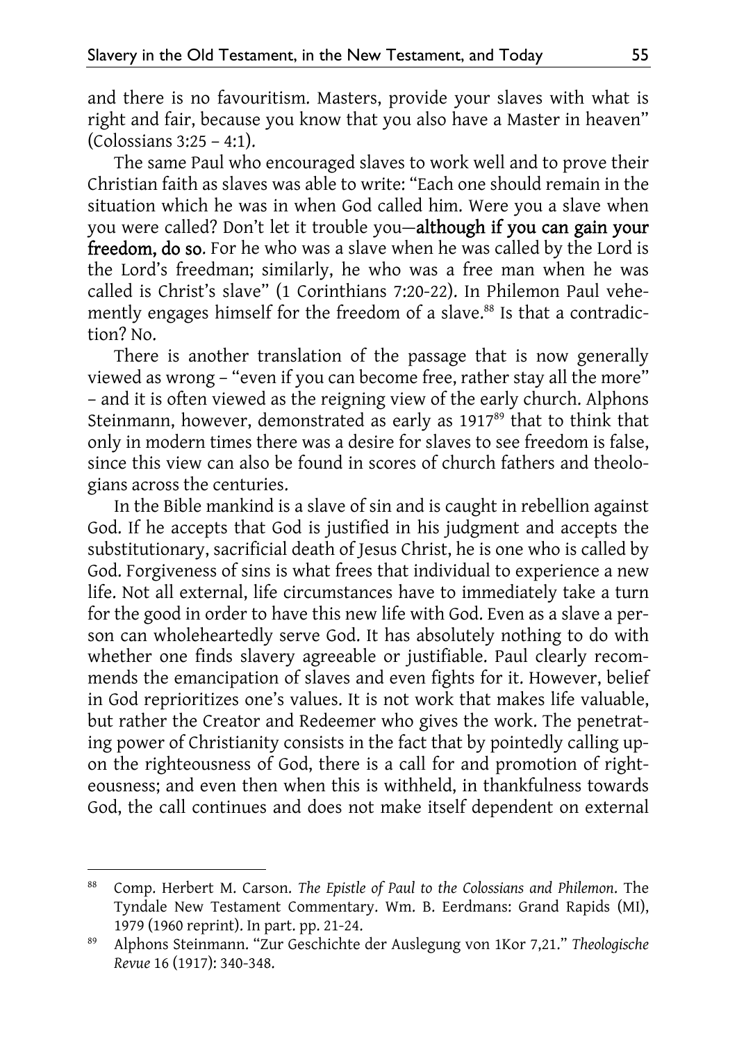and there is no favouritism. Masters, provide your slaves with what is right and fair, because you know that you also have a Master in heaven" (Colossians 3:25 – 4:1).

The same Paul who encouraged slaves to work well and to prove their Christian faith as slaves was able to write: "Each one should remain in the situation which he was in when God called him. Were you a slave when you were called? Don't let it trouble you—**although if you can gain your freedom, do so**. For he who was a slave when he was called by the Lord is the Lord's freedman; similarly, he who was a free man when he was called is Christ's slave" (1 Corinthians 7:20-22). In Philemon Paul vehemently engages himself for the freedom of a slave.[88] Is that a contradiction? No.

There is another translation of the passage that is now generally viewed as wrong – "even if you can become free, rather stay all the more" – and it is often viewed as the reigning view of the early church. Alphons Steinmann, however, demonstrated as early as 1917[89] that to think that only in modern times there was a desire for slaves to see freedom is false, since this view can also be found in scores of church fathers and theologians across the centuries.

In the Bible mankind is a slave of sin and is caught in rebellion against God. If he accepts that God is justified in his judgment and accepts the substitutionary, sacrificial death of Jesus Christ, he is one who is called by God. Forgiveness of sins is what frees that individual to experience a new life. Not all external, life circumstances have to immediately take a turn for the good in order to have this new life with God. Even as a slave a person can wholeheartedly serve God. It has absolutely nothing to do with whether one finds slavery agreeable or justifiable. Paul clearly recommends the emancipation of slaves and even fights for it. However, belief in God reprioritizes one's values. It is not work that makes life valuable, but rather the Creator and Redeemer who gives the work. The penetrating power of Christianity consists in the fact that by pointedly calling upon the righteousness of God, there is a call for and promotion of righteousness; and even then when this is withheld, in thankfulness towards God, the call continues and does not make itself dependent on external

---

[88] Comp. Herbert M. Carson. *The Epistle of Paul to the Colossians and Philemon*. The Tyndale New Testament Commentary. Wm. B. Eerdmans: Grand Rapids (MI), 1979 (1960 reprint). In part. pp. 21-24.

[89] Alphons Steinmann. "Zur Geschichte der Auslegung von 1Kor 7,21." *Theologische Revue* 16 (1917): 340-348.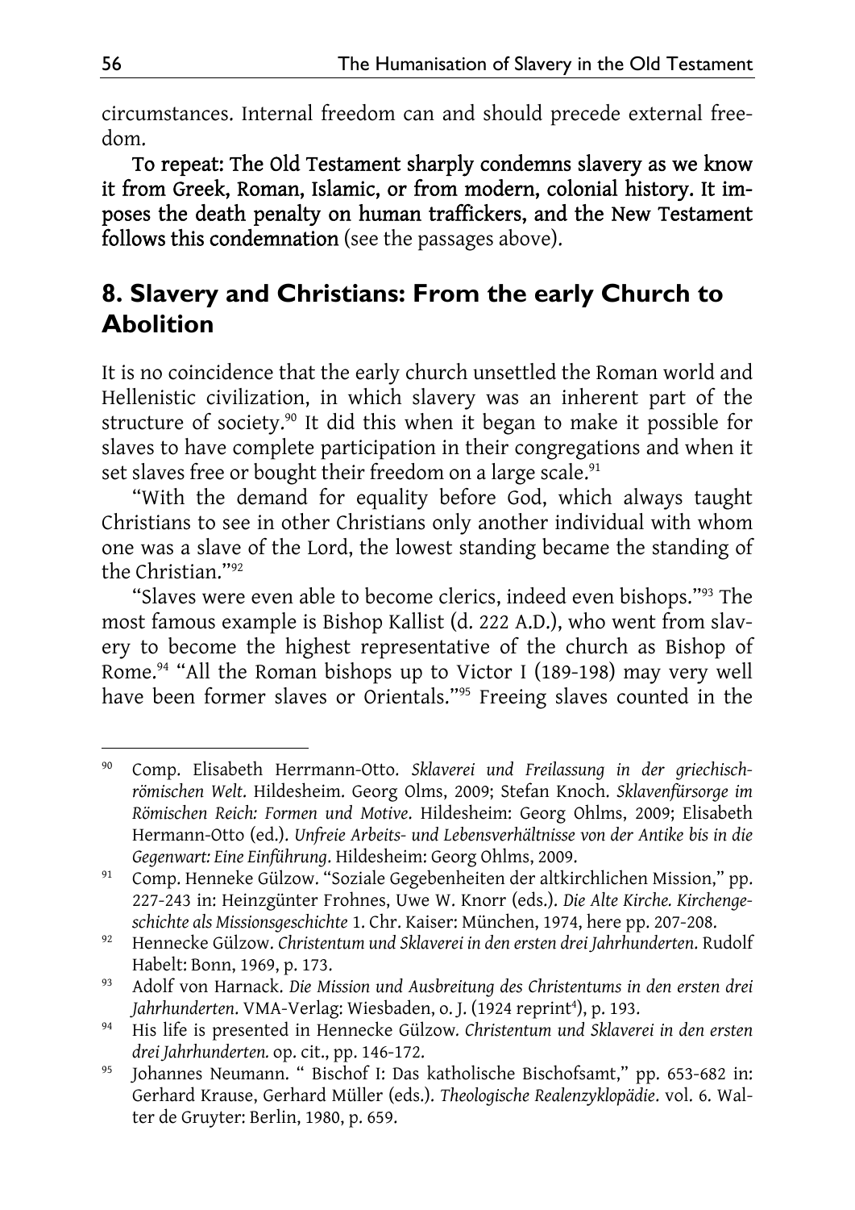circumstances. Internal freedom can and should precede external freedom.

**To repeat: The Old Testament sharply condemns slavery as we know it from Greek, Roman, Islamic, or from modern, colonial history. It imposes the death penalty on human traffickers, and the New Testament follows this condemnation** (see the passages above).

## 8. Slavery and Christians: From the early Church to Abolition

It is no coincidence that the early church unsettled the Roman world and Hellenistic civilization, in which slavery was an inherent part of the structure of society.[90] It did this when it began to make it possible for slaves to have complete participation in their congregations and when it set slaves free or bought their freedom on a large scale.[91]

"With the demand for equality before God, which always taught Christians to see in other Christians only another individual with whom one was a slave of the Lord, the lowest standing became the standing of the Christian."[92]

"Slaves were even able to become clerics, indeed even bishops."[93] The most famous example is Bishop Kallist (d. 222 A.D.), who went from slavery to become the highest representative of the church as Bishop of Rome.[94] "All the Roman bishops up to Victor I (189-198) may very well have been former slaves or Orientals."[95] Freeing slaves counted in the

---

[90] Comp. Elisabeth Herrmann-Otto. *Sklaverei und Freilassung in der griechisch-römischen Welt*. Hildesheim. Georg Olms, 2009; Stefan Knoch. *Sklavenfürsorge im Römischen Reich: Formen und Motive*. Hildesheim: Georg Ohlms, 2009; Elisabeth Hermann-Otto (ed.). *Unfreie Arbeits- und Lebensverhältnisse von der Antike bis in die Gegenwart: Eine Einführung*. Hildesheim: Georg Ohlms, 2009.

[91] Comp. Henneke Gülzow. "Soziale Gegebenheiten der altkirchlichen Mission," pp. 227-243 in: Heinzgünter Frohnes, Uwe W. Knorr (eds.). *Die Alte Kirche. Kirchengeschichte als Missionsgeschichte* 1. Chr. Kaiser: München, 1974, here pp. 207-208.

[92] Hennecke Gülzow. *Christentum und Sklaverei in den ersten drei Jahrhunderten*. Rudolf Habelt: Bonn, 1969, p. 173.

[93] Adolf von Harnack. *Die Mission und Ausbreitung des Christentums in den ersten drei Jahrhunderten*. VMA-Verlag: Wiesbaden, o. J. (1924 reprint[4]), p. 193.

[94] His life is presented in Hennecke Gülzow. *Christentum und Sklaverei in den ersten drei Jahrhunderten.* op. cit., pp. 146-172.

[95] Johannes Neumann. " Bischof I: Das katholische Bischofsamt," pp. 653-682 in: Gerhard Krause, Gerhard Müller (eds.). *Theologische Realenzyklopädie*. vol. 6. Walter de Gruyter: Berlin, 1980, p. 659.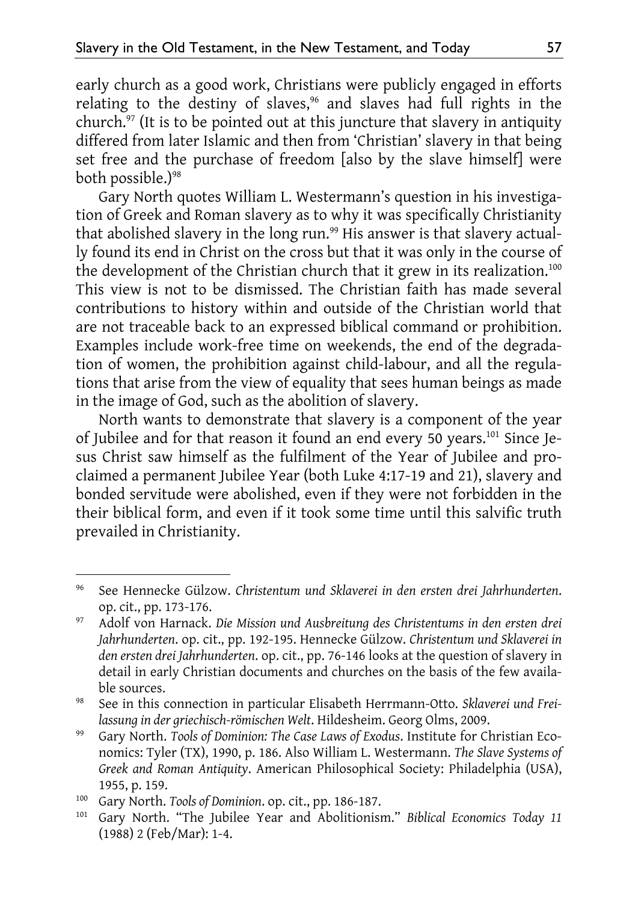early church as a good work, Christians were publicly engaged in efforts relating to the destiny of slaves,[96] and slaves had full rights in the church.[97] (It is to be pointed out at this juncture that slavery in antiquity differed from later Islamic and then from 'Christian' slavery in that being set free and the purchase of freedom [also by the slave himself] were both possible.)[98]

Gary North quotes William L. Westermann's question in his investigation of Greek and Roman slavery as to why it was specifically Christianity that abolished slavery in the long run.[99] His answer is that slavery actually found its end in Christ on the cross but that it was only in the course of the development of the Christian church that it grew in its realization.[100] This view is not to be dismissed. The Christian faith has made several contributions to history within and outside of the Christian world that are not traceable back to an expressed biblical command or prohibition. Examples include work-free time on weekends, the end of the degradation of women, the prohibition against child-labour, and all the regulations that arise from the view of equality that sees human beings as made in the image of God, such as the abolition of slavery.

North wants to demonstrate that slavery is a component of the year of Jubilee and for that reason it found an end every 50 years.[101] Since Jesus Christ saw himself as the fulfilment of the Year of Jubilee and proclaimed a permanent Jubilee Year (both Luke 4:17-19 and 21), slavery and bonded servitude were abolished, even if they were not forbidden in the their biblical form, and even if it took some time until this salvific truth prevailed in Christianity.

---

[96] See Hennecke Gülzow. *Christentum und Sklaverei in den ersten drei Jahrhunderten.* op. cit., pp. 173-176.

[97] Adolf von Harnack. *Die Mission und Ausbreitung des Christentums in den ersten drei Jahrhunderten*. op. cit., pp. 192-195. Hennecke Gülzow. *Christentum und Sklaverei in den ersten drei Jahrhunderten*. op. cit., pp. 76-146 looks at the question of slavery in detail in early Christian documents and churches on the basis of the few available sources.

[98] See in this connection in particular Elisabeth Herrmann-Otto. *Sklaverei und Freilassung in der griechisch-römischen Welt*. Hildesheim. Georg Olms, 2009.

[99] Gary North. *Tools of Dominion: The Case Laws of Exodus*. Institute for Christian Economics: Tyler (TX), 1990, p. 186. Also William L. Westermann. *The Slave Systems of Greek and Roman Antiquity*. American Philosophical Society: Philadelphia (USA), 1955, p. 159.

[100] Gary North. *Tools of Dominion*. op. cit., pp. 186-187.

[101] Gary North. "The Jubilee Year and Abolitionism." *Biblical Economics Today 11* (1988) 2 (Feb/Mar): 1-4.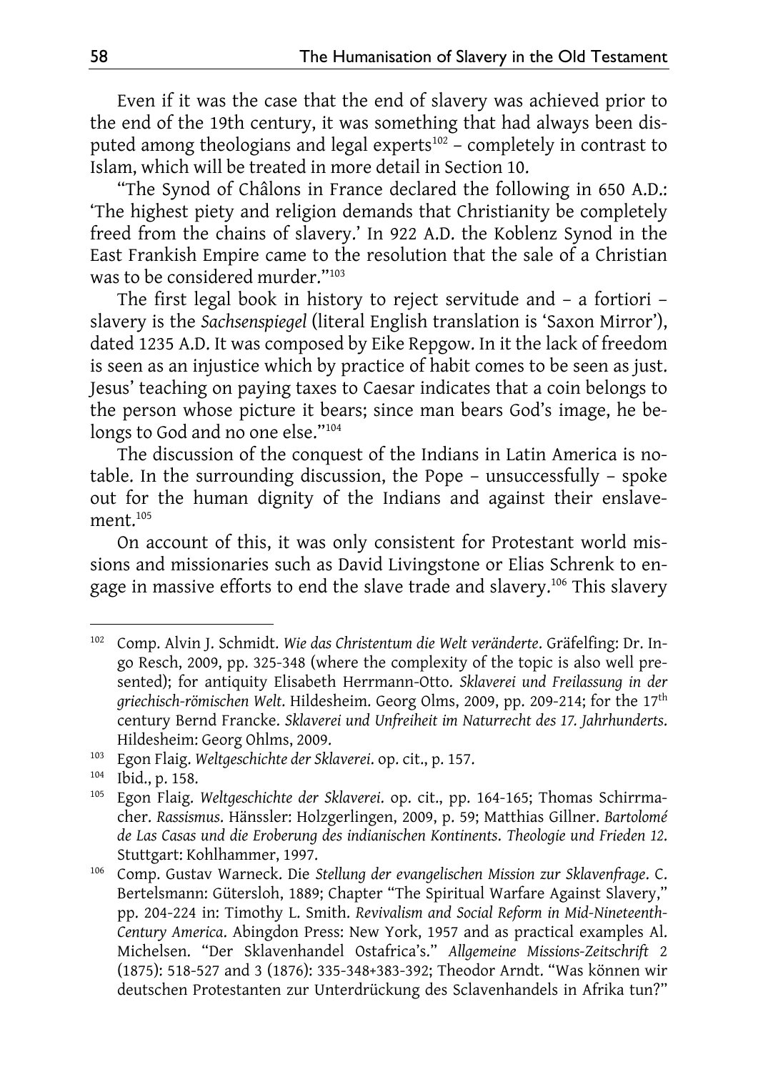Even if it was the case that the end of slavery was achieved prior to the end of the 19th century, it was something that had always been disputed among theologians and legal experts[102] – completely in contrast to Islam, which will be treated in more detail in Section 10.

"The Synod of Châlons in France declared the following in 650 A.D.: 'The highest piety and religion demands that Christianity be completely freed from the chains of slavery.' In 922 A.D. the Koblenz Synod in the East Frankish Empire came to the resolution that the sale of a Christian was to be considered murder."[103]

The first legal book in history to reject servitude and – a fortiori – slavery is the *Sachsenspiegel* (literal English translation is 'Saxon Mirror'), dated 1235 A.D. It was composed by Eike Repgow. In it the lack of freedom is seen as an injustice which by practice of habit comes to be seen as just. Jesus' teaching on paying taxes to Caesar indicates that a coin belongs to the person whose picture it bears; since man bears God's image, he belongs to God and no one else."[104]

The discussion of the conquest of the Indians in Latin America is notable. In the surrounding discussion, the Pope – unsuccessfully – spoke out for the human dignity of the Indians and against their enslavement.[105]

On account of this, it was only consistent for Protestant world missions and missionaries such as David Livingstone or Elias Schrenk to engage in massive efforts to end the slave trade and slavery.[106] This slavery

---

[102] Comp. Alvin J. Schmidt. *Wie das Christentum die Welt veränderte*. Gräfelfing: Dr. Ingo Resch, 2009, pp. 325-348 (where the complexity of the topic is also well presented); for antiquity Elisabeth Herrmann-Otto. *Sklaverei und Freilassung in der griechisch-römischen Welt*. Hildesheim. Georg Olms, 2009, pp. 209-214; for the 17th century Bernd Francke. *Sklaverei und Unfreiheit im Naturrecht des 17. Jahrhunderts*. Hildesheim: Georg Ohlms, 2009.

[103] Egon Flaig. *Weltgeschichte der Sklaverei*. op. cit., p. 157.

[104] Ibid., p. 158.

[105] Egon Flaig. *Weltgeschichte der Sklaverei*. op. cit., pp. 164-165; Thomas Schirrmacher. *Rassismus*. Hänssler: Holzgerlingen, 2009, p. 59; Matthias Gillner. *Bartolomé de Las Casas und die Eroberung des indianischen Kontinents*. *Theologie und Frieden 12*. Stuttgart: Kohlhammer, 1997.

[106] Comp. Gustav Warneck. Die *Stellung der evangelischen Mission zur Sklavenfrage*. C. Bertelsmann: Gütersloh, 1889; Chapter "The Spiritual Warfare Against Slavery," pp. 204-224 in: Timothy L. Smith. *Revivalism and Social Reform in Mid-Nineteenth-Century America*. Abingdon Press: New York, 1957 and as practical examples Al. Michelsen. "Der Sklavenhandel Ostafrica's." *Allgemeine Missions-Zeitschrift* 2 (1875): 518-527 and 3 (1876): 335-348+383-392; Theodor Arndt. "Was können wir deutschen Protestanten zur Unterdrückung des Sclavenhandels in Afrika tun?"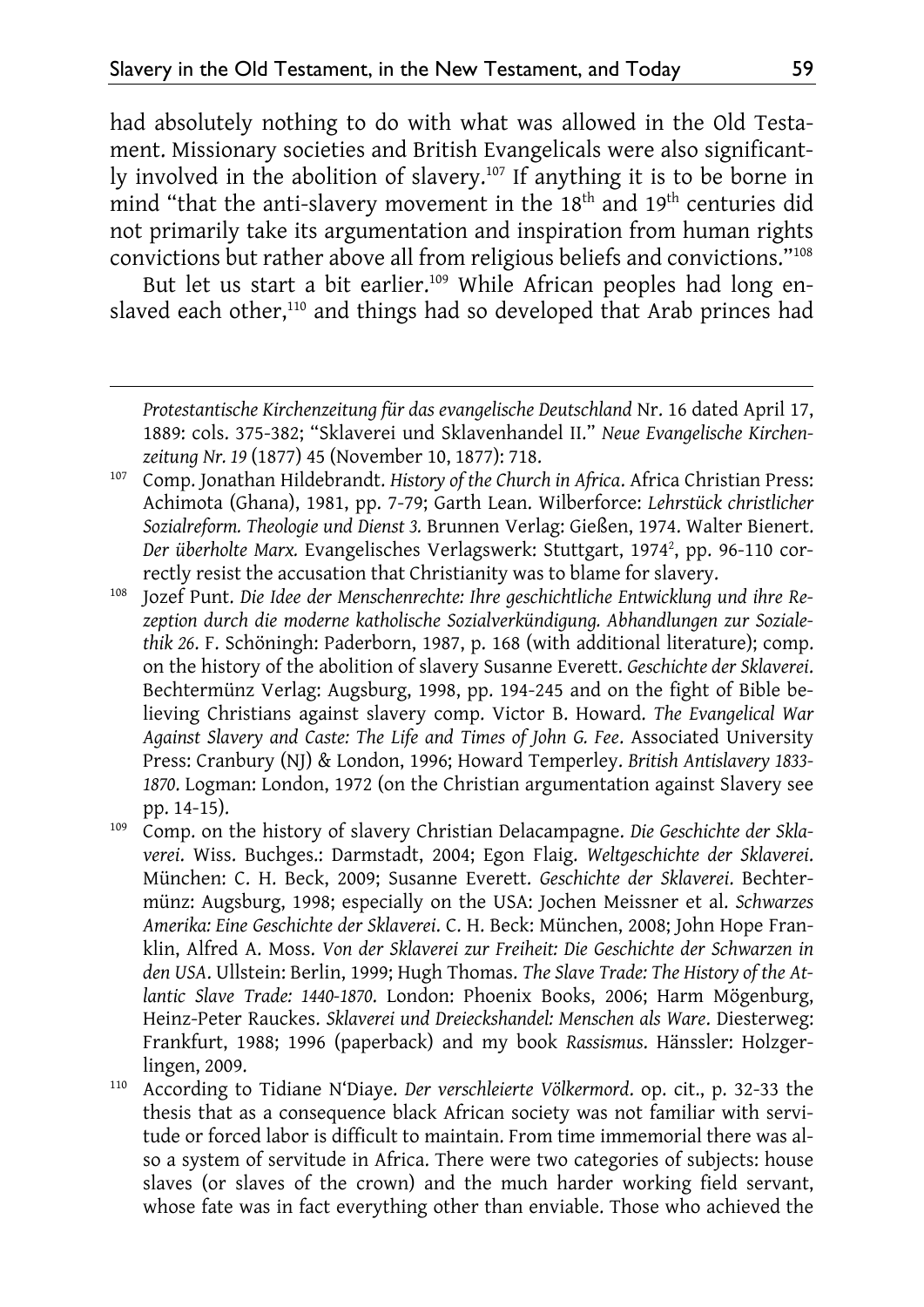had absolutely nothing to do with what was allowed in the Old Testament. Missionary societies and British Evangelicals were also significantly involved in the abolition of slavery.[107] If anything it is to be borne in mind "that the anti-slavery movement in the 18th and 19th centuries did not primarily take its argumentation and inspiration from human rights convictions but rather above all from religious beliefs and convictions."[108]

But let us start a bit earlier.[109] While African peoples had long enslaved each other,[110] and things had so developed that Arab princes had

---

*Protestantische Kirchenzeitung für das evangelische Deutschland* Nr. 16 dated April 17, 1889: cols. 375-382; "Sklaverei und Sklavenhandel II." *Neue Evangelische Kirchenzeitung Nr. 19* (1877) 45 (November 10, 1877): 718.

[107] Comp. Jonathan Hildebrandt. *History of the Church in Africa*. Africa Christian Press: Achimota (Ghana), 1981, pp. 7-79; Garth Lean. Wilberforce: *Lehrstück christlicher Sozialreform. Theologie und Dienst 3.* Brunnen Verlag: Gießen, 1974. Walter Bienert. *Der überholte Marx.* Evangelisches Verlagswerk: Stuttgart, 1974², pp. 96-110 correctly resist the accusation that Christianity was to blame for slavery.

[108] Jozef Punt. *Die Idee der Menschenrechte: Ihre geschichtliche Entwicklung und ihre Rezeption durch die moderne katholische Sozialverkündigung. Abhandlungen zur Sozialethik 26*. F. Schöningh: Paderborn, 1987, p. 168 (with additional literature); comp. on the history of the abolition of slavery Susanne Everett. *Geschichte der Sklaverei*. Bechtermünz Verlag: Augsburg, 1998, pp. 194-245 and on the fight of Bible believing Christians against slavery comp. Victor B. Howard. *The Evangelical War Against Slavery and Caste: The Life and Times of John G. Fee*. Associated University Press: Cranbury (NJ) & London, 1996; Howard Temperley. *British Antislavery 1833-1870*. Logman: London, 1972 (on the Christian argumentation against Slavery see pp. 14-15).

[109] Comp. on the history of slavery Christian Delacampagne. *Die Geschichte der Sklaverei*. Wiss. Buchges.: Darmstadt, 2004; Egon Flaig. *Weltgeschichte der Sklaverei*. München: C. H. Beck, 2009; Susanne Everett. *Geschichte der Sklaverei*. Bechtermünz: Augsburg, 1998; especially on the USA: Jochen Meissner et al. *Schwarzes Amerika: Eine Geschichte der Sklaverei*. C. H. Beck: München, 2008; John Hope Franklin, Alfred A. Moss. *Von der Sklaverei zur Freiheit: Die Geschichte der Schwarzen in den USA*. Ullstein: Berlin, 1999; Hugh Thomas. *The Slave Trade: The History of the Atlantic Slave Trade: 1440-1870*. London: Phoenix Books, 2006; Harm Mögenburg, Heinz-Peter Rauckes. *Sklaverei und Dreieckshandel: Menschen als Ware*. Diesterweg: Frankfurt, 1988; 1996 (paperback) and my book *Rassismus*. Hänssler: Holzgerlingen, 2009.

[110] According to Tidiane N'Diaye. *Der verschleierte Völkermord*. op. cit., p. 32-33 the thesis that as a consequence black African society was not familiar with servitude or forced labor is difficult to maintain. From time immemorial there was also a system of servitude in Africa. There were two categories of subjects: house slaves (or slaves of the crown) and the much harder working field servant, whose fate was in fact everything other than enviable. Those who achieved the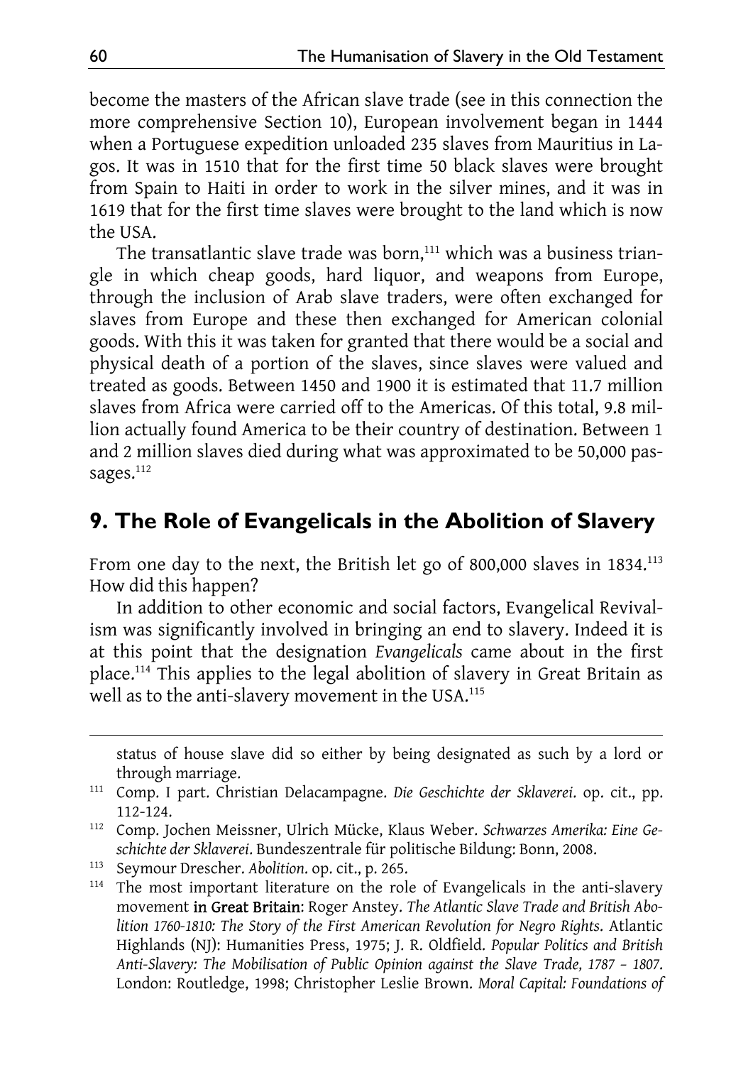become the masters of the African slave trade (see in this connection the more comprehensive Section 10), European involvement began in 1444 when a Portuguese expedition unloaded 235 slaves from Mauritius in Lagos. It was in 1510 that for the first time 50 black slaves were brought from Spain to Haiti in order to work in the silver mines, and it was in 1619 that for the first time slaves were brought to the land which is now the USA.

The transatlantic slave trade was born,[111] which was a business triangle in which cheap goods, hard liquor, and weapons from Europe, through the inclusion of Arab slave traders, were often exchanged for slaves from Europe and these then exchanged for American colonial goods. With this it was taken for granted that there would be a social and physical death of a portion of the slaves, since slaves were valued and treated as goods. Between 1450 and 1900 it is estimated that 11.7 million slaves from Africa were carried off to the Americas. Of this total, 9.8 million actually found America to be their country of destination. Between 1 and 2 million slaves died during what was approximated to be 50,000 passages.[112]

## 9. The Role of Evangelicals in the Abolition of Slavery

From one day to the next, the British let go of 800,000 slaves in 1834.[113] How did this happen?

In addition to other economic and social factors, Evangelical Revivalism was significantly involved in bringing an end to slavery. Indeed it is at this point that the designation *Evangelicals* came about in the first place.[114] This applies to the legal abolition of slavery in Great Britain as well as to the anti-slavery movement in the USA.[115]

---

status of house slave did so either by being designated as such by a lord or through marriage.

[111] Comp. I part. Christian Delacampagne. *Die Geschichte der Sklaverei*. op. cit., pp. 112-124.

[112] Comp. Jochen Meissner, Ulrich Mücke, Klaus Weber. *Schwarzes Amerika: Eine Geschichte der Sklaverei*. Bundeszentrale für politische Bildung: Bonn, 2008.

[113] Seymour Drescher. *Abolition*. op. cit., p. 265.

[114] The most important literature on the role of Evangelicals in the anti-slavery movement **in Great Britain**: Roger Anstey. *The Atlantic Slave Trade and British Abolition 1760-1810: The Story of the First American Revolution for Negro Rights*. Atlantic Highlands (NJ): Humanities Press, 1975; J. R. Oldfield. *Popular Politics and British Anti-Slavery: The Mobilisation of Public Opinion against the Slave Trade, 1787 – 1807*. London: Routledge, 1998; Christopher Leslie Brown. *Moral Capital: Foundations of*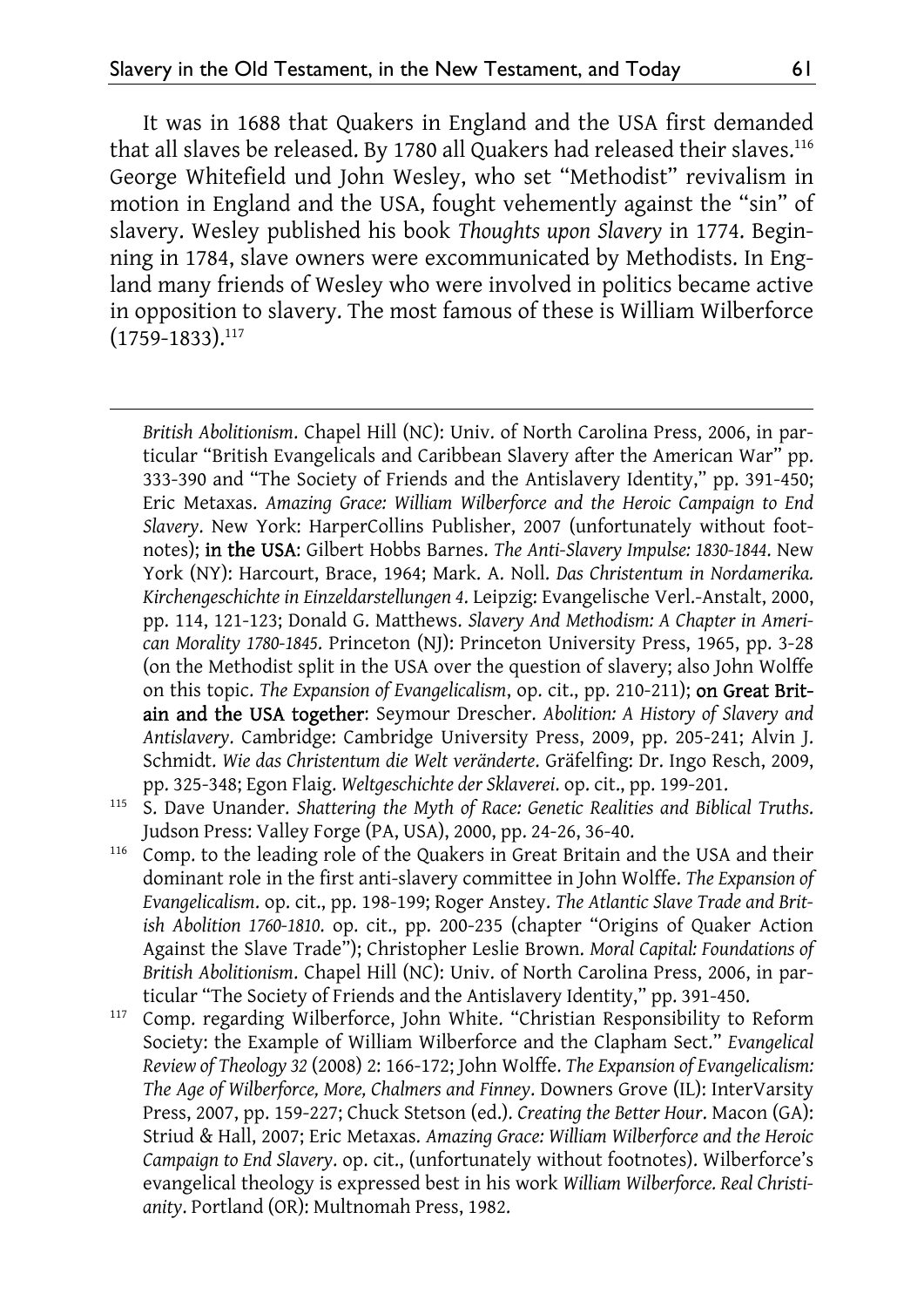It was in 1688 that Quakers in England and the USA first demanded that all slaves be released. By 1780 all Quakers had released their slaves.[116] George Whitefield und John Wesley, who set "Methodist" revivalism in motion in England and the USA, fought vehemently against the "sin" of slavery. Wesley published his book *Thoughts upon Slavery* in 1774. Beginning in 1784, slave owners were excommunicated by Methodists. In England many friends of Wesley who were involved in politics became active in opposition to slavery. The most famous of these is William Wilberforce (1759-1833).[117]

---

*British Abolitionism*. Chapel Hill (NC): Univ. of North Carolina Press, 2006, in particular "British Evangelicals and Caribbean Slavery after the American War" pp. 333-390 and "The Society of Friends and the Antislavery Identity," pp. 391-450; Eric Metaxas. *Amazing Grace: William Wilberforce and the Heroic Campaign to End Slavery*. New York: HarperCollins Publisher, 2007 (unfortunately without footnotes); **in the USA**: Gilbert Hobbs Barnes. *The Anti-Slavery Impulse: 1830-1844*. New York (NY): Harcourt, Brace, 1964; Mark. A. Noll. *Das Christentum in Nordamerika. Kirchengeschichte in Einzeldarstellungen 4*. Leipzig: Evangelische Verl.-Anstalt, 2000, pp. 114, 121-123; Donald G. Matthews. *Slavery And Methodism: A Chapter in American Morality 1780-1845*. Princeton (NJ): Princeton University Press, 1965, pp. 3-28 (on the Methodist split in the USA over the question of slavery; also John Wolffe on this topic. *The Expansion of Evangelicalism*, op. cit., pp. 210-211); **on Great Britain and the USA together**: Seymour Drescher. *Abolition: A History of Slavery and Antislavery*. Cambridge: Cambridge University Press, 2009, pp. 205-241; Alvin J. Schmidt. *Wie das Christentum die Welt veränderte*. Gräfelfing: Dr. Ingo Resch, 2009, pp. 325-348; Egon Flaig. *Weltgeschichte der Sklaverei*. op. cit., pp. 199-201.

[115] S. Dave Unander. *Shattering the Myth of Race: Genetic Realities and Biblical Truths*. Judson Press: Valley Forge (PA, USA), 2000, pp. 24-26, 36-40.

[116] Comp. to the leading role of the Quakers in Great Britain and the USA and their dominant role in the first anti-slavery committee in John Wolffe. *The Expansion of Evangelicalism*. op. cit., pp. 198-199; Roger Anstey. *The Atlantic Slave Trade and British Abolition 1760-1810*. op. cit., pp. 200-235 (chapter "Origins of Quaker Action Against the Slave Trade"); Christopher Leslie Brown. *Moral Capital: Foundations of British Abolitionism*. Chapel Hill (NC): Univ. of North Carolina Press, 2006, in particular "The Society of Friends and the Antislavery Identity," pp. 391-450.

[117] Comp. regarding Wilberforce, John White. "Christian Responsibility to Reform Society: the Example of William Wilberforce and the Clapham Sect." *Evangelical Review of Theology 32* (2008) 2: 166-172; John Wolffe. *The Expansion of Evangelicalism: The Age of Wilberforce, More, Chalmers and Finney*. Downers Grove (IL): InterVarsity Press, 2007, pp. 159-227; Chuck Stetson (ed.). *Creating the Better Hour*. Macon (GA): Striud & Hall, 2007; Eric Metaxas. *Amazing Grace: William Wilberforce and the Heroic Campaign to End Slavery*. op. cit., (unfortunately without footnotes). Wilberforce's evangelical theology is expressed best in his work *William Wilberforce. Real Christianity*. Portland (OR): Multnomah Press, 1982.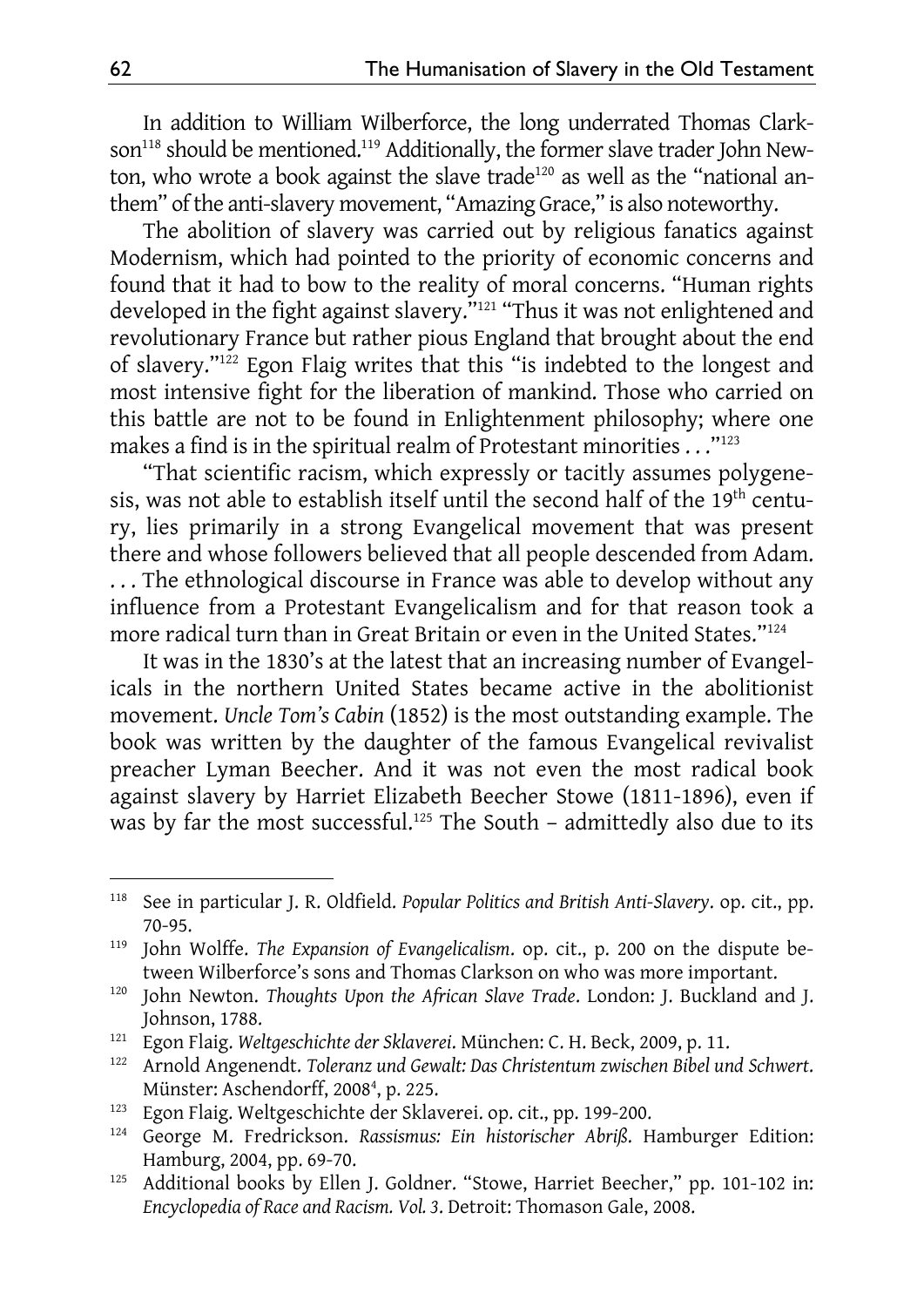In addition to William Wilberforce, the long underrated Thomas Clarkson[118] should be mentioned.[119] Additionally, the former slave trader John Newton, who wrote a book against the slave trade[120] as well as the "national anthem" of the anti-slavery movement, "Amazing Grace," is also noteworthy.

The abolition of slavery was carried out by religious fanatics against Modernism, which had pointed to the priority of economic concerns and found that it had to bow to the reality of moral concerns. "Human rights developed in the fight against slavery."[121] "Thus it was not enlightened and revolutionary France but rather pious England that brought about the end of slavery."[122] Egon Flaig writes that this "is indebted to the longest and most intensive fight for the liberation of mankind. Those who carried on this battle are not to be found in Enlightenment philosophy; where one makes a find is in the spiritual realm of Protestant minorities . . ."[123]

"That scientific racism, which expressly or tacitly assumes polygenesis, was not able to establish itself until the second half of the 19th century, lies primarily in a strong Evangelical movement that was present there and whose followers believed that all people descended from Adam. . . . The ethnological discourse in France was able to develop without any influence from a Protestant Evangelicalism and for that reason took a more radical turn than in Great Britain or even in the United States."[124]

It was in the 1830's at the latest that an increasing number of Evangelicals in the northern United States became active in the abolitionist movement. *Uncle Tom's Cabin* (1852) is the most outstanding example. The book was written by the daughter of the famous Evangelical revivalist preacher Lyman Beecher. And it was not even the most radical book against slavery by Harriet Elizabeth Beecher Stowe (1811-1896), even if was by far the most successful.[125] The South – admittedly also due to its

---

[118] See in particular J. R. Oldfield. *Popular Politics and British Anti-Slavery*. op. cit., pp. 70-95.

[119] John Wolffe. *The Expansion of Evangelicalism*. op. cit., p. 200 on the dispute between Wilberforce's sons and Thomas Clarkson on who was more important.

[120] John Newton. *Thoughts Upon the African Slave Trade*. London: J. Buckland and J. Johnson, 1788.

[121] Egon Flaig. *Weltgeschichte der Sklaverei*. München: C. H. Beck, 2009, p. 11.

[122] Arnold Angenendt. *Toleranz und Gewalt: Das Christentum zwischen Bibel und Schwert*. Münster: Aschendorff, 2008[4], p. 225.

[123] Egon Flaig. Weltgeschichte der Sklaverei. op. cit., pp. 199-200.

[124] George M. Fredrickson. *Rassismus: Ein historischer Abriß*. Hamburger Edition: Hamburg, 2004, pp. 69-70.

[125] Additional books by Ellen J. Goldner. "Stowe, Harriet Beecher," pp. 101-102 in: *Encyclopedia of Race and Racism. Vol. 3*. Detroit: Thomason Gale, 2008.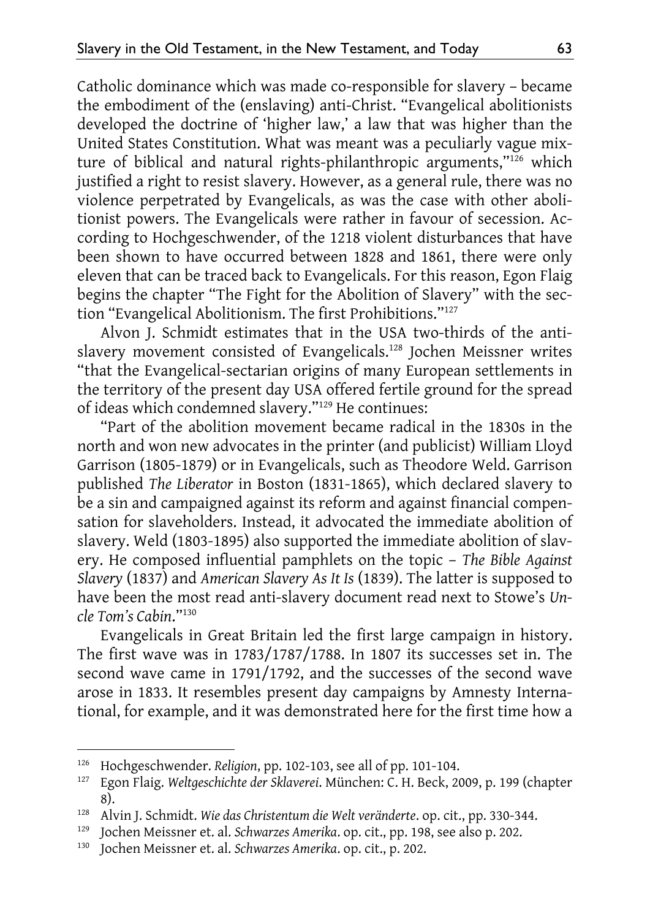Catholic dominance which was made co-responsible for slavery – became the embodiment of the (enslaving) anti-Christ. "Evangelical abolitionists developed the doctrine of 'higher law,' a law that was higher than the United States Constitution. What was meant was a peculiarly vague mixture of biblical and natural rights-philanthropic arguments,"[126] which justified a right to resist slavery. However, as a general rule, there was no violence perpetrated by Evangelicals, as was the case with other abolitionist powers. The Evangelicals were rather in favour of secession. According to Hochgeschwender, of the 1218 violent disturbances that have been shown to have occurred between 1828 and 1861, there were only eleven that can be traced back to Evangelicals. For this reason, Egon Flaig begins the chapter "The Fight for the Abolition of Slavery" with the section "Evangelical Abolitionism. The first Prohibitions."[127]

Alvon J. Schmidt estimates that in the USA two-thirds of the anti-slavery movement consisted of Evangelicals.[128] Jochen Meissner writes "that the Evangelical-sectarian origins of many European settlements in the territory of the present day USA offered fertile ground for the spread of ideas which condemned slavery."[129] He continues:

"Part of the abolition movement became radical in the 1830s in the north and won new advocates in the printer (and publicist) William Lloyd Garrison (1805-1879) or in Evangelicals, such as Theodore Weld. Garrison published *The Liberator* in Boston (1831-1865), which declared slavery to be a sin and campaigned against its reform and against financial compensation for slaveholders. Instead, it advocated the immediate abolition of slavery. Weld (1803-1895) also supported the immediate abolition of slavery. He composed influential pamphlets on the topic – *The Bible Against Slavery* (1837) and *American Slavery As It Is* (1839). The latter is supposed to have been the most read anti-slavery document read next to Stowe's *Uncle Tom's Cabin*."[130]

Evangelicals in Great Britain led the first large campaign in history. The first wave was in 1783/1787/1788. In 1807 its successes set in. The second wave came in 1791/1792, and the successes of the second wave arose in 1833. It resembles present day campaigns by Amnesty International, for example, and it was demonstrated here for the first time how a

---

[126] Hochgeschwender. *Religion*, pp. 102-103, see all of pp. 101-104.

[127] Egon Flaig. *Weltgeschichte der Sklaverei*. München: C. H. Beck, 2009, p. 199 (chapter 8).

[128] Alvin J. Schmidt. *Wie das Christentum die Welt veränderte*. op. cit., pp. 330-344.

[129] Jochen Meissner et. al. *Schwarzes Amerika*. op. cit., pp. 198, see also p. 202.

[130] Jochen Meissner et. al. *Schwarzes Amerika*. op. cit., p. 202.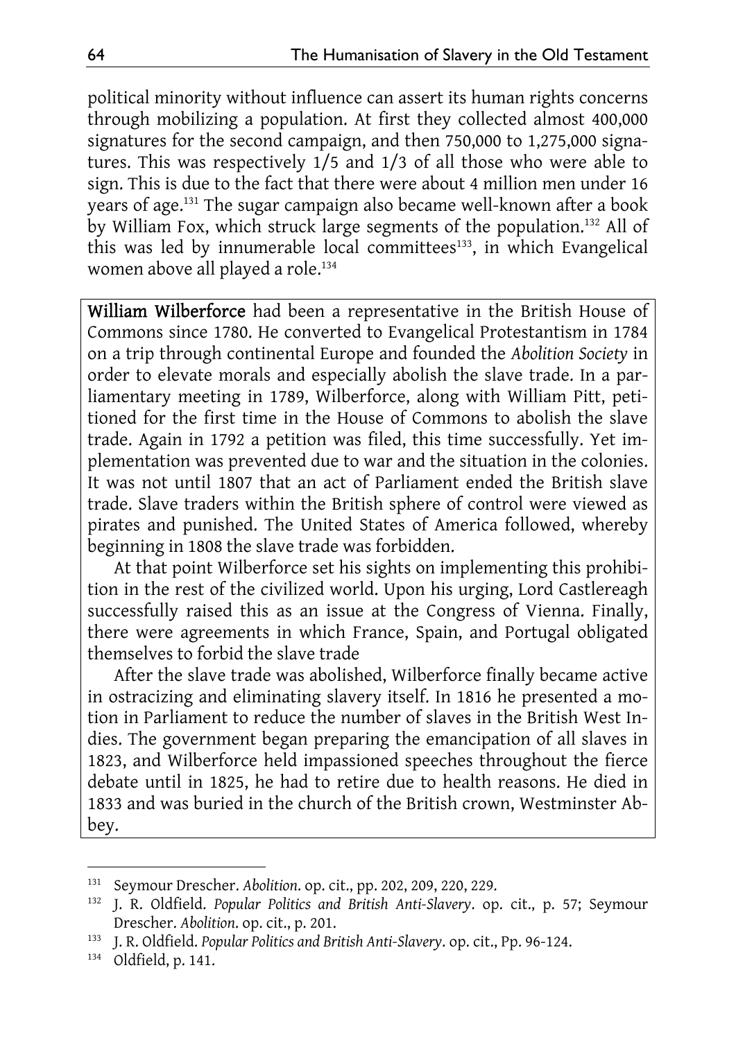political minority without influence can assert its human rights concerns through mobilizing a population. At first they collected almost 400,000 signatures for the second campaign, and then 750,000 to 1,275,000 signatures. This was respectively 1/5 and 1/3 of all those who were able to sign. This is due to the fact that there were about 4 million men under 16 years of age.[131] The sugar campaign also became well-known after a book by William Fox, which struck large segments of the population.[132] All of this was led by innumerable local committees[133], in which Evangelical women above all played a role.[134]

**William Wilberforce** had been a representative in the British House of Commons since 1780. He converted to Evangelical Protestantism in 1784 on a trip through continental Europe and founded the *Abolition Society* in order to elevate morals and especially abolish the slave trade. In a parliamentary meeting in 1789, Wilberforce, along with William Pitt, petitioned for the first time in the House of Commons to abolish the slave trade. Again in 1792 a petition was filed, this time successfully. Yet implementation was prevented due to war and the situation in the colonies. It was not until 1807 that an act of Parliament ended the British slave trade. Slave traders within the British sphere of control were viewed as pirates and punished. The United States of America followed, whereby beginning in 1808 the slave trade was forbidden.

At that point Wilberforce set his sights on implementing this prohibition in the rest of the civilized world. Upon his urging, Lord Castlereagh successfully raised this as an issue at the Congress of Vienna. Finally, there were agreements in which France, Spain, and Portugal obligated themselves to forbid the slave trade

After the slave trade was abolished, Wilberforce finally became active in ostracizing and eliminating slavery itself. In 1816 he presented a motion in Parliament to reduce the number of slaves in the British West Indies. The government began preparing the emancipation of all slaves in 1823, and Wilberforce held impassioned speeches throughout the fierce debate until in 1825, he had to retire due to health reasons. He died in 1833 and was buried in the church of the British crown, Westminster Abbey.

---

[131] Seymour Drescher. *Abolition*. op. cit., pp. 202, 209, 220, 229.

[132] J. R. Oldfield. *Popular Politics and British Anti-Slavery*. op. cit., p. 57; Seymour Drescher. *Abolition*. op. cit., p. 201.

[133] J. R. Oldfield. *Popular Politics and British Anti-Slavery*. op. cit., Pp. 96-124.

[134] Oldfield, p. 141.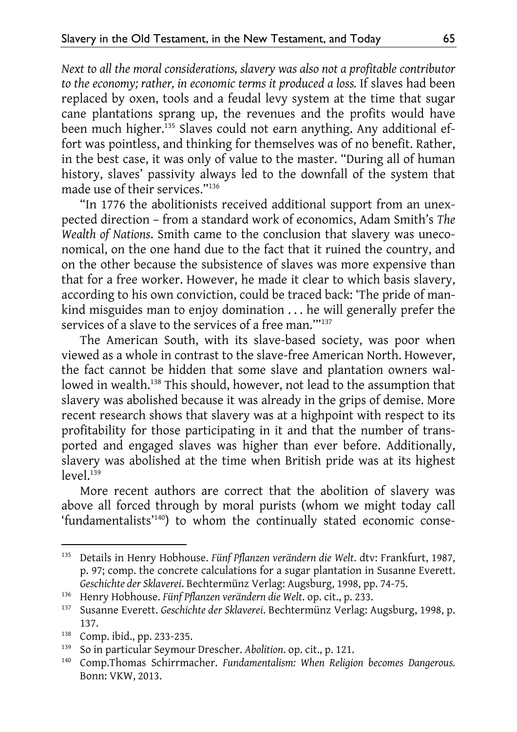*Next to all the moral considerations, slavery was also not a profitable contributor to the economy; rather, in economic terms it produced a loss.* If slaves had been replaced by oxen, tools and a feudal levy system at the time that sugar cane plantations sprang up, the revenues and the profits would have been much higher.[135] Slaves could not earn anything. Any additional effort was pointless, and thinking for themselves was of no benefit. Rather, in the best case, it was only of value to the master. "During all of human history, slaves' passivity always led to the downfall of the system that made use of their services."[136]

"In 1776 the abolitionists received additional support from an unexpected direction – from a standard work of economics, Adam Smith's *The Wealth of Nations.* Smith came to the conclusion that slavery was uneconomical, on the one hand due to the fact that it ruined the country, and on the other because the subsistence of slaves was more expensive than that for a free worker. However, he made it clear to which basis slavery, according to his own conviction, could be traced back: 'The pride of mankind misguides man to enjoy domination . . . he will generally prefer the services of a slave to the services of a free man.'"[137]

The American South, with its slave-based society, was poor when viewed as a whole in contrast to the slave-free American North. However, the fact cannot be hidden that some slave and plantation owners wallowed in wealth.[138] This should, however, not lead to the assumption that slavery was abolished because it was already in the grips of demise. More recent research shows that slavery was at a highpoint with respect to its profitability for those participating in it and that the number of transported and engaged slaves was higher than ever before. Additionally, slavery was abolished at the time when British pride was at its highest level.[139]

More recent authors are correct that the abolition of slavery was above all forced through by moral purists (whom we might today call 'fundamentalists'[140]) to whom the continually stated economic conse-

---

[135] Details in Henry Hobhouse. *Fünf Pflanzen verändern die Welt*. dtv: Frankfurt, 1987, p. 97; comp. the concrete calculations for a sugar plantation in Susanne Everett. *Geschichte der Sklaverei*. Bechtermünz Verlag: Augsburg, 1998, pp. 74-75.

[136] Henry Hobhouse. *Fünf Pflanzen verändern die Welt*. op. cit., p. 233.

[137] Susanne Everett. *Geschichte der Sklaverei*. Bechtermünz Verlag: Augsburg, 1998, p. 137.

[138] Comp. ibid., pp. 233-235.

[139] So in particular Seymour Drescher. *Abolition*. op. cit., p. 121.

[140] Comp.Thomas Schirrmacher. *Fundamentalism: When Religion becomes Dangerous.* Bonn: VKW, 2013.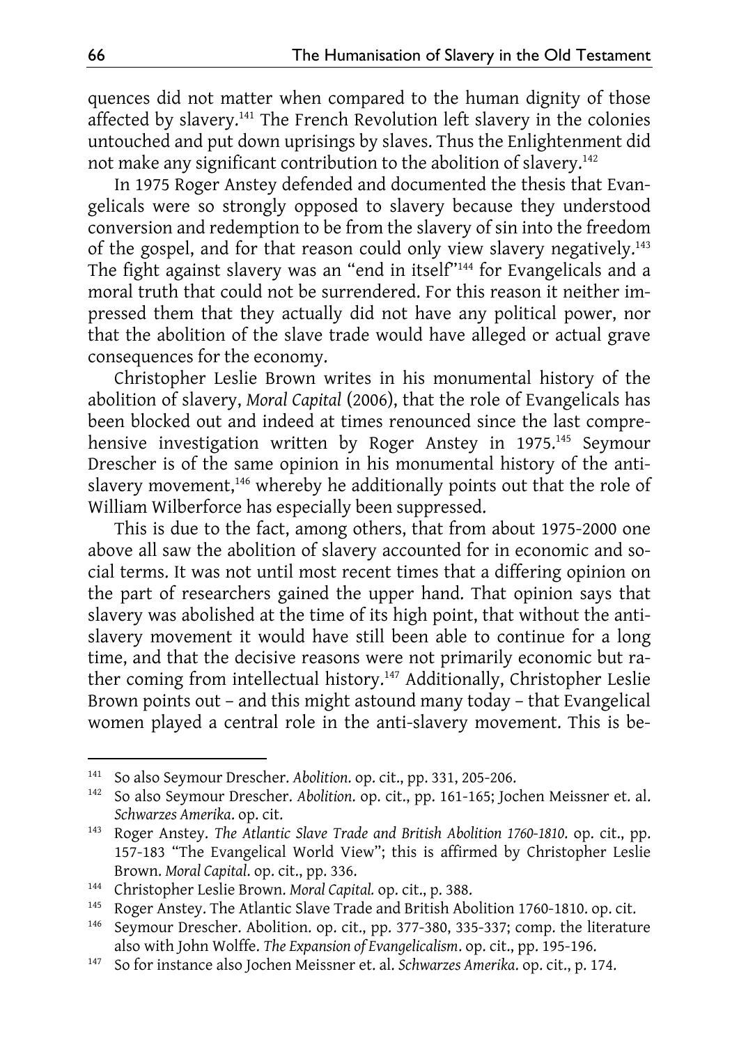quences did not matter when compared to the human dignity of those affected by slavery.[141] The French Revolution left slavery in the colonies untouched and put down uprisings by slaves. Thus the Enlightenment did not make any significant contribution to the abolition of slavery.[142]

In 1975 Roger Anstey defended and documented the thesis that Evangelicals were so strongly opposed to slavery because they understood conversion and redemption to be from the slavery of sin into the freedom of the gospel, and for that reason could only view slavery negatively.[143] The fight against slavery was an "end in itself"[144] for Evangelicals and a moral truth that could not be surrendered. For this reason it neither impressed them that they actually did not have any political power, nor that the abolition of the slave trade would have alleged or actual grave consequences for the economy.

Christopher Leslie Brown writes in his monumental history of the abolition of slavery, *Moral Capital* (2006), that the role of Evangelicals has been blocked out and indeed at times renounced since the last comprehensive investigation written by Roger Anstey in 1975.[145] Seymour Drescher is of the same opinion in his monumental history of the antislavery movement,[146] whereby he additionally points out that the role of William Wilberforce has especially been suppressed.

This is due to the fact, among others, that from about 1975-2000 one above all saw the abolition of slavery accounted for in economic and social terms. It was not until most recent times that a differing opinion on the part of researchers gained the upper hand. That opinion says that slavery was abolished at the time of its high point, that without the antislavery movement it would have still been able to continue for a long time, and that the decisive reasons were not primarily economic but rather coming from intellectual history.[147] Additionally, Christopher Leslie Brown points out – and this might astound many today – that Evangelical women played a central role in the anti-slavery movement. This is be-

---

[141] So also Seymour Drescher. *Abolition*. op. cit., pp. 331, 205-206.

[142] So also Seymour Drescher. *Abolition*. op. cit., pp. 161-165; Jochen Meissner et. al. *Schwarzes Amerika*. op. cit.

[143] Roger Anstey. *The Atlantic Slave Trade and British Abolition 1760-1810*. op. cit., pp. 157-183 "The Evangelical World View"; this is affirmed by Christopher Leslie Brown. *Moral Capital*. op. cit., pp. 336.

[144] Christopher Leslie Brown. *Moral Capital*. op. cit., p. 388.

[145] Roger Anstey. The Atlantic Slave Trade and British Abolition 1760-1810. op. cit.

[146] Seymour Drescher. Abolition. op. cit., pp. 377-380, 335-337; comp. the literature also with John Wolffe. *The Expansion of Evangelicalism*. op. cit., pp. 195-196.

[147] So for instance also Jochen Meissner et. al. *Schwarzes Amerika*. op. cit., p. 174.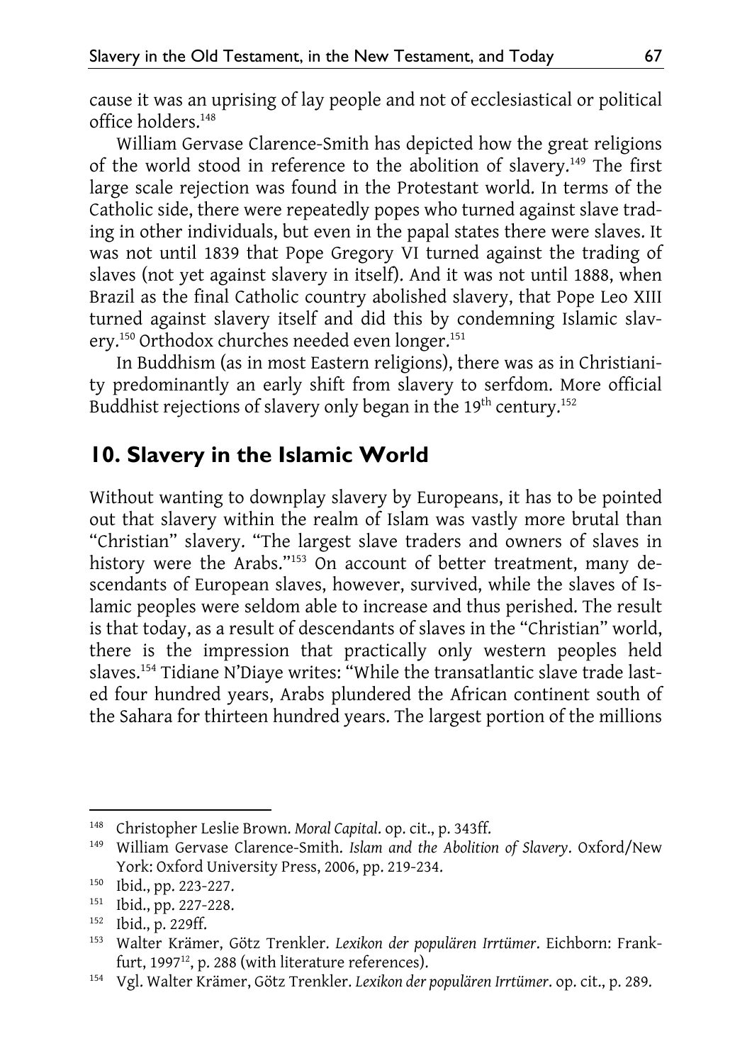cause it was an uprising of lay people and not of ecclesiastical or political office holders.[148]

William Gervase Clarence-Smith has depicted how the great religions of the world stood in reference to the abolition of slavery.[149] The first large scale rejection was found in the Protestant world. In terms of the Catholic side, there were repeatedly popes who turned against slave trading in other individuals, but even in the papal states there were slaves. It was not until 1839 that Pope Gregory VI turned against the trading of slaves (not yet against slavery in itself). And it was not until 1888, when Brazil as the final Catholic country abolished slavery, that Pope Leo XIII turned against slavery itself and did this by condemning Islamic slavery.[150] Orthodox churches needed even longer.[151]

In Buddhism (as in most Eastern religions), there was as in Christianity predominantly an early shift from slavery to serfdom. More official Buddhist rejections of slavery only began in the 19th century.[152]

## 10. Slavery in the Islamic World

Without wanting to downplay slavery by Europeans, it has to be pointed out that slavery within the realm of Islam was vastly more brutal than "Christian" slavery. "The largest slave traders and owners of slaves in history were the Arabs."[153] On account of better treatment, many descendants of European slaves, however, survived, while the slaves of Islamic peoples were seldom able to increase and thus perished. The result is that today, as a result of descendants of slaves in the "Christian" world, there is the impression that practically only western peoples held slaves.[154] Tidiane N'Diaye writes: "While the transatlantic slave trade lasted four hundred years, Arabs plundered the African continent south of the Sahara for thirteen hundred years. The largest portion of the millions

---

[148] Christopher Leslie Brown. *Moral Capital*. op. cit., p. 343ff.

[149] William Gervase Clarence-Smith. *Islam and the Abolition of Slavery*. Oxford/New York: Oxford University Press, 2006, pp. 219-234.

[150] Ibid., pp. 223-227.

[151] Ibid., pp. 227-228.

[152] Ibid., p. 229ff.

[153] Walter Krämer, Götz Trenkler. *Lexikon der populären Irrtümer*. Eichborn: Frankfurt, 1997[12], p. 288 (with literature references).

[154] Vgl. Walter Krämer, Götz Trenkler. *Lexikon der populären Irrtümer*. op. cit., p. 289.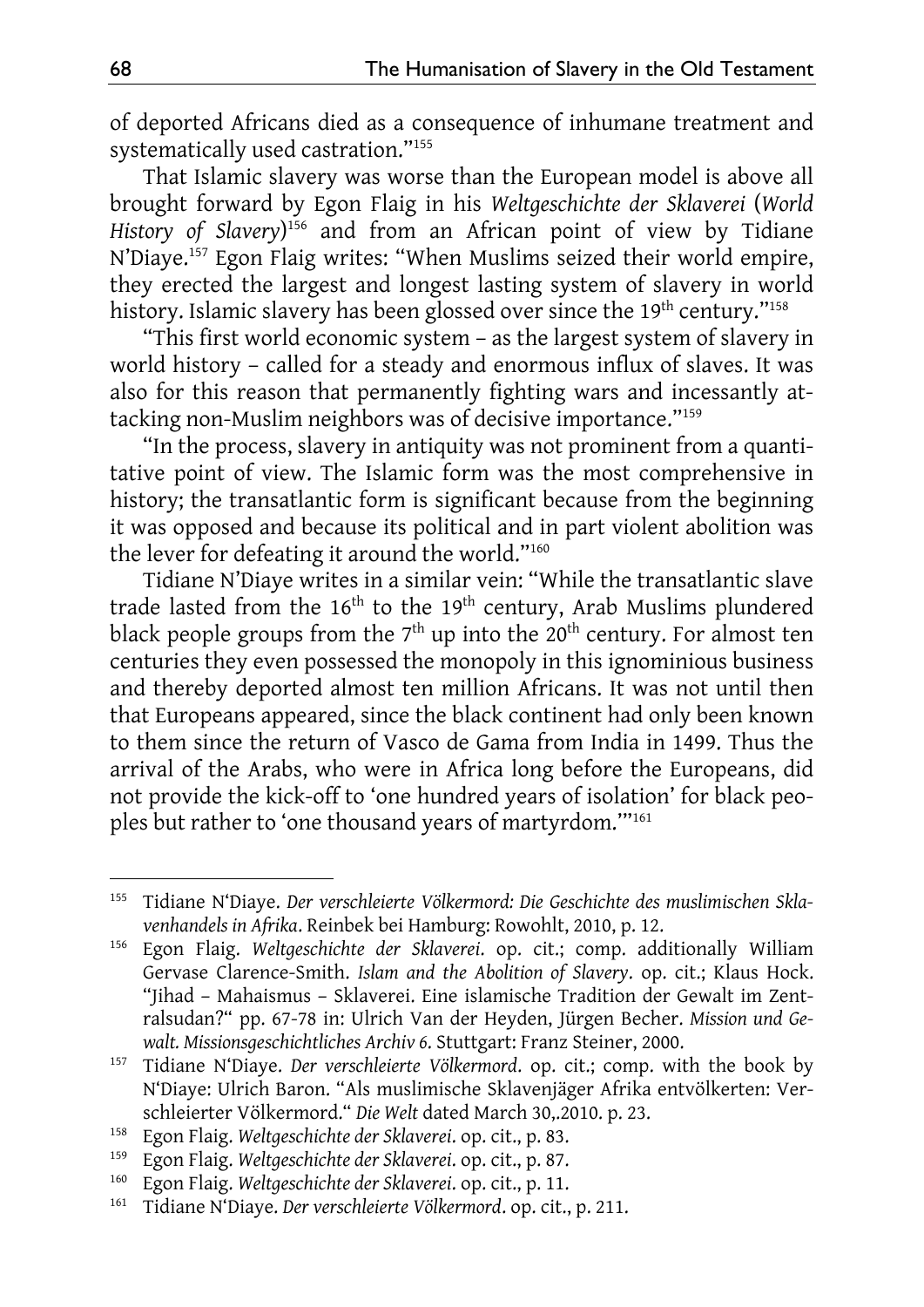of deported Africans died as a consequence of inhumane treatment and systematically used castration."[155]

That Islamic slavery was worse than the European model is above all brought forward by Egon Flaig in his *Weltgeschichte der Sklaverei* (*World History of Slavery*)[156] and from an African point of view by Tidiane N'Diaye.[157] Egon Flaig writes: "When Muslims seized their world empire, they erected the largest and longest lasting system of slavery in world history. Islamic slavery has been glossed over since the 19th century."[158]

"This first world economic system – as the largest system of slavery in world history – called for a steady and enormous influx of slaves. It was also for this reason that permanently fighting wars and incessantly attacking non-Muslim neighbors was of decisive importance."[159]

"In the process, slavery in antiquity was not prominent from a quantitative point of view. The Islamic form was the most comprehensive in history; the transatlantic form is significant because from the beginning it was opposed and because its political and in part violent abolition was the lever for defeating it around the world."[160]

Tidiane N'Diaye writes in a similar vein: "While the transatlantic slave trade lasted from the 16th to the 19th century, Arab Muslims plundered black people groups from the 7th up into the 20th century. For almost ten centuries they even possessed the monopoly in this ignominious business and thereby deported almost ten million Africans. It was not until then that Europeans appeared, since the black continent had only been known to them since the return of Vasco de Gama from India in 1499. Thus the arrival of the Arabs, who were in Africa long before the Europeans, did not provide the kick-off to 'one hundred years of isolation' for black peoples but rather to 'one thousand years of martyrdom.'"[161]

---

[155] Tidiane N'Diaye. *Der verschleierte Völkermord: Die Geschichte des muslimischen Sklavenhandels in Afrika*. Reinbek bei Hamburg: Rowohlt, 2010, p. 12.

[156] Egon Flaig. *Weltgeschichte der Sklaverei*. op. cit.; comp. additionally William Gervase Clarence-Smith. *Islam and the Abolition of Slavery*. op. cit.; Klaus Hock. "Jihad – Mahaismus – Sklaverei. Eine islamische Tradition der Gewalt im Zentralsudan?" pp. 67-78 in: Ulrich Van der Heyden, Jürgen Becher. *Mission und Gewalt. Missionsgeschichtliches Archiv 6*. Stuttgart: Franz Steiner, 2000.

[157] Tidiane N'Diaye. *Der verschleierte Völkermord*. op. cit.; comp. with the book by N'Diaye: Ulrich Baron. "Als muslimische Sklavenjäger Afrika entvölkerten: Verschleierter Völkermord." *Die Welt* dated March 30,.2010. p. 23.

[158] Egon Flaig. *Weltgeschichte der Sklaverei*. op. cit., p. 83.

[159] Egon Flaig. *Weltgeschichte der Sklaverei*. op. cit., p. 87.

[160] Egon Flaig. *Weltgeschichte der Sklaverei*. op. cit., p. 11.

[161] Tidiane N'Diaye. *Der verschleierte Völkermord*. op. cit., p. 211.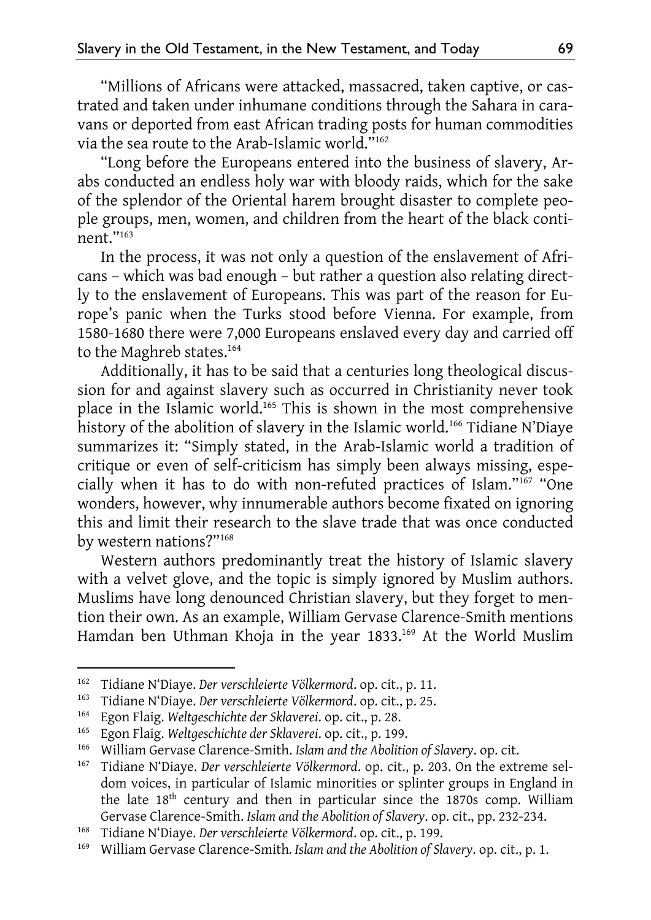"Millions of Africans were attacked, massacred, taken captive, or castrated and taken under inhumane conditions through the Sahara in caravans or deported from east African trading posts for human commodities via the sea route to the Arab-Islamic world."[162]

"Long before the Europeans entered into the business of slavery, Arabs conducted an endless holy war with bloody raids, which for the sake of the splendor of the Oriental harem brought disaster to complete people groups, men, women, and children from the heart of the black continent."[163]

In the process, it was not only a question of the enslavement of Africans – which was bad enough – but rather a question also relating directly to the enslavement of Europeans. This was part of the reason for Europe's panic when the Turks stood before Vienna. For example, from 1580-1680 there were 7,000 Europeans enslaved every day and carried off to the Maghreb states.[164]

Additionally, it has to be said that a centuries long theological discussion for and against slavery such as occurred in Christianity never took place in the Islamic world.[165] This is shown in the most comprehensive history of the abolition of slavery in the Islamic world.[166] Tidiane N'Diaye summarizes it: "Simply stated, in the Arab-Islamic world a tradition of critique or even of self-criticism has simply been always missing, especially when it has to do with non-refuted practices of Islam."[167] "One wonders, however, why innumerable authors become fixated on ignoring this and limit their research to the slave trade that was once conducted by western nations?"[168]

Western authors predominantly treat the history of Islamic slavery with a velvet glove, and the topic is simply ignored by Muslim authors. Muslims have long denounced Christian slavery, but they forget to mention their own. As an example, William Gervase Clarence-Smith mentions Hamdan ben Uthman Khoja in the year 1833.[169] At the World Muslim

---

[162] Tidiane N'Diaye. *Der verschleierte Völkermord*. op. cit., p. 11.

[163] Tidiane N'Diaye. *Der verschleierte Völkermord*. op. cit., p. 25.

[164] Egon Flaig. *Weltgeschichte der Sklaverei*. op. cit., p. 28.

[165] Egon Flaig. *Weltgeschichte der Sklaverei*. op. cit., p. 199.

[166] William Gervase Clarence-Smith. *Islam and the Abolition of Slavery*. op. cit.

[167] Tidiane N'Diaye. *Der verschleierte Völkermord*. op. cit., p. 203. On the extreme seldom voices, in particular of Islamic minorities or splinter groups in England in the late 18th century and then in particular since the 1870s comp. William Gervase Clarence-Smith. *Islam and the Abolition of Slavery*. op. cit., pp. 232-234.

[168] Tidiane N'Diaye. *Der verschleierte Völkermord*. op. cit., p. 199.

[169] William Gervase Clarence-Smith. *Islam and the Abolition of Slavery*. op. cit., p. 1.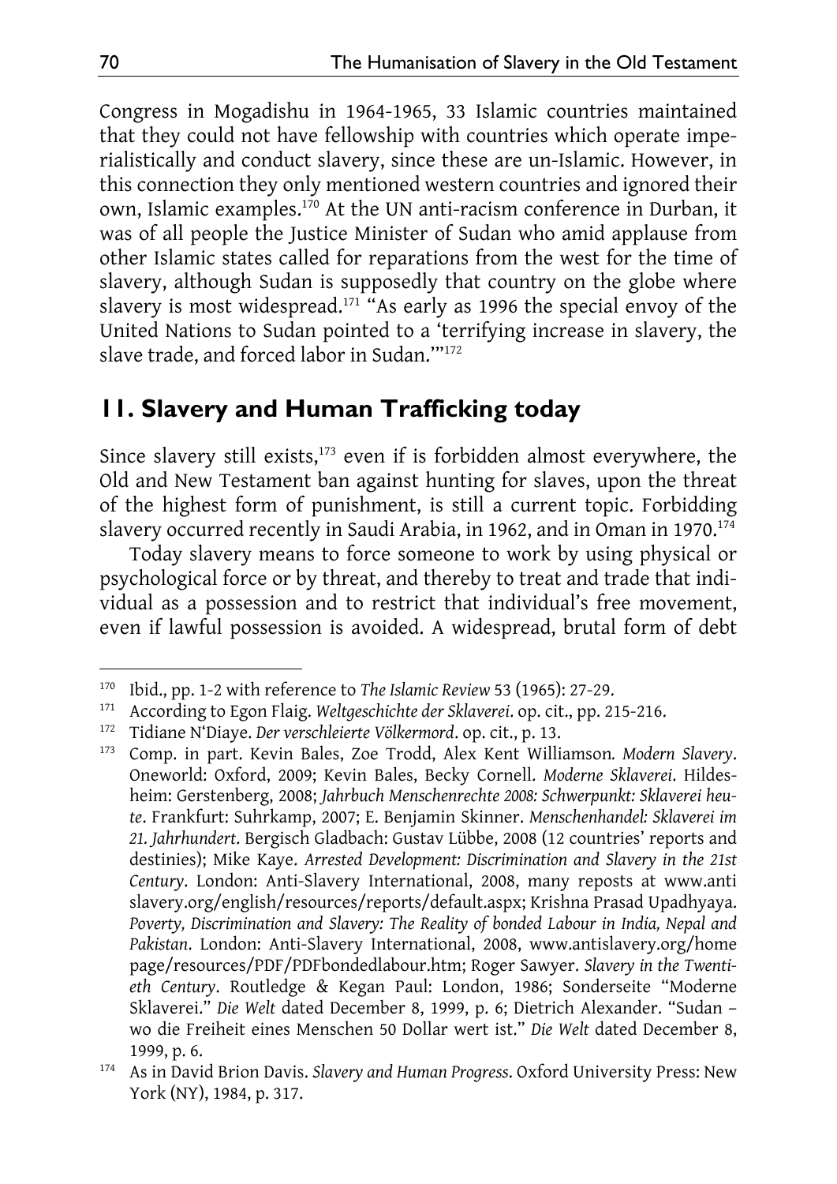Congress in Mogadishu in 1964-1965, 33 Islamic countries maintained that they could not have fellowship with countries which operate imperialistically and conduct slavery, since these are un-Islamic. However, in this connection they only mentioned western countries and ignored their own, Islamic examples.[170] At the UN anti-racism conference in Durban, it was of all people the Justice Minister of Sudan who amid applause from other Islamic states called for reparations from the west for the time of slavery, although Sudan is supposedly that country on the globe where slavery is most widespread.[171] "As early as 1996 the special envoy of the United Nations to Sudan pointed to a 'terrifying increase in slavery, the slave trade, and forced labor in Sudan.'"[172]

## 11. Slavery and Human Trafficking today

Since slavery still exists,[173] even if is forbidden almost everywhere, the Old and New Testament ban against hunting for slaves, upon the threat of the highest form of punishment, is still a current topic. Forbidding slavery occurred recently in Saudi Arabia, in 1962, and in Oman in 1970.[174]

Today slavery means to force someone to work by using physical or psychological force or by threat, and thereby to treat and trade that individual as a possession and to restrict that individual's free movement, even if lawful possession is avoided. A widespread, brutal form of debt

---

[170] Ibid., pp. 1-2 with reference to *The Islamic Review* 53 (1965): 27-29.

[171] According to Egon Flaig. *Weltgeschichte der Sklaverei*. op. cit., pp. 215-216.

[172] Tidiane N'Diaye. *Der verschleierte Völkermord*. op. cit., p. 13.

[173] Comp. in part. Kevin Bales, Zoe Trodd, Alex Kent Williamson*. Modern Slavery*. Oneworld: Oxford, 2009; Kevin Bales, Becky Cornell. *Moderne Sklaverei*. Hildesheim: Gerstenberg, 2008; *Jahrbuch Menschenrechte 2008: Schwerpunkt: Sklaverei heute*. Frankfurt: Suhrkamp, 2007; E. Benjamin Skinner. *Menschenhandel: Sklaverei im 21. Jahrhundert*. Bergisch Gladbach: Gustav Lübbe, 2008 (12 countries' reports and destinies); Mike Kaye. *Arrested Development: Discrimination and Slavery in the 21st Century*. London: Anti-Slavery International, 2008, many reposts at www.antislavery.org/english/resources/reports/default.aspx; Krishna Prasad Upadhyaya. *Poverty, Discrimination and Slavery: The Reality of bonded Labour in India, Nepal and Pakistan*. London: Anti-Slavery International, 2008, www.antislavery.org/homepage/resources/PDF/PDFbondedlabour.htm; Roger Sawyer. *Slavery in the Twentieth Century*. Routledge & Kegan Paul: London, 1986; Sonderseite "Moderne Sklaverei." *Die Welt* dated December 8, 1999, p. 6; Dietrich Alexander. "Sudan – wo die Freiheit eines Menschen 50 Dollar wert ist." *Die Welt* dated December 8, 1999, p. 6.

[174] As in David Brion Davis. *Slavery and Human Progress*. Oxford University Press: New York (NY), 1984, p. 317.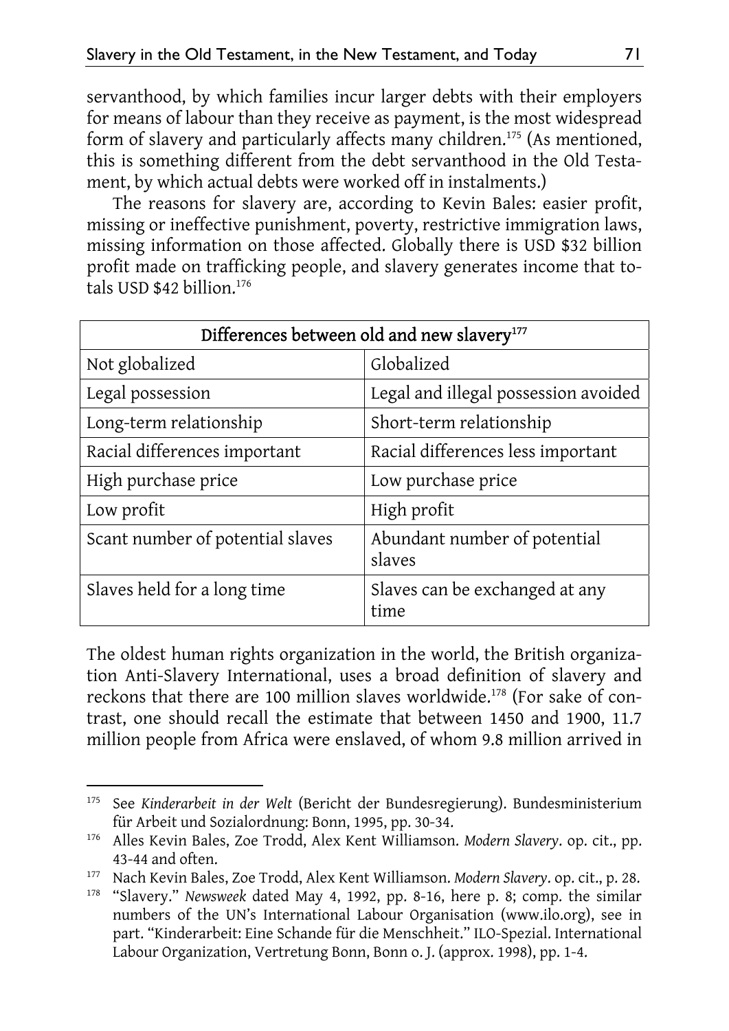servanthood, by which families incur larger debts with their employers for means of labour than they receive as payment, is the most widespread form of slavery and particularly affects many children.[175] (As mentioned, this is something different from the debt servanthood in the Old Testament, by which actual debts were worked off in instalments.)

The reasons for slavery are, according to Kevin Bales: easier profit, missing or ineffective punishment, poverty, restrictive immigration laws, missing information on those affected. Globally there is USD $32 billion profit made on trafficking people, and slavery generates income that totals USD $42 billion.[176]

| Differences between old and new slavery[177] | |
|---|---|
| Not globalized | Globalized |
| Legal possession | Legal and illegal possession avoided |
| Long-term relationship | Short-term relationship |
| Racial differences important | Racial differences less important |
| High purchase price | Low purchase price |
| Low profit | High profit |
| Scant number of potential slaves | Abundant number of potential slaves |
| Slaves held for a long time | Slaves can be exchanged at any time |

The oldest human rights organization in the world, the British organization Anti-Slavery International, uses a broad definition of slavery and reckons that there are 100 million slaves worldwide.[178] (For sake of contrast, one should recall the estimate that between 1450 and 1900, 11.7 million people from Africa were enslaved, of whom 9.8 million arrived in

---

[175] See *Kinderarbeit in der Welt* (Bericht der Bundesregierung). Bundesministerium für Arbeit und Sozialordnung: Bonn, 1995, pp. 30-34.

[176] Alles Kevin Bales, Zoe Trodd, Alex Kent Williamson. *Modern Slavery*. op. cit., pp. 43-44 and often.

[177] Nach Kevin Bales, Zoe Trodd, Alex Kent Williamson. *Modern Slavery*. op. cit., p. 28.

[178] "Slavery." *Newsweek* dated May 4, 1992, pp. 8-16, here p. 8; comp. the similar numbers of the UN's International Labour Organisation (www.ilo.org), see in part. "Kinderarbeit: Eine Schande für die Menschheit." ILO-Spezial. International Labour Organization, Vertretung Bonn, Bonn o. J. (approx. 1998), pp. 1-4.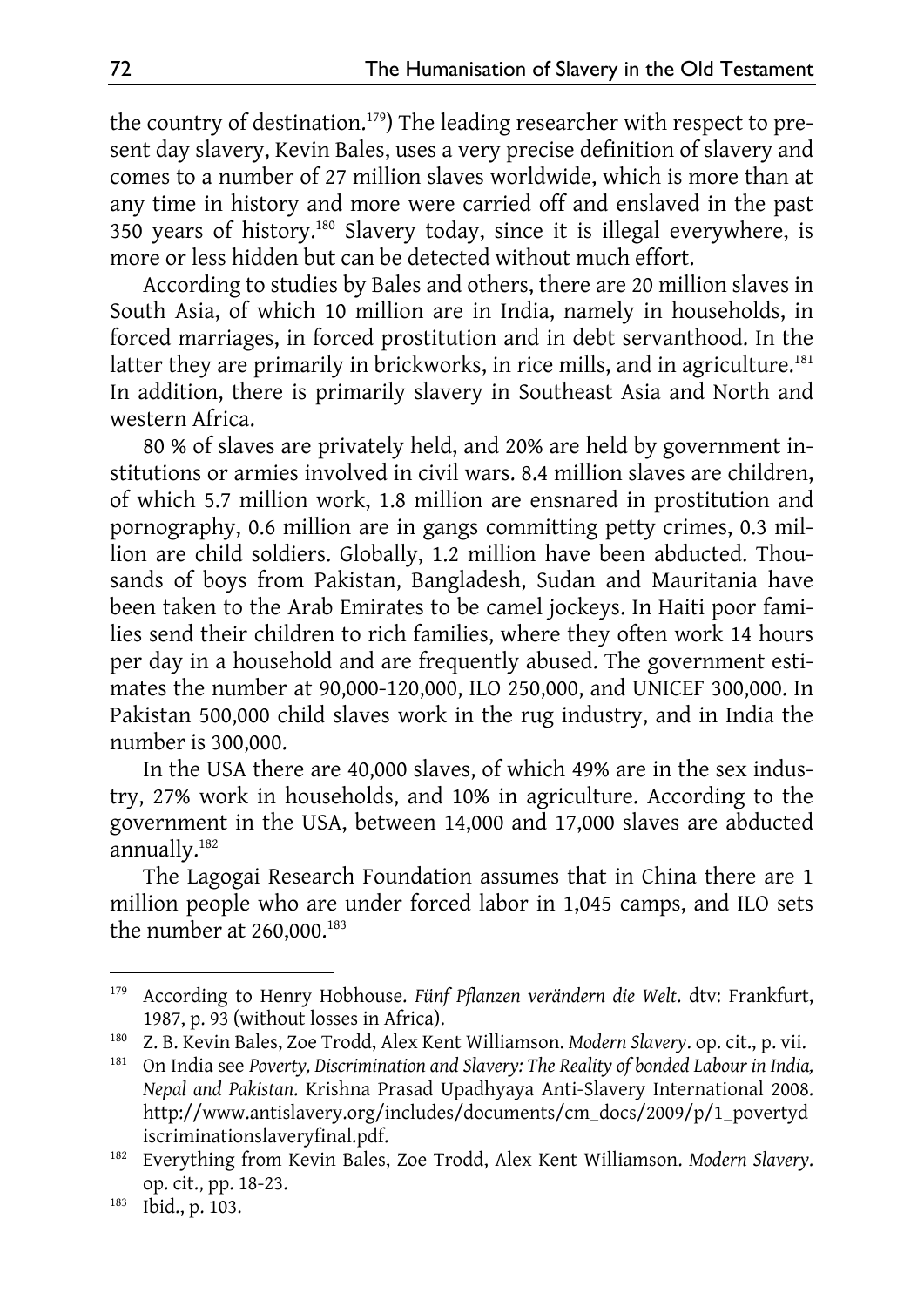the country of destination.[179]) The leading researcher with respect to present day slavery, Kevin Bales, uses a very precise definition of slavery and comes to a number of 27 million slaves worldwide, which is more than at any time in history and more were carried off and enslaved in the past 350 years of history.[180] Slavery today, since it is illegal everywhere, is more or less hidden but can be detected without much effort.

According to studies by Bales and others, there are 20 million slaves in South Asia, of which 10 million are in India, namely in households, in forced marriages, in forced prostitution and in debt servanthood. In the latter they are primarily in brickworks, in rice mills, and in agriculture.[181] In addition, there is primarily slavery in Southeast Asia and North and western Africa.

80 % of slaves are privately held, and 20% are held by government institutions or armies involved in civil wars. 8.4 million slaves are children, of which 5.7 million work, 1.8 million are ensnared in prostitution and pornography, 0.6 million are in gangs committing petty crimes, 0.3 million are child soldiers. Globally, 1.2 million have been abducted. Thousands of boys from Pakistan, Bangladesh, Sudan and Mauritania have been taken to the Arab Emirates to be camel jockeys. In Haiti poor families send their children to rich families, where they often work 14 hours per day in a household and are frequently abused. The government estimates the number at 90,000-120,000, ILO 250,000, and UNICEF 300,000. In Pakistan 500,000 child slaves work in the rug industry, and in India the number is 300,000.

In the USA there are 40,000 slaves, of which 49% are in the sex industry, 27% work in households, and 10% in agriculture. According to the government in the USA, between 14,000 and 17,000 slaves are abducted annually.[182]

The Lagogai Research Foundation assumes that in China there are 1 million people who are under forced labor in 1,045 camps, and ILO sets the number at 260,000.[183]

---

[179] According to Henry Hobhouse. *Fünf Pflanzen verändern die Welt*. dtv: Frankfurt, 1987, p. 93 (without losses in Africa).

[180] Z. B. Kevin Bales, Zoe Trodd, Alex Kent Williamson. *Modern Slavery*. op. cit., p. vii.

[181] On India see *Poverty, Discrimination and Slavery: The Reality of bonded Labour in India, Nepal and Pakistan*. Krishna Prasad Upadhyaya Anti-Slavery International 2008. http://www.antislavery.org/includes/documents/cm_docs/2009/p/1_povertydiscriminationslaveryfinal.pdf.

[182] Everything from Kevin Bales, Zoe Trodd, Alex Kent Williamson. *Modern Slavery*. op. cit., pp. 18-23.

[183] Ibid., p. 103.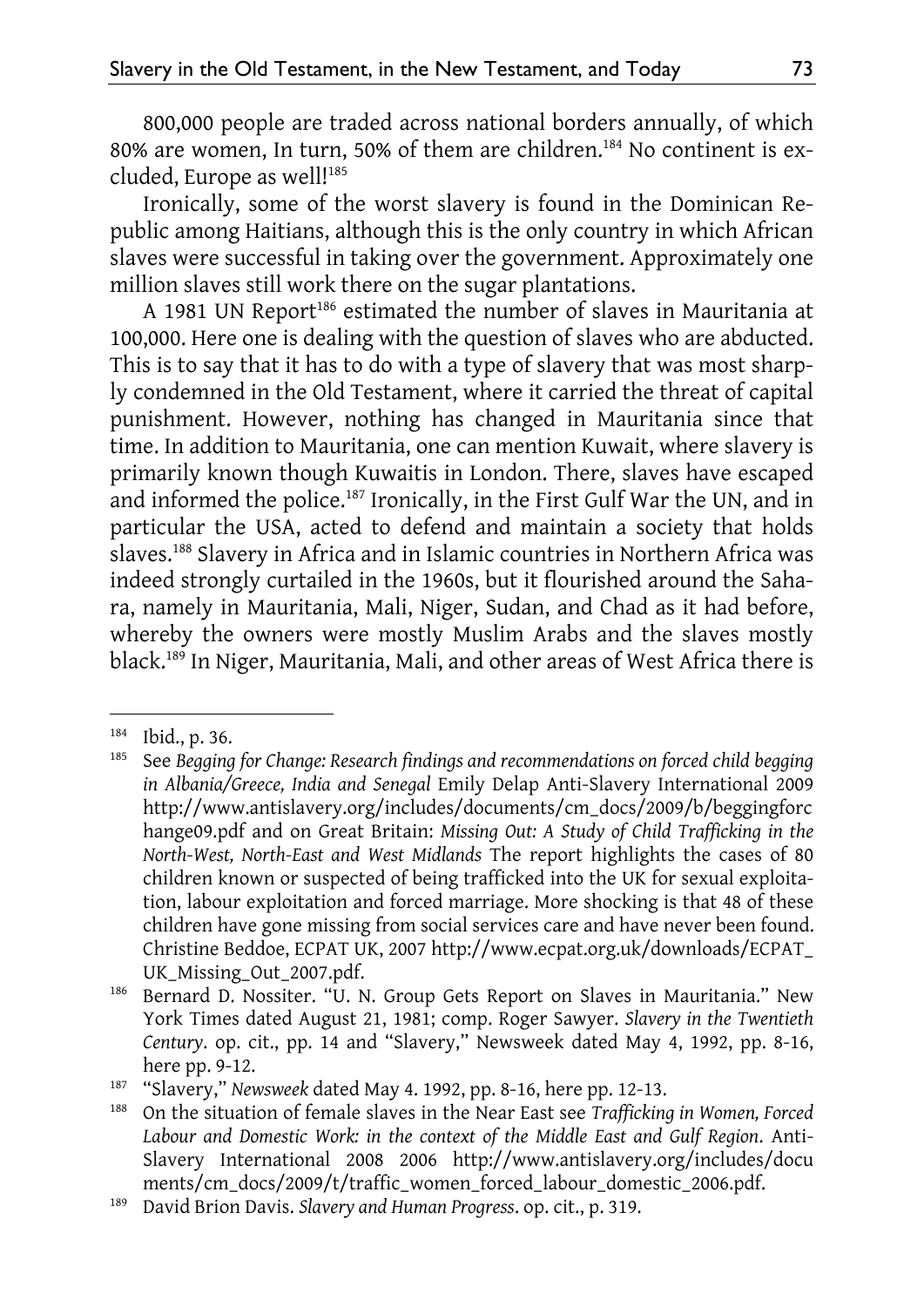800,000 people are traded across national borders annually, of which 80% are women, In turn, 50% of them are children.[184] No continent is excluded, Europe as well![185]

Ironically, some of the worst slavery is found in the Dominican Republic among Haitians, although this is the only country in which African slaves were successful in taking over the government. Approximately one million slaves still work there on the sugar plantations.

A 1981 UN Report[186] estimated the number of slaves in Mauritania at 100,000. Here one is dealing with the question of slaves who are abducted. This is to say that it has to do with a type of slavery that was most sharply condemned in the Old Testament, where it carried the threat of capital punishment. However, nothing has changed in Mauritania since that time. In addition to Mauritania, one can mention Kuwait, where slavery is primarily known though Kuwaitis in London. There, slaves have escaped and informed the police.[187] Ironically, in the First Gulf War the UN, and in particular the USA, acted to defend and maintain a society that holds slaves.[188] Slavery in Africa and in Islamic countries in Northern Africa was indeed strongly curtailed in the 1960s, but it flourished around the Sahara, namely in Mauritania, Mali, Niger, Sudan, and Chad as it had before, whereby the owners were mostly Muslim Arabs and the slaves mostly black.[189] In Niger, Mauritania, Mali, and other areas of West Africa there is

---

[184] Ibid., p. 36.

[185] See *Begging for Change: Research findings and recommendations on forced child begging in Albania/Greece, India and Senegal* Emily Delap Anti-Slavery International 2009 http://www.antislavery.org/includes/documents/cm_docs/2009/b/beggingforchange09.pdf and on Great Britain: *Missing Out: A Study of Child Trafficking in the North-West, North-East and West Midlands* The report highlights the cases of 80 children known or suspected of being trafficked into the UK for sexual exploitation, labour exploitation and forced marriage. More shocking is that 48 of these children have gone missing from social services care and have never been found. Christine Beddoe, ECPAT UK, 2007 http://www.ecpat.org.uk/downloads/ECPAT_UK_Missing_Out_2007.pdf.

[186] Bernard D. Nossiter. "U. N. Group Gets Report on Slaves in Mauritania." New York Times dated August 21, 1981; comp. Roger Sawyer. *Slavery in the Twentieth Century*. op. cit., pp. 14 and "Slavery," Newsweek dated May 4, 1992, pp. 8-16, here pp. 9-12.

[187] "Slavery," *Newsweek* dated May 4. 1992, pp. 8-16, here pp. 12-13.

[188] On the situation of female slaves in the Near East see *Trafficking in Women, Forced Labour and Domestic Work: in the context of the Middle East and Gulf Region*. Anti-Slavery International 2008 2006 http://www.antislavery.org/includes/documents/cm_docs/2009/t/traffic_women_forced_labour_domestic_2006.pdf.

[189] David Brion Davis. *Slavery and Human Progress*. op. cit., p. 319.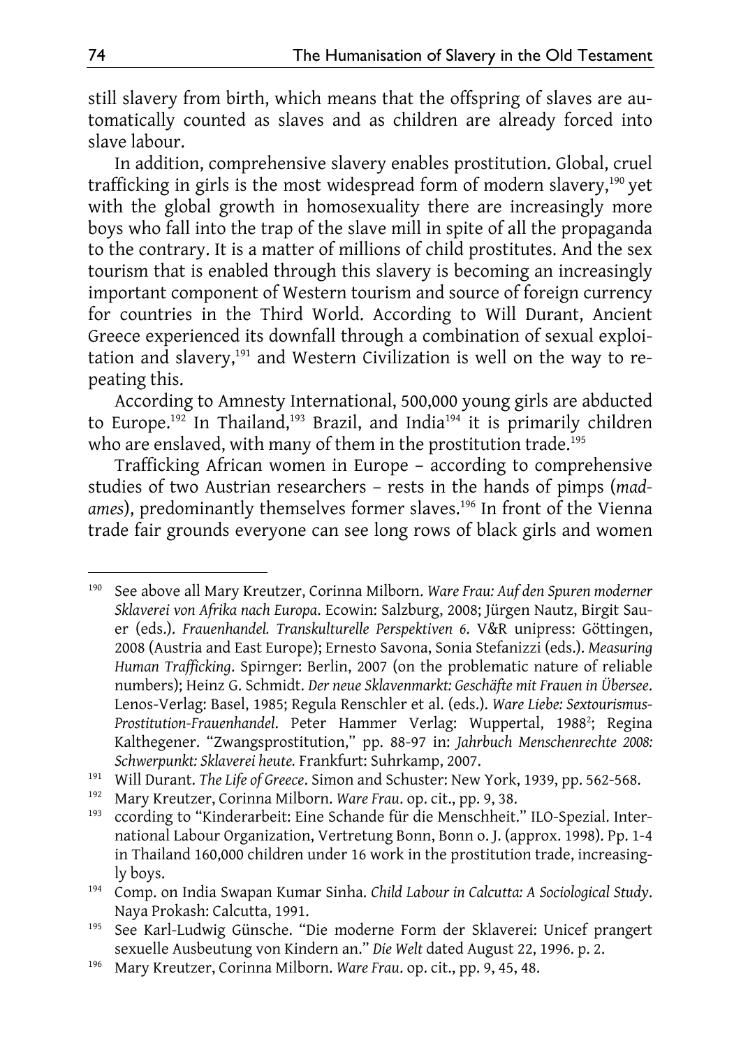still slavery from birth, which means that the offspring of slaves are automatically counted as slaves and as children are already forced into slave labour.

In addition, comprehensive slavery enables prostitution. Global, cruel trafficking in girls is the most widespread form of modern slavery,[190] yet with the global growth in homosexuality there are increasingly more boys who fall into the trap of the slave mill in spite of all the propaganda to the contrary. It is a matter of millions of child prostitutes. And the sex tourism that is enabled through this slavery is becoming an increasingly important component of Western tourism and source of foreign currency for countries in the Third World. According to Will Durant, Ancient Greece experienced its downfall through a combination of sexual exploitation and slavery,[191] and Western Civilization is well on the way to repeating this.

According to Amnesty International, 500,000 young girls are abducted to Europe.[192] In Thailand,[193] Brazil, and India[194] it is primarily children who are enslaved, with many of them in the prostitution trade.[195]

Trafficking African women in Europe – according to comprehensive studies of two Austrian researchers – rests in the hands of pimps (*madames*), predominantly themselves former slaves.[196] In front of the Vienna trade fair grounds everyone can see long rows of black girls and women

---

[190] See above all Mary Kreutzer, Corinna Milborn. *Ware Frau: Auf den Spuren moderner Sklaverei von Afrika nach Europa*. Ecowin: Salzburg, 2008; Jürgen Nautz, Birgit Sauer (eds.). *Frauenhandel. Transkulturelle Perspektiven 6*. V&R unipress: Göttingen, 2008 (Austria and East Europe); Ernesto Savona, Sonia Stefanizzi (eds.). *Measuring Human Trafficking*. Spirnger: Berlin, 2007 (on the problematic nature of reliable numbers); Heinz G. Schmidt. *Der neue Sklavenmarkt: Geschäfte mit Frauen in Übersee*. Lenos-Verlag: Basel, 1985; Regula Renschler et al. (eds.). *Ware Liebe: Sextourismus-Prostitution-Frauenhandel*. Peter Hammer Verlag: Wuppertal, 1988[2]; Regina Kalthegener. "Zwangsprostitution," pp. 88-97 in: *Jahrbuch Menschenrechte 2008: Schwerpunkt: Sklaverei heute.* Frankfurt: Suhrkamp, 2007.

[191] Will Durant. *The Life of Greece*. Simon and Schuster: New York, 1939, pp. 562-568.

[192] Mary Kreutzer, Corinna Milborn. *Ware Frau*. op. cit., pp. 9, 38.

[193] ccording to "Kinderarbeit: Eine Schande für die Menschheit." ILO-Spezial. International Labour Organization, Vertretung Bonn, Bonn o. J. (approx. 1998). Pp. 1-4 in Thailand 160,000 children under 16 work in the prostitution trade, increasingly boys.

[194] Comp. on India Swapan Kumar Sinha. *Child Labour in Calcutta: A Sociological Study*. Naya Prokash: Calcutta, 1991.

[195] See Karl-Ludwig Günsche. "Die moderne Form der Sklaverei: Unicef prangert sexuelle Ausbeutung von Kindern an." *Die Welt* dated August 22, 1996. p. 2.

[196] Mary Kreutzer, Corinna Milborn. *Ware Frau*. op. cit., pp. 9, 45, 48.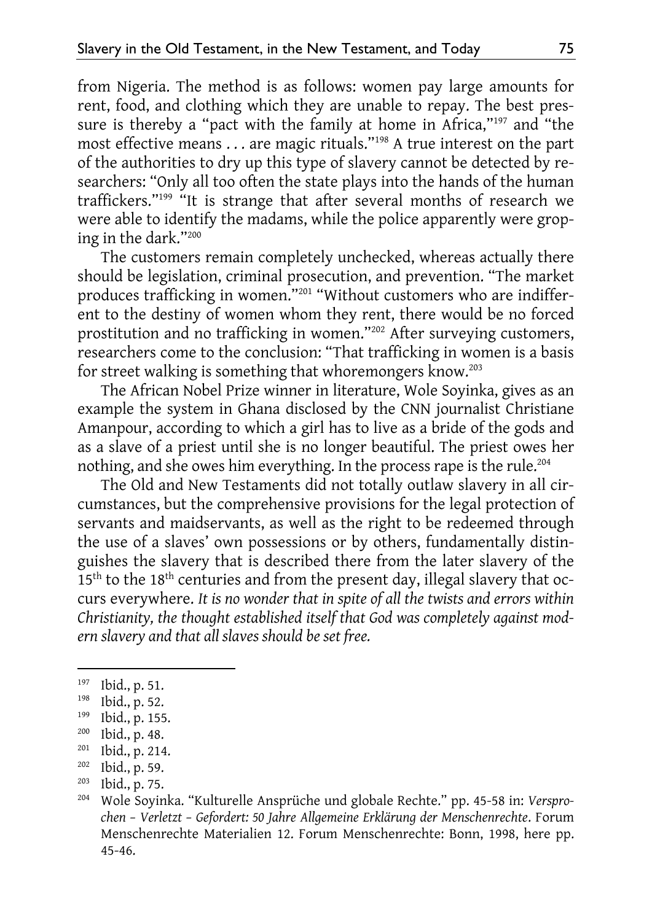from Nigeria. The method is as follows: women pay large amounts for rent, food, and clothing which they are unable to repay. The best pressure is thereby a "pact with the family at home in Africa,"[197] and "the most effective means . . . are magic rituals."[198] A true interest on the part of the authorities to dry up this type of slavery cannot be detected by researchers: "Only all too often the state plays into the hands of the human traffickers."[199] "It is strange that after several months of research we were able to identify the madams, while the police apparently were groping in the dark."[200]

The customers remain completely unchecked, whereas actually there should be legislation, criminal prosecution, and prevention. "The market produces trafficking in women."[201] "Without customers who are indifferent to the destiny of women whom they rent, there would be no forced prostitution and no trafficking in women."[202] After surveying customers, researchers come to the conclusion: "That trafficking in women is a basis for street walking is something that whoremongers know.[203]

The African Nobel Prize winner in literature, Wole Soyinka, gives as an example the system in Ghana disclosed by the CNN journalist Christiane Amanpour, according to which a girl has to live as a bride of the gods and as a slave of a priest until she is no longer beautiful. The priest owes her nothing, and she owes him everything. In the process rape is the rule.[204]

The Old and New Testaments did not totally outlaw slavery in all circumstances, but the comprehensive provisions for the legal protection of servants and maidservants, as well as the right to be redeemed through the use of a slaves' own possessions or by others, fundamentally distinguishes the slavery that is described there from the later slavery of the 15th to the 18th centuries and from the present day, illegal slavery that occurs everywhere. *It is no wonder that in spite of all the twists and errors within Christianity, the thought established itself that God was completely against modern slavery and that all slaves should be set free.*

---

[197] Ibid., p. 51.

[198] Ibid., p. 52.

[199] Ibid., p. 155.

[200] Ibid., p. 48.

[201] Ibid., p. 214.

[202] Ibid., p. 59.

[203] Ibid., p. 75.

[204] Wole Soyinka. "Kulturelle Ansprüche und globale Rechte." pp. 45-58 in: *Versprochen – Verletzt – Gefordert: 50 Jahre Allgemeine Erklärung der Menschenrechte*. Forum Menschenrechte Materialien 12. Forum Menschenrechte: Bonn, 1998, here pp. 45-46.